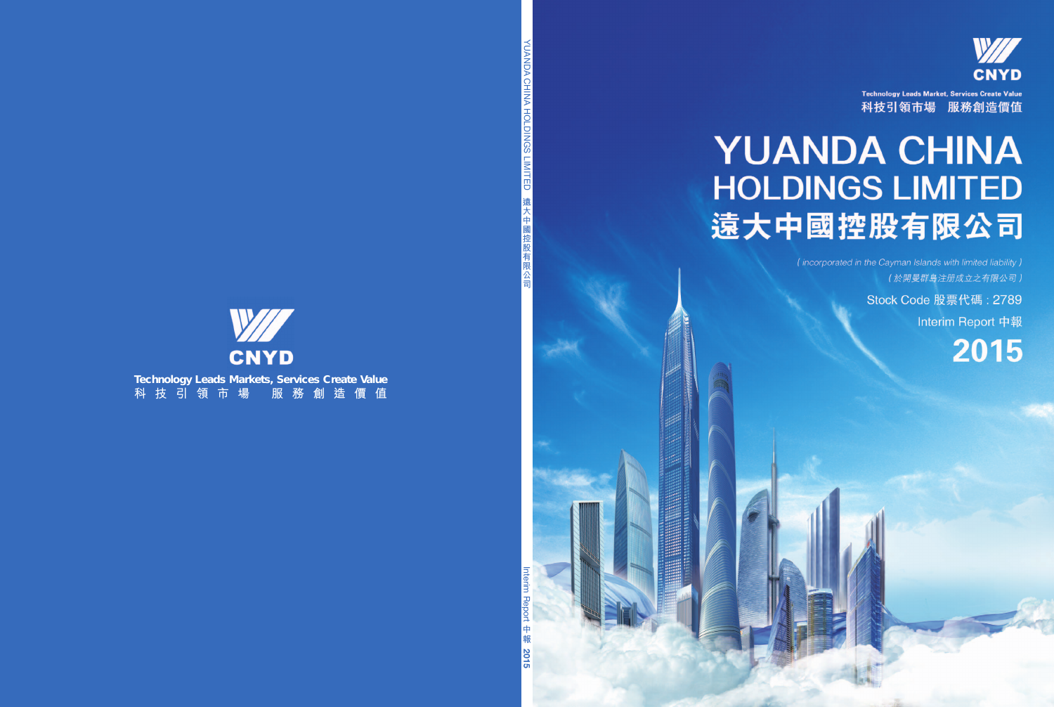CNYD

Technology Leads Markets, Services Create Value

科技引領市場　服務創造價值

YUANDA CHINA HOLDINGS LIMITED 遠大中國控股有限公司

Interim Report 中報 2015

CNYD

Technology Leads Market, Services Create Value

科技引領市場　服務創造價值

# YUANDA CHINA HOLDINGS LIMITED

# 遠大中國控股有限公司

*( incorporated in the Cayman Islands with limited liability )*

*( 於開曼群島注册成立之有限公司 )*

Stock Code 股票代碼 : 2789

Interim Report 中報

**2015**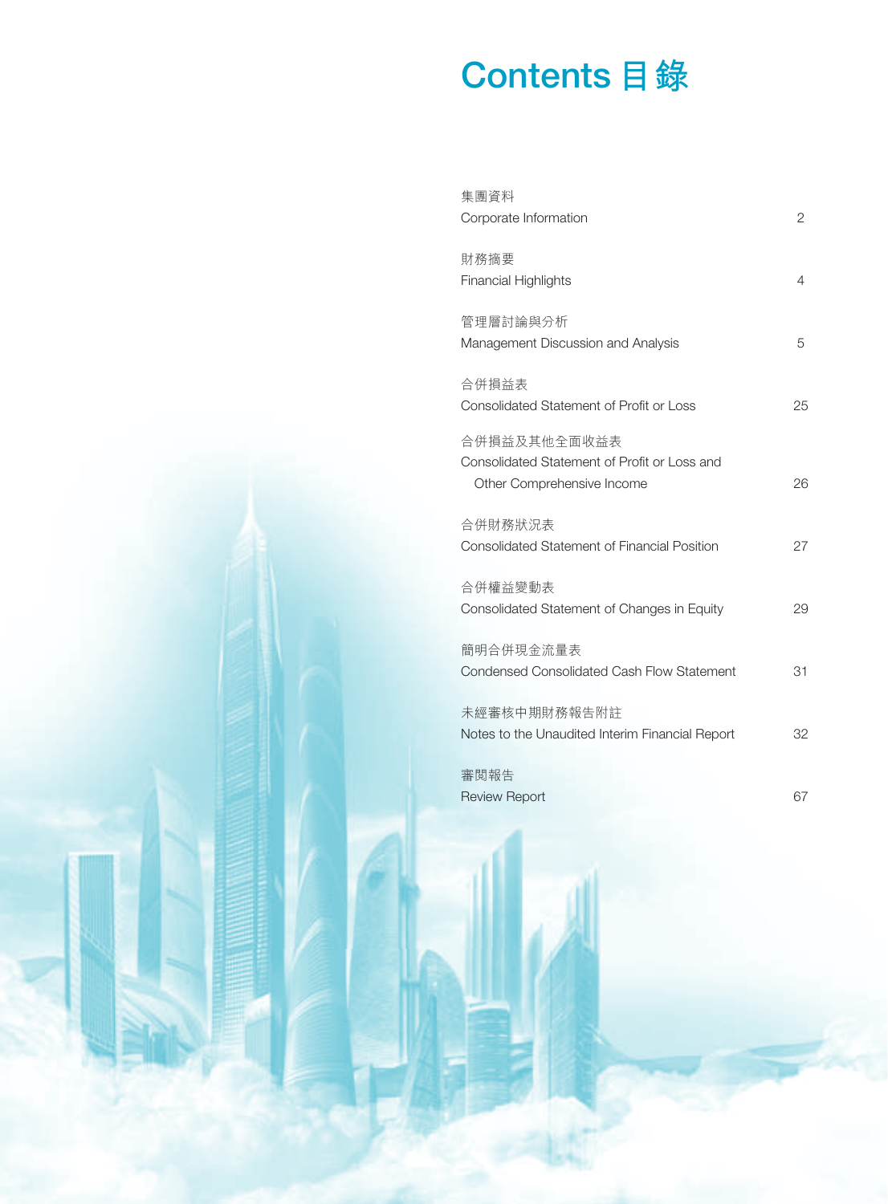# Contents 目錄

| | | |
|---|---|---|
| 集團資料<br>Corporate Information | | 2 |
| 財務摘要<br>Financial Highlights | | 4 |
| 管理層討論與分析<br>Management Discussion and Analysis | | 5 |
| 合併損益表<br>Consolidated Statement of Profit or Loss | | 25 |
| 合併損益及其他全面收益表<br>Consolidated Statement of Profit or Loss and Other Comprehensive Income | | 26 |
| 合併財務狀況表<br>Consolidated Statement of Financial Position | | 27 |
| 合併權益變動表<br>Consolidated Statement of Changes in Equity | | 29 |
| 簡明合併現金流量表<br>Condensed Consolidated Cash Flow Statement | | 31 |
| 未經審核中期財務報告附註<br>Notes to the Unaudited Interim Financial Report | | 32 |
| 審閱報告<br>Review Report | | 67 |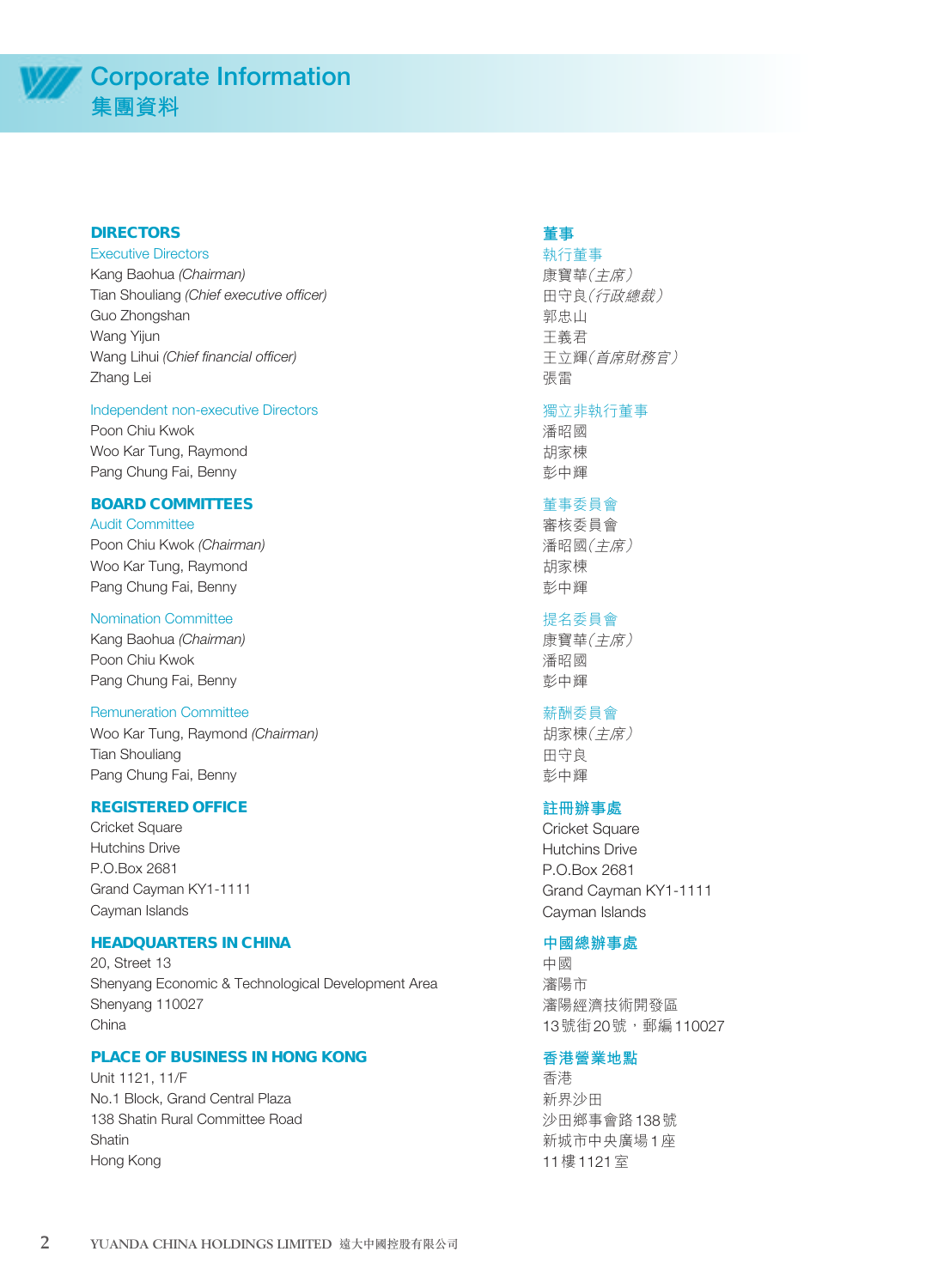# Corporate Information
# 集團資料

## DIRECTORS

### Executive Directors

Kang Baohua *(Chairman)*
Tian Shouliang *(Chief executive officer)*
Guo Zhongshan
Wang Yijun
Wang Lihui *(Chief financial officer)*
Zhang Lei

### Independent non-executive Directors

Poon Chiu Kwok
Woo Kar Tung, Raymond
Pang Chung Fai, Benny

## BOARD COMMITTEES

### Audit Committee

Poon Chiu Kwok *(Chairman)*
Woo Kar Tung, Raymond
Pang Chung Fai, Benny

### Nomination Committee

Kang Baohua *(Chairman)*
Poon Chiu Kwok
Pang Chung Fai, Benny

### Remuneration Committee

Woo Kar Tung, Raymond *(Chairman)*
Tian Shouliang
Pang Chung Fai, Benny

## REGISTERED OFFICE

Cricket Square
Hutchins Drive
P.O.Box 2681
Grand Cayman KY1-1111
Cayman Islands

## HEADQUARTERS IN CHINA

20, Street 13
Shenyang Economic & Technological Development Area
Shenyang 110027
China

## PLACE OF BUSINESS IN HONG KONG

Unit 1121, 11/F
No.1 Block, Grand Central Plaza
138 Shatin Rural Committee Road
Shatin
Hong Kong

## 董事

### 執行董事

康寶華*（主席）*
田守良*（行政總裁）*
郭忠山
王義君
王立輝*（首席財務官）*
張雷

### 獨立非執行董事

潘昭國
胡家棟
彭中輝

## 董事委員會

### 審核委員會

潘昭國*（主席）*
胡家棟
彭中輝

### 提名委員會

康寶華*（主席）*
潘昭國
彭中輝

### 薪酬委員會

胡家棟*（主席）*
田守良
彭中輝

## 註冊辦事處

Cricket Square
Hutchins Drive
P.O.Box 2681
Grand Cayman KY1-1111
Cayman Islands

## 中國總辦事處

中國
瀋陽市
瀋陽經濟技術開發區
13號街20號，郵編110027

## 香港營業地點

香港
新界沙田
沙田鄉事會路138號
新城市中央廣場1座
11樓1121室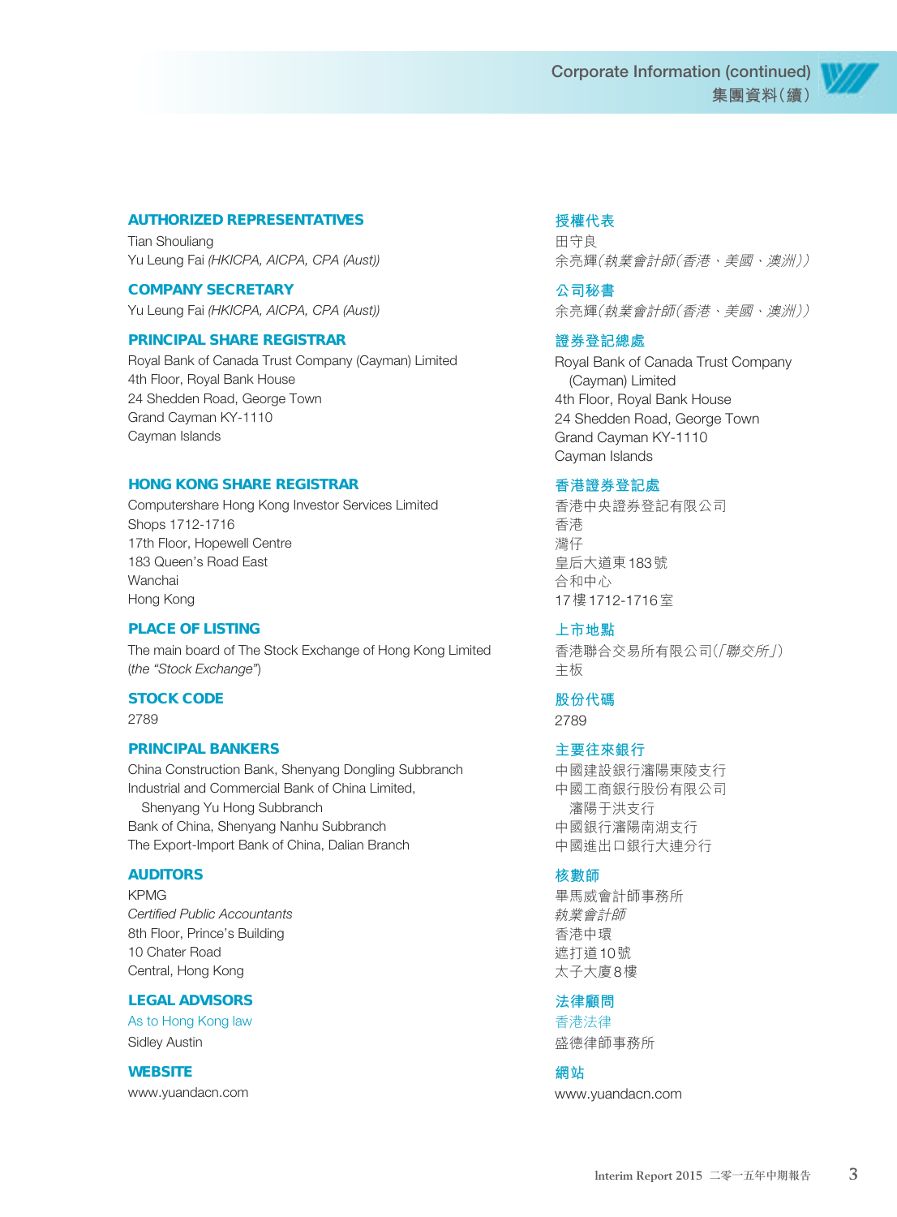## AUTHORIZED REPRESENTATIVES

Tian Shouliang
Yu Leung Fai *(HKICPA, AICPA, CPA (Aust))*

## COMPANY SECRETARY

Yu Leung Fai *(HKICPA, AICPA, CPA (Aust))*

## PRINCIPAL SHARE REGISTRAR

Royal Bank of Canada Trust Company (Cayman) Limited
4th Floor, Royal Bank House
24 Shedden Road, George Town
Grand Cayman KY-1110
Cayman Islands

## HONG KONG SHARE REGISTRAR

Computershare Hong Kong Investor Services Limited
Shops 1712-1716
17th Floor, Hopewell Centre
183 Queen's Road East
Wanchai
Hong Kong

## PLACE OF LISTING

The main board of The Stock Exchange of Hong Kong Limited
*(the "Stock Exchange")*

## STOCK CODE

2789

## PRINCIPAL BANKERS

China Construction Bank, Shenyang Dongling Subbranch
Industrial and Commercial Bank of China Limited, Shenyang Yu Hong Subbranch
Bank of China, Shenyang Nanhu Subbranch
The Export-Import Bank of China, Dalian Branch

## AUDITORS

KPMG
*Certified Public Accountants*
8th Floor, Prince's Building
10 Chater Road
Central, Hong Kong

## LEGAL ADVISORS

As to Hong Kong law

Sidley Austin

## WEBSITE

www.yuandacn.com

## 授權代表

田守良
余亮輝*(執業會計師(香港、美國、澳洲))*

## 公司秘書

余亮輝*(執業會計師(香港、美國、澳洲))*

## 證券登記總處

Royal Bank of Canada Trust Company (Cayman) Limited
4th Floor, Royal Bank House
24 Shedden Road, George Town
Grand Cayman KY-1110
Cayman Islands

## 香港證券登記處

香港中央證券登記有限公司
香港
灣仔
皇后大道東183號
合和中心
17樓1712-1716室

## 上市地點

香港聯合交易所有限公司(「*聯交所*」)
主板

## 股份代碼

2789

## 主要往來銀行

中國建設銀行瀋陽東陵支行
中國工商銀行股份有限公司瀋陽于洪支行
中國銀行瀋陽南湖支行
中國進出口銀行大連分行

## 核數師

畢馬威會計師事務所
*執業會計師*
香港中環
遮打道10號
太子大廈8樓

## 法律顧問

香港法律

盛德律師事務所

## 網站

www.yuandacn.com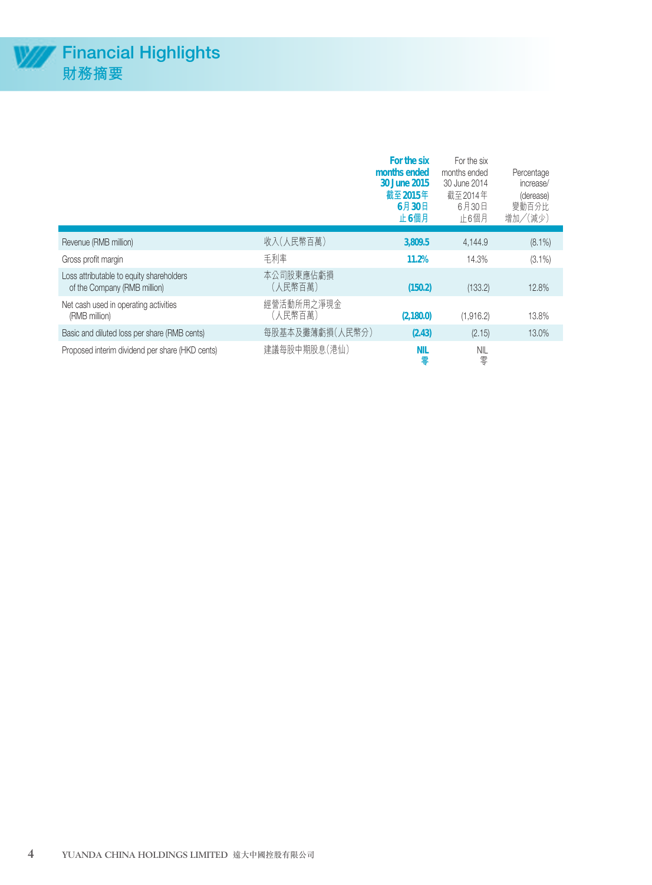# Financial Highlights
# 財務摘要

| | | **For the six months ended 30 June 2015 截至2015年6月30日止6個月** | For the six months ended 30 June 2014 截至2014年6月30日止6個月 | Percentage increase/ (derease) 變動百分比 增加／(減少) |
|---|---|---|---|---|
| Revenue (RMB million) | 收入(人民幣百萬) | **3,809.5** | 4,144.9 | (8.1%) |
| Gross profit margin | 毛利率 | **11.2%** | 14.3% | (3.1%) |
| Loss attributable to equity shareholders of the Company (RMB million) | 本公司股東應佔虧損 (人民幣百萬) | **(150.2)** | (133.2) | 12.8% |
| Net cash used in operating activities (RMB million) | 經營活動所用之淨現金 (人民幣百萬) | **(2,180.0)** | (1,916.2) | 13.8% |
| Basic and diluted loss per share (RMB cents) | 每股基本及攤薄虧損(人民幣分) | **(2.43)** | (2.15) | 13.0% |
| Proposed interim dividend per share (HKD cents) | 建議每股中期股息(港仙) | **NIL 零** | NIL 零 | |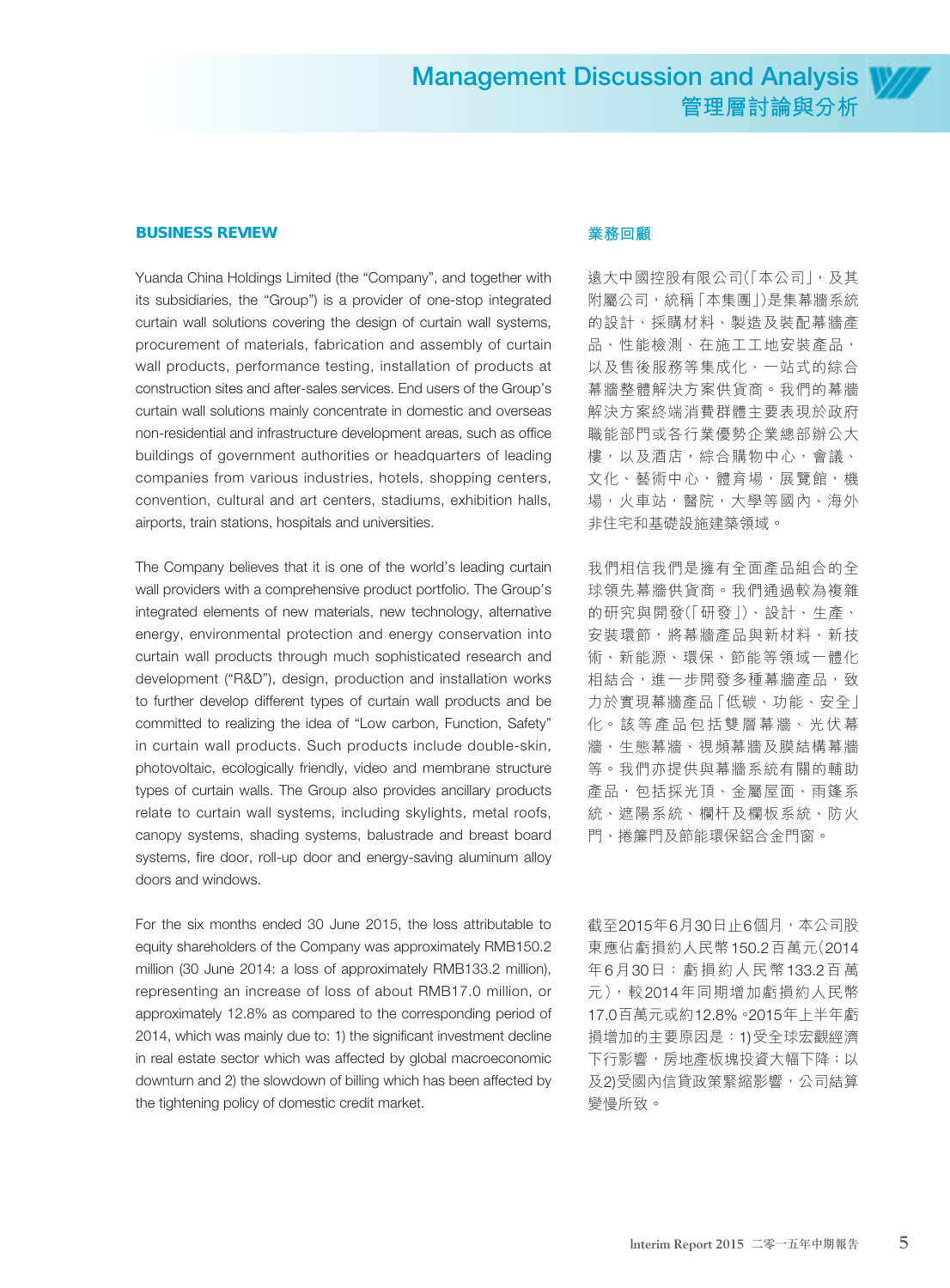## BUSINESS REVIEW

Yuanda China Holdings Limited (the "Company", and together with its subsidiaries, the "Group") is a provider of one-stop integrated curtain wall solutions covering the design of curtain wall systems, procurement of materials, fabrication and assembly of curtain wall products, performance testing, installation of products at construction sites and after-sales services. End users of the Group's curtain wall solutions mainly concentrate in domestic and overseas non-residential and infrastructure development areas, such as office buildings of government authorities or headquarters of leading companies from various industries, hotels, shopping centers, convention, cultural and art centers, stadiums, exhibition halls, airports, train stations, hospitals and universities.

The Company believes that it is one of the world's leading curtain wall providers with a comprehensive product portfolio. The Group's integrated elements of new materials, new technology, alternative energy, environmental protection and energy conservation into curtain wall products through much sophisticated research and development ("R&D"), design, production and installation works to further develop different types of curtain wall products and be committed to realizing the idea of "Low carbon, Function, Safety" in curtain wall products. Such products include double-skin, photovoltaic, ecologically friendly, video and membrane structure types of curtain walls. The Group also provides ancillary products relate to curtain wall systems, including skylights, metal roofs, canopy systems, shading systems, balustrade and breast board systems, fire door, roll-up door and energy-saving aluminum alloy doors and windows.

For the six months ended 30 June 2015, the loss attributable to equity shareholders of the Company was approximately RMB150.2 million (30 June 2014: a loss of approximately RMB133.2 million), representing an increase of loss of about RMB17.0 million, or approximately 12.8% as compared to the corresponding period of 2014, which was mainly due to: 1) the significant investment decline in real estate sector which was affected by global macroeconomic downturn and 2) the slowdown of billing which has been affected by the tightening policy of domestic credit market.

## 業務回顧

遠大中國控股有限公司(「本公司」,及其附屬公司,統稱「本集團」)是集幕牆系統的設計、採購材料、製造及裝配幕牆產品、性能檢測、在施工工地安裝產品,以及售後服務等集成化、一站式的綜合幕牆整體解決方案供貨商。我們的幕牆解決方案終端消費群體主要表現於政府職能部門或各行業優勢企業總部辦公大樓,以及酒店,綜合購物中心,會議、文化、藝術中心,體育場,展覽館,機場,火車站,醫院,大學等國內、海外非住宅和基礎設施建築領域。

我們相信我們是擁有全面產品組合的全球領先幕牆供貨商。我們通過較為複雜的研究與開發(「研發」)、設計、生產、安裝環節,將幕牆產品與新材料、新技術、新能源、環保、節能等領域一體化相結合,進一步開發多種幕牆產品,致力於實現幕牆產品「低碳、功能、安全」化。該等產品包括雙層幕牆、光伏幕牆、生態幕牆、視頻幕牆及膜結構幕牆等。我們亦提供與幕牆系統有關的輔助產品,包括採光頂、金屬屋面、雨篷系統、遮陽系統、欄杆及欄板系統、防火門、捲簾門及節能環保鋁合金門窗。

截至2015年6月30日止6個月,本公司股東應佔虧損約人民幣150.2百萬元(2014年6月30日:虧損約人民幣133.2百萬元),較2014年同期增加虧損約人民幣17.0百萬元或約12.8%。2015年上半年虧損增加的主要原因是:1)受全球宏觀經濟下行影響,房地產板塊投資大幅下降;以及2)受國內信貸政策緊縮影響,公司結算變慢所致。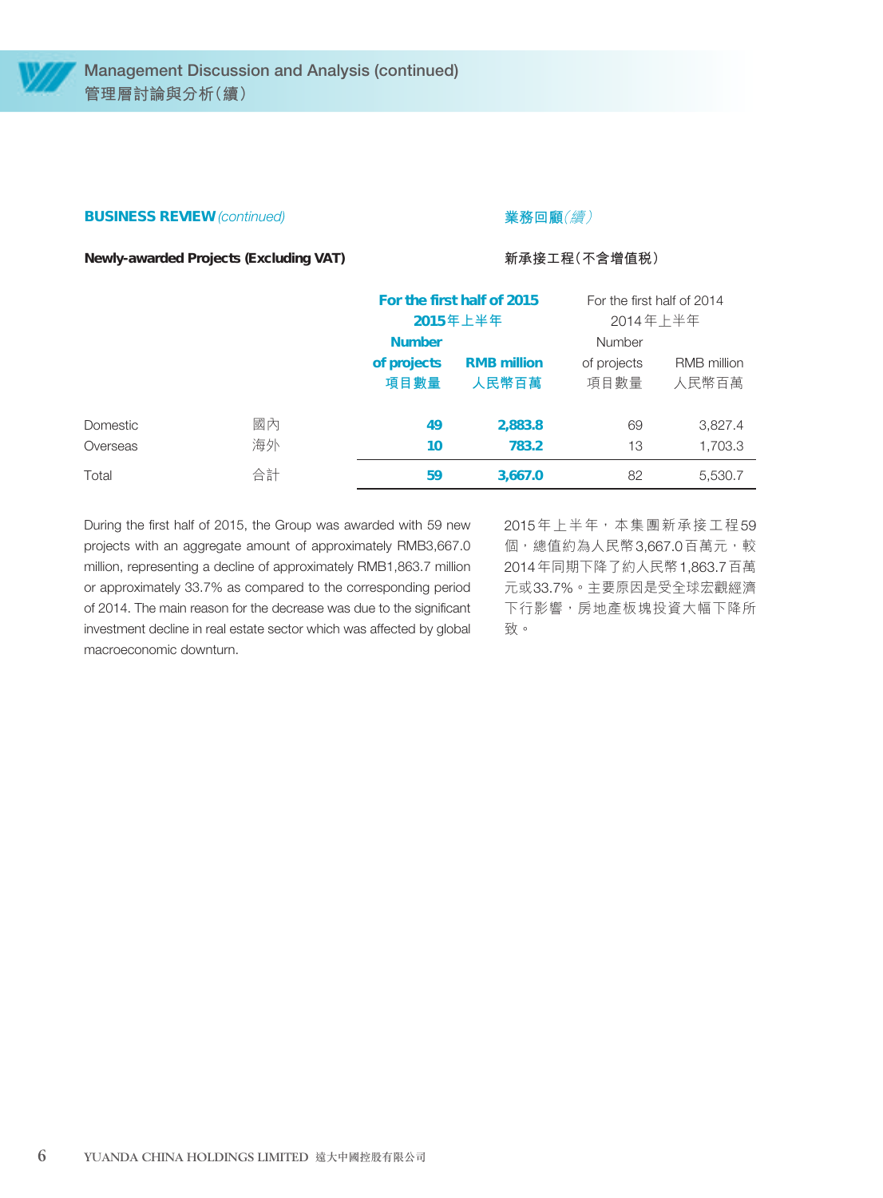## BUSINESS REVIEW *(continued)*

## 業務回顧(續)

### Newly-awarded Projects (Excluding VAT)

### 新承接工程(不含增值稅)

| | | For the first half of 2015 2015年上半年 | | For the first half of 2014 2014年上半年 | |
|---|---|---|---|---|---|
| | | Number of projects 項目數量 | RMB million 人民幣百萬 | Number of projects 項目數量 | RMB million 人民幣百萬 |
| Domestic | 國內 | 49 | 2,883.8 | 69 | 3,827.4 |
| Overseas | 海外 | 10 | 783.2 | 13 | 1,703.3 |
| Total | 合計 | 59 | 3,667.0 | 82 | 5,530.7 |

During the first half of 2015, the Group was awarded with 59 new projects with an aggregate amount of approximately RMB3,667.0 million, representing a decline of approximately RMB1,863.7 million or approximately 33.7% as compared to the corresponding period of 2014. The main reason for the decrease was due to the significant investment decline in real estate sector which was affected by global macroeconomic downturn.

2015年上半年，本集團新承接工程59個，總值約為人民幣3,667.0百萬元，較2014年同期下降了約人民幣1,863.7百萬元或33.7%。主要原因是受全球宏觀經濟下行影響，房地產板塊投資大幅下降所致。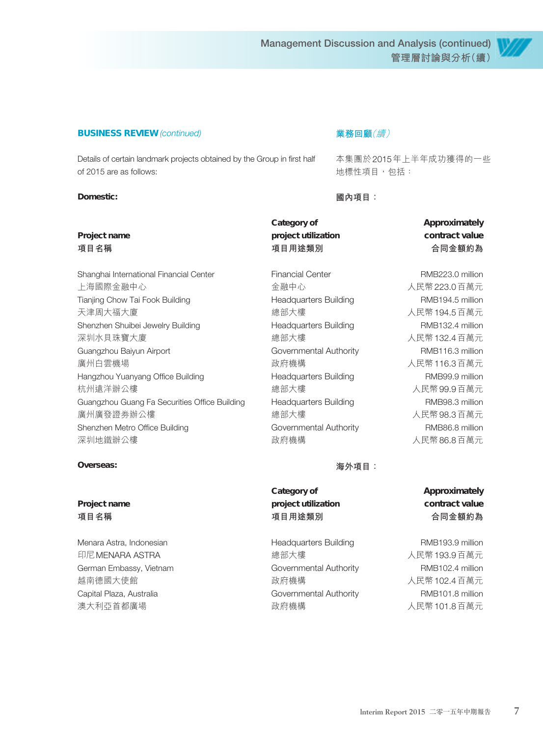**BUSINESS REVIEW** *(continued)*

**業務回顧** *(續)*

Details of certain landmark projects obtained by the Group in first half of 2015 are as follows:

本集團於2015年上半年成功獲得的一些地標性項目，包括：

**Domestic:**

**國內項目：**

| Project name<br>項目名稱 | Category of project utilization<br>項目用途類別 | Approximately contract value<br>合同金額約為 |
|---|---|---|
| Shanghai International Financial Center<br>上海國際金融中心 | Financial Center<br>金融中心 | RMB223.0 million<br>人民幣223.0百萬元 |
| Tianjing Chow Tai Fook Building<br>天津周大福大廈 | Headquarters Building<br>總部大樓 | RMB194.5 million<br>人民幣194.5百萬元 |
| Shenzhen Shuibei Jewelry Building<br>深圳水貝珠寶大廈 | Headquarters Building<br>總部大樓 | RMB132.4 million<br>人民幣132.4百萬元 |
| Guangzhou Baiyun Airport<br>廣州白雲機場 | Governmental Authority<br>政府機構 | RMB116.3 million<br>人民幣116.3百萬元 |
| Hangzhou Yuanyang Office Building<br>杭州遠洋辦公樓 | Headquarters Building<br>總部大樓 | RMB99.9 million<br>人民幣99.9百萬元 |
| Guangzhou Guang Fa Securities Office Building<br>廣州廣發證券辦公樓 | Headquarters Building<br>總部大樓 | RMB98.3 million<br>人民幣98.3百萬元 |
| Shenzhen Metro Office Building<br>深圳地鐵辦公樓 | Governmental Authority<br>政府機構 | RMB86.8 million<br>人民幣86.8百萬元 |

**Overseas:**

**海外項目：**

| Project name<br>項目名稱 | Category of project utilization<br>項目用途類別 | Approximately contract value<br>合同金額約為 |
|---|---|---|
| Menara Astra, Indonesian<br>印尼MENARA ASTRA | Headquarters Building<br>總部大樓 | RMB193.9 million<br>人民幣193.9百萬元 |
| German Embassy, Vietnam<br>越南德國大使館 | Governmental Authority<br>政府機構 | RMB102.4 million<br>人民幣102.4百萬元 |
| Capital Plaza, Australia<br>澳大利亞首都廣場 | Governmental Authority<br>政府機構 | RMB101.8 million<br>人民幣101.8百萬元 |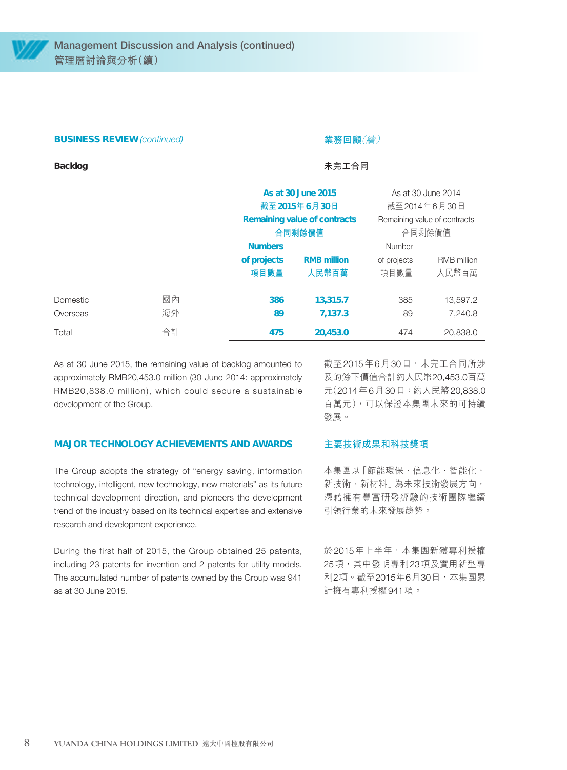## BUSINESS REVIEW *(continued)*

## 業務回顧*(續)*

### Backlog

### 未完工合同

| | | As at 30 June 2015 截至2015年6月30日 Remaining value of contracts 合同剩餘價值 | | As at 30 June 2014 截至2014年6月30日 Remaining value of contracts 合同剩餘價值 | |
|---|---|---|---|---|---|
| | | Numbers of projects 項目數量 | RMB million 人民幣百萬 | Number of projects 項目數量 | RMB million 人民幣百萬 |
| Domestic | 國內 | **386** | **13,315.7** | 385 | 13,597.2 |
| Overseas | 海外 | **89** | **7,137.3** | 89 | 7,240.8 |
| Total | 合計 | **475** | **20,453.0** | 474 | 20,838.0 |

As at 30 June 2015, the remaining value of backlog amounted to approximately RMB20,453.0 million (30 June 2014: approximately RMB20,838.0 million), which could secure a sustainable development of the Group.

截至2015年6月30日，未完工合同所涉及的餘下價值合計約人民幣20,453.0百萬元(2014年6月30日：約人民幣20,838.0百萬元)，可以保證本集團未來的可持續發展。

## MAJOR TECHNOLOGY ACHIEVEMENTS AND AWARDS

## 主要技術成果和科技獎項

The Group adopts the strategy of "energy saving, information technology, intelligent, new technology, new materials" as its future technical development direction, and pioneers the development trend of the industry based on its technical expertise and extensive research and development experience.

本集團以「節能環保、信息化、智能化、新技術、新材料」為未來技術發展方向，憑藉擁有豐富研發經驗的技術團隊繼續引領行業的未來發展趨勢。

During the first half of 2015, the Group obtained 25 patents, including 23 patents for invention and 2 patents for utility models. The accumulated number of patents owned by the Group was 941 as at 30 June 2015.

於2015年上半年，本集團新獲專利授權25項，其中發明專利23項及實用新型專利2項。截至2015年6月30日，本集團累計擁有專利授權941項。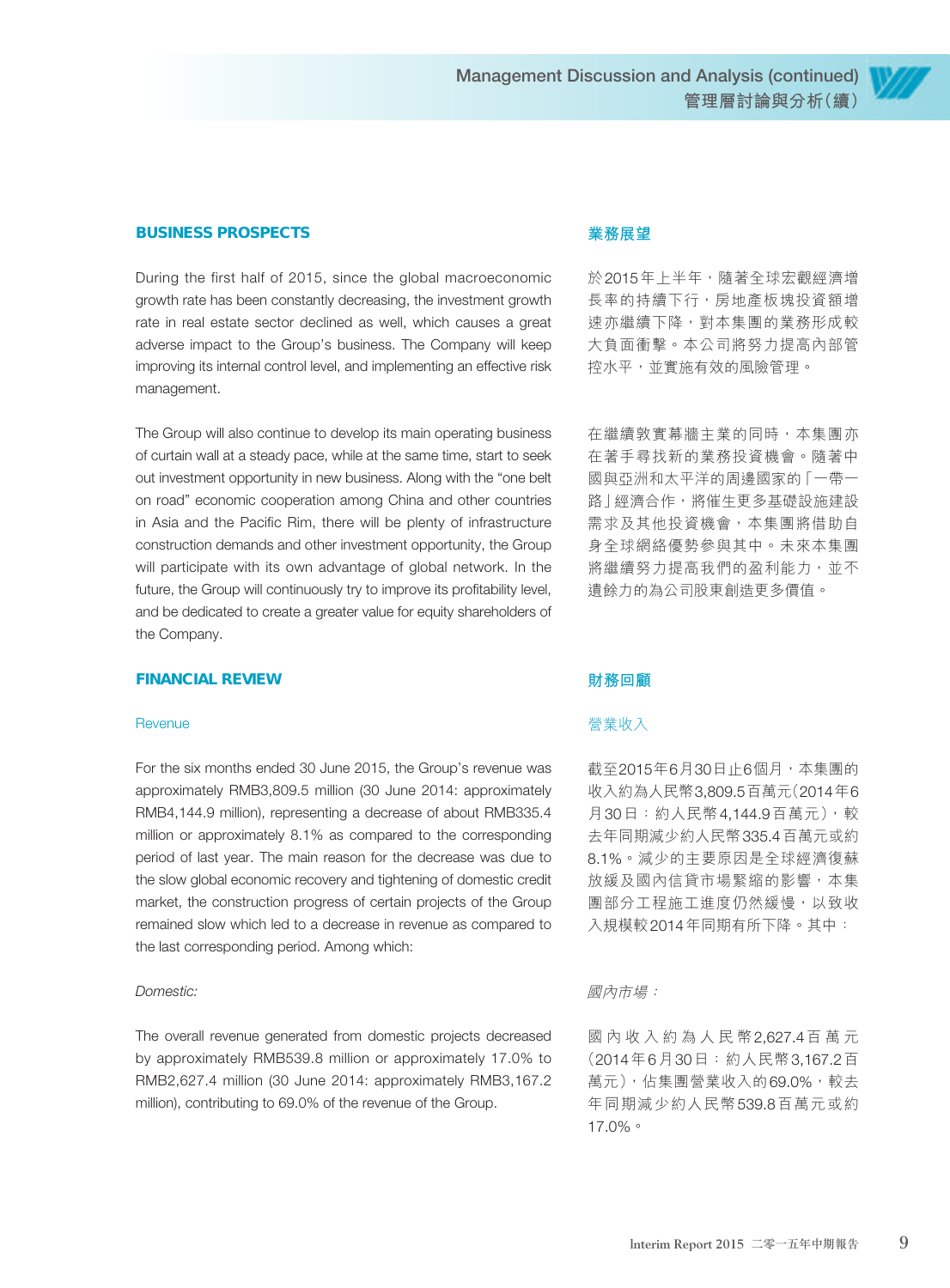## BUSINESS PROSPECTS

During the first half of 2015, since the global macroeconomic growth rate has been constantly decreasing, the investment growth rate in real estate sector declined as well, which causes a great adverse impact to the Group's business. The Company will keep improving its internal control level, and implementing an effective risk management.

The Group will also continue to develop its main operating business of curtain wall at a steady pace, while at the same time, start to seek out investment opportunity in new business. Along with the "one belt on road" economic cooperation among China and other countries in Asia and the Pacific Rim, there will be plenty of infrastructure construction demands and other investment opportunity, the Group will participate with its own advantage of global network. In the future, the Group will continuously try to improve its profitability level, and be dedicated to create a greater value for equity shareholders of the Company.

## 業務展望

於2015年上半年，隨著全球宏觀經濟增長率的持續下行，房地產板塊投資額增速亦繼續下降，對本集團的業務形成較大負面衝擊。本公司將努力提高內部管控水平，並實施有效的風險管理。

在繼續敦實幕牆主業的同時，本集團亦在著手尋找新的業務投資機會。隨著中國與亞洲和太平洋的周邊國家的「一帶一路」經濟合作，將催生更多基礎設施建設需求及其他投資機會，本集團將借助自身全球網絡優勢參與其中。未來本集團將繼續努力提高我們的盈利能力，並不遺餘力的為公司股東創造更多價值。

## FINANCIAL REVIEW

### Revenue

For the six months ended 30 June 2015, the Group's revenue was approximately RMB3,809.5 million (30 June 2014: approximately RMB4,144.9 million), representing a decrease of about RMB335.4 million or approximately 8.1% as compared to the corresponding period of last year. The main reason for the decrease was due to the slow global economic recovery and tightening of domestic credit market, the construction progress of certain projects of the Group remained slow which led to a decrease in revenue as compared to the last corresponding period. Among which:

*Domestic:*

The overall revenue generated from domestic projects decreased by approximately RMB539.8 million or approximately 17.0% to RMB2,627.4 million (30 June 2014: approximately RMB3,167.2 million), contributing to 69.0% of the revenue of the Group.

## 財務回顧

### 營業收入

截至2015年6月30日止6個月，本集團的收入約為人民幣3,809.5百萬元（2014年6月30日：約人民幣4,144.9百萬元），較去年同期減少約人民幣335.4百萬元或約8.1%。減少的主要原因是全球經濟復蘇放緩及國內信貸市場緊縮的影響，本集團部分工程施工進度仍然緩慢，以致收入規模較2014年同期有所下降。其中：

*國內市場：*

國內收入約為人民幣2,627.4百萬元（2014年6月30日：約人民幣3,167.2百萬元），佔集團營業收入的69.0%，較去年同期減少約人民幣539.8百萬元或約17.0%。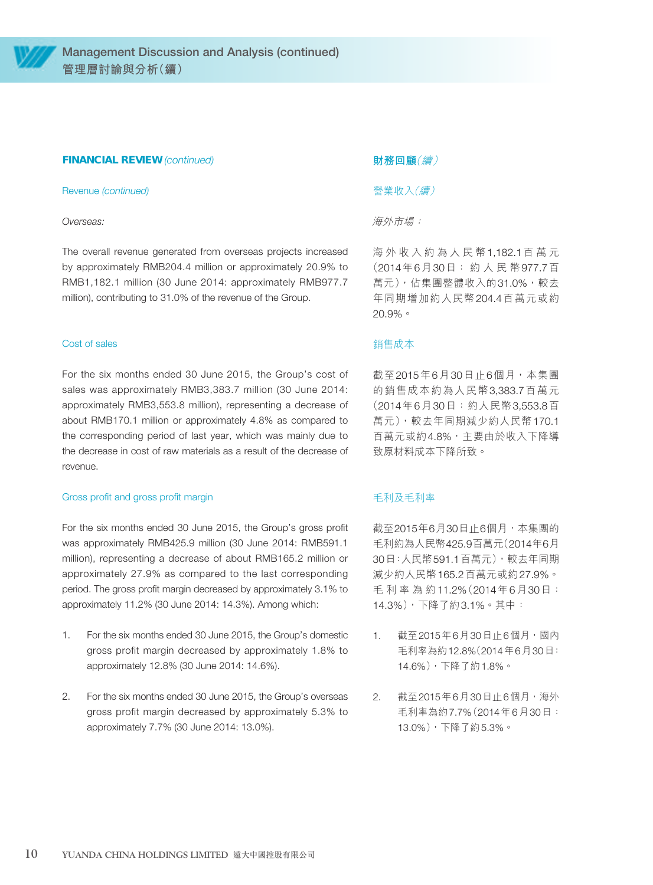## FINANCIAL REVIEW *(continued)*

### Revenue *(continued)*

*Overseas:*

The overall revenue generated from overseas projects increased by approximately RMB204.4 million or approximately 20.9% to RMB1,182.1 million (30 June 2014: approximately RMB977.7 million), contributing to 31.0% of the revenue of the Group.

### Cost of sales

For the six months ended 30 June 2015, the Group's cost of sales was approximately RMB3,383.7 million (30 June 2014: approximately RMB3,553.8 million), representing a decrease of about RMB170.1 million or approximately 4.8% as compared to the corresponding period of last year, which was mainly due to the decrease in cost of raw materials as a result of the decrease of revenue.

### Gross profit and gross profit margin

For the six months ended 30 June 2015, the Group's gross profit was approximately RMB425.9 million (30 June 2014: RMB591.1 million), representing a decrease of about RMB165.2 million or approximately 27.9% as compared to the last corresponding period. The gross profit margin decreased by approximately 3.1% to approximately 11.2% (30 June 2014: 14.3%). Among which:

1. For the six months ended 30 June 2015, the Group's domestic gross profit margin decreased by approximately 1.8% to approximately 12.8% (30 June 2014: 14.6%).

2. For the six months ended 30 June 2015, the Group's overseas gross profit margin decreased by approximately 5.3% to approximately 7.7% (30 June 2014: 13.0%).

## 財務回顧*(續)*

### 營業收入*(續)*

*海外市場：*

海外收入約為人民幣1,182.1百萬元(2014年6月30日：約人民幣977.7百萬元)，佔集團整體收入的31.0%，較去年同期增加約人民幣204.4百萬元或約20.9%。

### 銷售成本

截至2015年6月30日止6個月，本集團的銷售成本約為人民幣3,383.7百萬元(2014年6月30日：約人民幣3,553.8百萬元)，較去年同期減少約人民幣170.1百萬元或約4.8%，主要由於收入下降導致原材料成本下降所致。

### 毛利及毛利率

截至2015年6月30日止6個月，本集團的毛利約為人民幣425.9百萬元(2014年6月30日：人民幣591.1百萬元)，較去年同期減少約人民幣165.2百萬元或約27.9%。毛利率為約11.2%(2014年6月30日：14.3%)，下降了約3.1%。其中：

1. 截至2015年6月30日止6個月，國內毛利率為約12.8%(2014年6月30日：14.6%)，下降了約1.8%。

2. 截至2015年6月30日止6個月，海外毛利率為約7.7%(2014年6月30日：13.0%)，下降了約5.3%。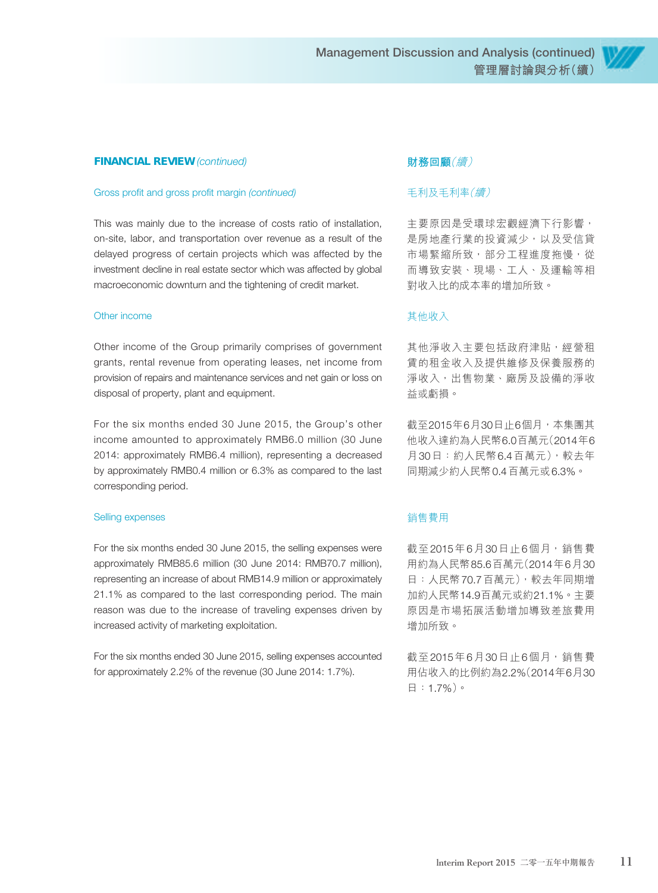## FINANCIAL REVIEW *(continued)*

### Gross profit and gross profit margin *(continued)*

This was mainly due to the increase of costs ratio of installation, on-site, labor, and transportation over revenue as a result of the delayed progress of certain projects which was affected by the investment decline in real estate sector which was affected by global macroeconomic downturn and the tightening of credit market.

### Other income

Other income of the Group primarily comprises of government grants, rental revenue from operating leases, net income from provision of repairs and maintenance services and net gain or loss on disposal of property, plant and equipment.

For the six months ended 30 June 2015, the Group's other income amounted to approximately RMB6.0 million (30 June 2014: approximately RMB6.4 million), representing a decreased by approximately RMB0.4 million or 6.3% as compared to the last corresponding period.

### Selling expenses

For the six months ended 30 June 2015, the selling expenses were approximately RMB85.6 million (30 June 2014: RMB70.7 million), representing an increase of about RMB14.9 million or approximately 21.1% as compared to the last corresponding period. The main reason was due to the increase of traveling expenses driven by increased activity of marketing exploitation.

For the six months ended 30 June 2015, selling expenses accounted for approximately 2.2% of the revenue (30 June 2014: 1.7%).

## 財務回顧*(續)*

### 毛利及毛利率*(續)*

主要原因是受環球宏觀經濟下行影響，是房地產行業的投資減少，以及受信貸市場緊縮所致，部分工程進度拖慢，從而導致安裝、現場、工人、及運輸等相對收入比的成本率的增加所致。

### 其他收入

其他淨收入主要包括政府津貼，經營租賃的租金收入及提供維修及保養服務的淨收入，出售物業、廠房及設備的淨收益或虧損。

截至2015年6月30日止6個月，本集團其他收入達約為人民幣6.0百萬元(2014年6月30日：約人民幣6.4百萬元)，較去年同期減少約人民幣0.4百萬元或6.3%。

### 銷售費用

截至2015年6月30日止6個月，銷售費用約為人民幣85.6百萬元(2014年6月30日：人民幣70.7百萬元)，較去年同期增加約人民幣14.9百萬元或約21.1%。主要原因是市場拓展活動增加導致差旅費用增加所致。

截至2015年6月30日止6個月，銷售費用佔收入的比例約為2.2%(2014年6月30日：1.7%)。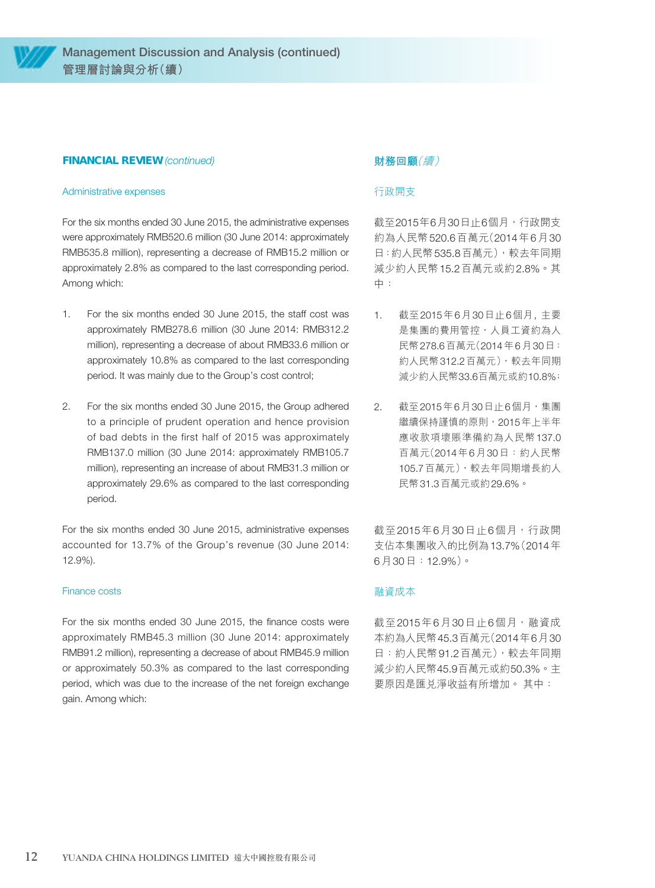## FINANCIAL REVIEW *(continued)*

### Administrative expenses

For the six months ended 30 June 2015, the administrative expenses were approximately RMB520.6 million (30 June 2014: approximately RMB535.8 million), representing a decrease of RMB15.2 million or approximately 2.8% as compared to the last corresponding period. Among which:

1. For the six months ended 30 June 2015, the staff cost was approximately RMB278.6 million (30 June 2014: RMB312.2 million), representing a decrease of about RMB33.6 million or approximately 10.8% as compared to the last corresponding period. It was mainly due to the Group's cost control;

2. For the six months ended 30 June 2015, the Group adhered to a principle of prudent operation and hence provision of bad debts in the first half of 2015 was approximately RMB137.0 million (30 June 2014: approximately RMB105.7 million), representing an increase of about RMB31.3 million or approximately 29.6% as compared to the last corresponding period.

For the six months ended 30 June 2015, administrative expenses accounted for 13.7% of the Group's revenue (30 June 2014: 12.9%).

### Finance costs

For the six months ended 30 June 2015, the finance costs were approximately RMB45.3 million (30 June 2014: approximately RMB91.2 million), representing a decrease of about RMB45.9 million or approximately 50.3% as compared to the last corresponding period, which was due to the increase of the net foreign exchange gain. Among which:

## 財務回顧*（續）*

### 行政開支

截至2015年6月30日止6個月，行政開支約為人民幣520.6百萬元（2014年6月30日：約人民幣535.8百萬元），較去年同期減少約人民幣15.2百萬元或約2.8%。其中：

1. 截至2015年6月30日止6個月，主要是集團的費用管控，人員工資約為人民幣278.6百萬元（2014年6月30日：約人民幣312.2百萬元），較去年同期減少約人民幣33.6百萬元或約10.8%；

2. 截至2015年6月30日止6個月，集團繼續保持謹慎的原則，2015年上半年應收款項壞賬準備約為人民幣137.0百萬元（2014年6月30日：約人民幣105.7百萬元），較去年同期增長約人民幣31.3百萬元或約29.6%。

截至2015年6月30日止6個月，行政開支佔本集團收入的比例為13.7%（2014年6月30日：12.9%）。

### 融資成本

截至2015年6月30日止6個月，融資成本約為人民幣45.3百萬元（2014年6月30日：約人民幣91.2百萬元），較去年同期減少約人民幣45.9百萬元或約50.3%。主要原因是匯兑淨收益有所增加。 其中：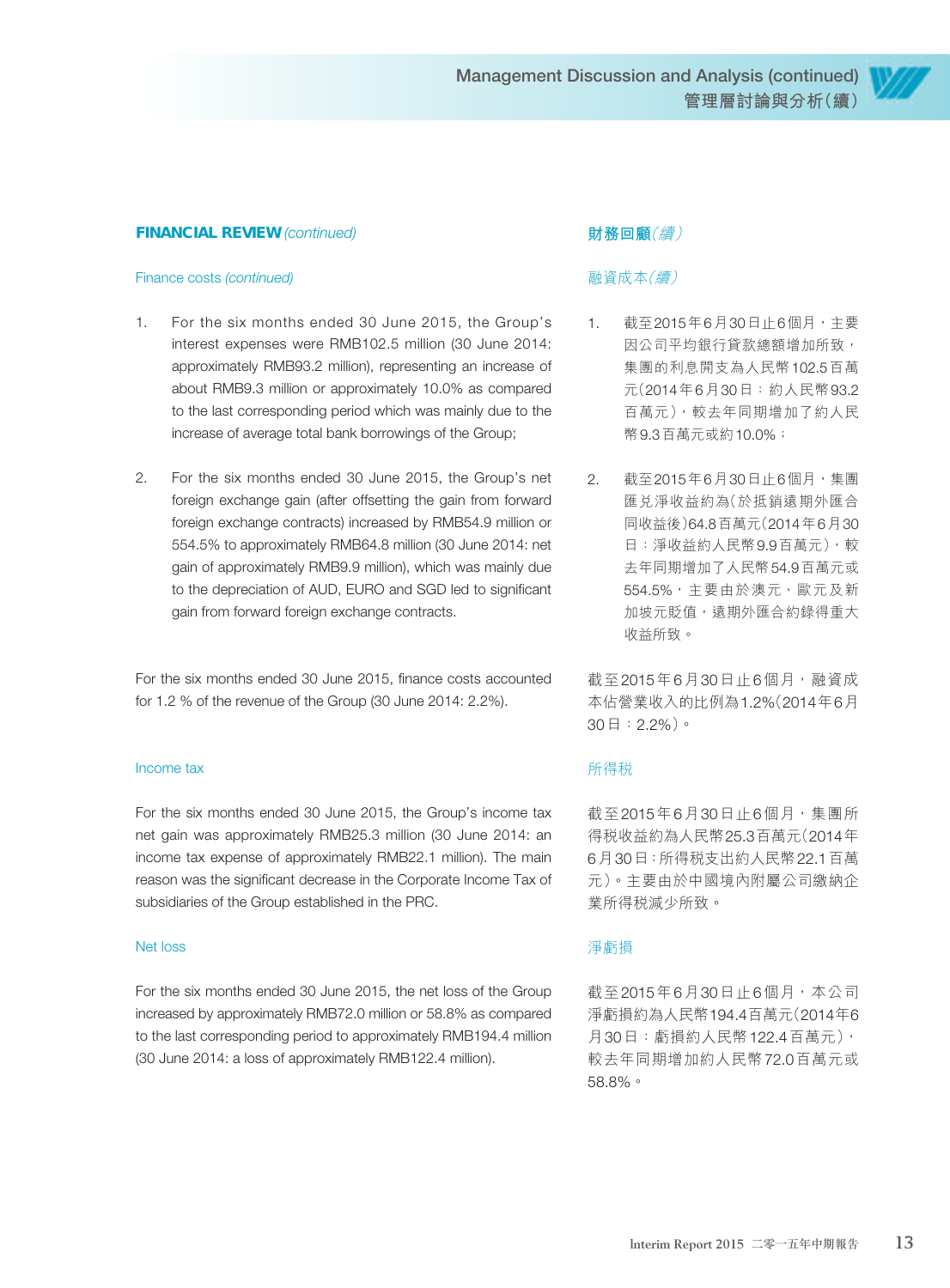## FINANCIAL REVIEW *(continued)*

### Finance costs *(continued)*

1. For the six months ended 30 June 2015, the Group's interest expenses were RMB102.5 million (30 June 2014: approximately RMB93.2 million), representing an increase of about RMB9.3 million or approximately 10.0% as compared to the last corresponding period which was mainly due to the increase of average total bank borrowings of the Group;

2. For the six months ended 30 June 2015, the Group's net foreign exchange gain (after offsetting the gain from forward foreign exchange contracts) increased by RMB54.9 million or 554.5% to approximately RMB64.8 million (30 June 2014: net gain of approximately RMB9.9 million), which was mainly due to the depreciation of AUD, EURO and SGD led to significant gain from forward foreign exchange contracts.

For the six months ended 30 June 2015, finance costs accounted for 1.2 % of the revenue of the Group (30 June 2014: 2.2%).

### Income tax

For the six months ended 30 June 2015, the Group's income tax net gain was approximately RMB25.3 million (30 June 2014: an income tax expense of approximately RMB22.1 million). The main reason was the significant decrease in the Corporate Income Tax of subsidiaries of the Group established in the PRC.

### Net loss

For the six months ended 30 June 2015, the net loss of the Group increased by approximately RMB72.0 million or 58.8% as compared to the last corresponding period to approximately RMB194.4 million (30 June 2014: a loss of approximately RMB122.4 million).

## 財務回顧*(續)*

### 融資成本*(續)*

1. 截至2015年6月30日止6個月，主要因公司平均銀行貸款總額增加所致，集團的利息開支為人民幣102.5百萬元(2014年6月30日：約人民幣93.2百萬元)，較去年同期增加了約人民幣9.3百萬元或約10.0%；

2. 截至2015年6月30日止6個月，集團匯兑淨收益約為(於抵銷遠期外匯合同收益後)64.8百萬元(2014年6月30日：淨收益約人民幣9.9百萬元)，較去年同期增加了人民幣54.9百萬元或554.5%，主要由於澳元、歐元及新加坡元貶值，遠期外匯合約錄得重大收益所致。

截至2015年6月30日止6個月，融資成本佔營業收入的比例為1.2%(2014年6月30日：2.2%)。

### 所得税

截至2015年6月30日止6個月，集團所得税收益約為人民幣25.3百萬元(2014年6月30日：所得税支出約人民幣22.1百萬元)。主要由於中國境內附屬公司繳納企業所得税減少所致。

### 淨虧損

截至2015年6月30日止6個月，本公司淨虧損約為人民幣194.4百萬元(2014年6月30日：虧損約人民幣122.4百萬元)，較去年同期增加約人民幣72.0百萬元或58.8%。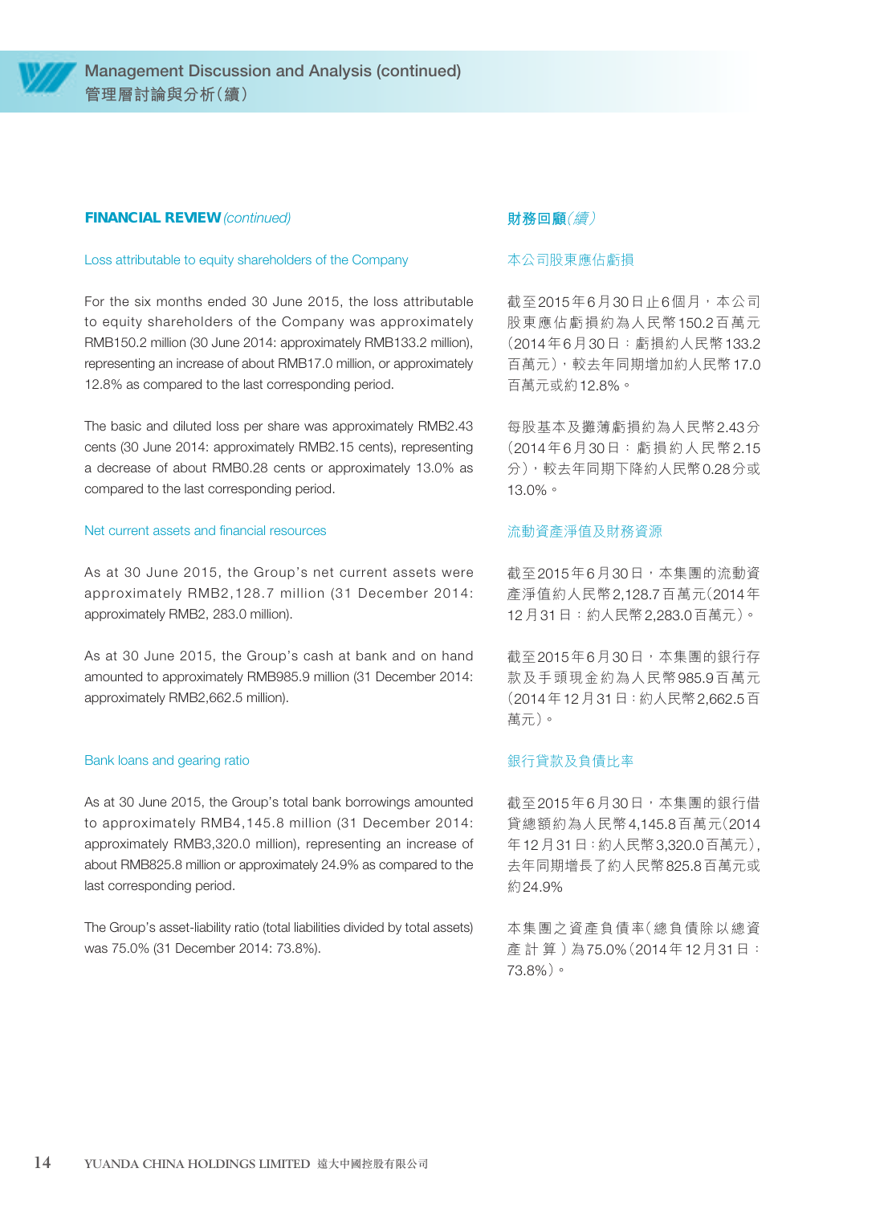## FINANCIAL REVIEW *(continued)*

### Loss attributable to equity shareholders of the Company

For the six months ended 30 June 2015, the loss attributable to equity shareholders of the Company was approximately RMB150.2 million (30 June 2014: approximately RMB133.2 million), representing an increase of about RMB17.0 million, or approximately 12.8% as compared to the last corresponding period.

The basic and diluted loss per share was approximately RMB2.43 cents (30 June 2014: approximately RMB2.15 cents), representing a decrease of about RMB0.28 cents or approximately 13.0% as compared to the last corresponding period.

### Net current assets and financial resources

As at 30 June 2015, the Group's net current assets were approximately RMB2,128.7 million (31 December 2014: approximately RMB2, 283.0 million).

As at 30 June 2015, the Group's cash at bank and on hand amounted to approximately RMB985.9 million (31 December 2014: approximately RMB2,662.5 million).

### Bank loans and gearing ratio

As at 30 June 2015, the Group's total bank borrowings amounted to approximately RMB4,145.8 million (31 December 2014: approximately RMB3,320.0 million), representing an increase of about RMB825.8 million or approximately 24.9% as compared to the last corresponding period.

The Group's asset-liability ratio (total liabilities divided by total assets) was 75.0% (31 December 2014: 73.8%).

## 財務回顧*(續)*

### 本公司股東應佔虧損

截至2015年6月30日止6個月，本公司股東應佔虧損約為人民幣150.2百萬元(2014年6月30日：虧損約人民幣133.2百萬元)，較去年同期增加約人民幣17.0百萬元或約12.8%。

每股基本及攤薄虧損約為人民幣2.43分(2014年6月30日：虧損約人民幣2.15分)，較去年同期下降約人民幣0.28分或13.0%。

### 流動資產淨值及財務資源

截至2015年6月30日，本集團的流動資產淨值約人民幣2,128.7百萬元(2014年12月31日：約人民幣2,283.0百萬元)。

截至2015年6月30日，本集團的銀行存款及手頭現金約為人民幣985.9百萬元(2014年12月31日：約人民幣2,662.5百萬元)。

### 銀行貸款及負債比率

截至2015年6月30日，本集團的銀行借貸總額約為人民幣4,145.8百萬元(2014年12月31日：約人民幣3,320.0百萬元)，去年同期增長了約人民幣825.8百萬元或約24.9%

本集團之資產負債率(總負債除以總資產計算)為75.0%(2014年12月31日：73.8%)。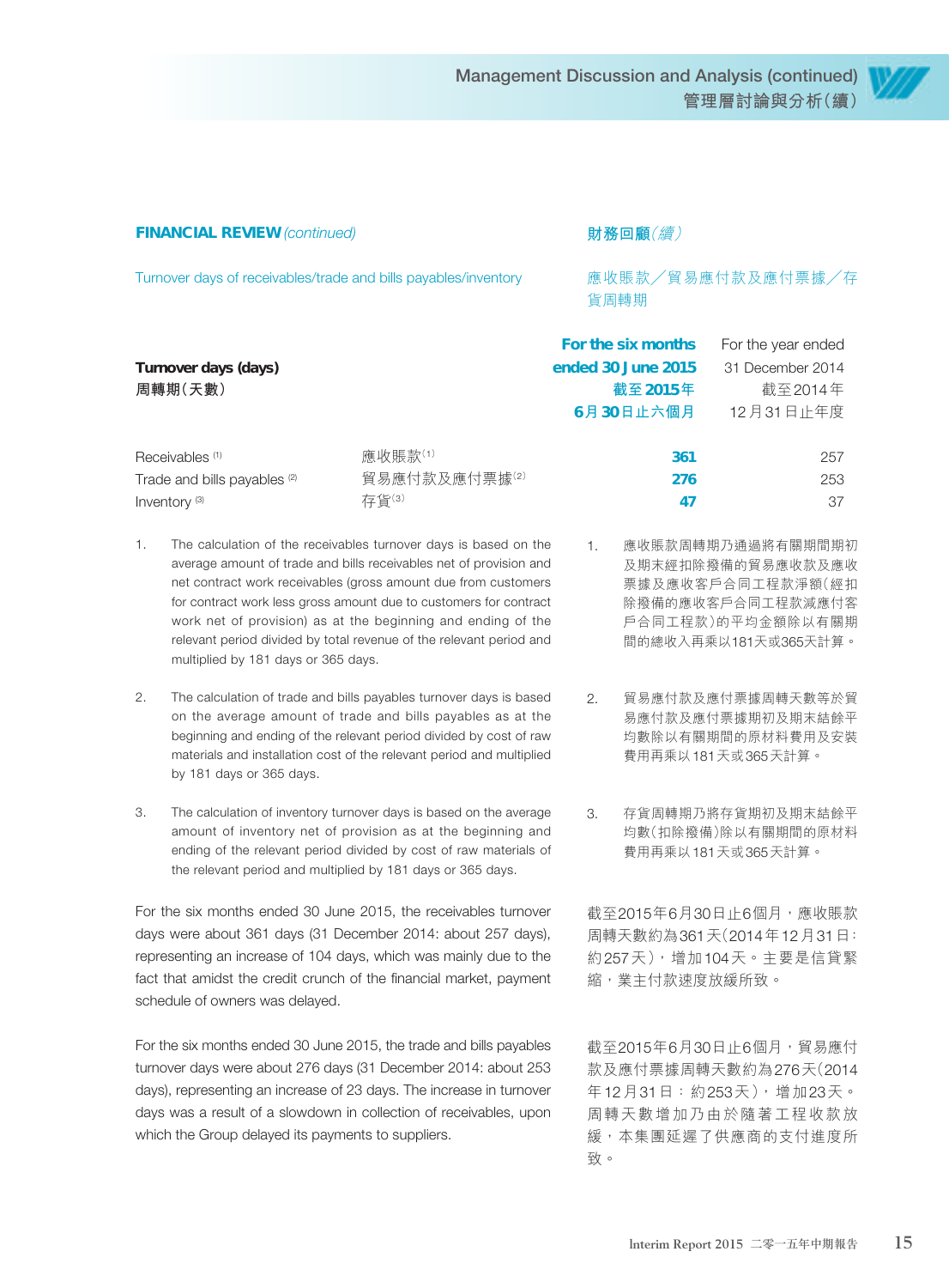## FINANCIAL REVIEW *(continued)*

## 財務回顧*(續)*

### Turnover days of receivables/trade and bills payables/inventory

### 應收賬款／貿易應付款及應付票據／存貨周轉期

| Turnover days (days) 周轉期(天數) | | For the six months ended 30 June 2015 截至2015年6月30日止六個月 | For the year ended 31 December 2014 截至2014年12月31日止年度 |
|---|---|---|---|
| Receivables [1] | 應收賬款[1] | **361** | 257 |
| Trade and bills payables [2] | 貿易應付款及應付票據[2] | **276** | 253 |
| Inventory [3] | 存貨[3] | **47** | 37 |

1. The calculation of the receivables turnover days is based on the average amount of trade and bills receivables net of provision and net contract work receivables (gross amount due from customers for contract work less gross amount due to customers for contract work net of provision) as at the beginning and ending of the relevant period divided by total revenue of the relevant period and multiplied by 181 days or 365 days.

2. The calculation of trade and bills payables turnover days is based on the average amount of trade and bills payables as at the beginning and ending of the relevant period divided by cost of raw materials and installation cost of the relevant period and multiplied by 181 days or 365 days.

3. The calculation of inventory turnover days is based on the average amount of inventory net of provision as at the beginning and ending of the relevant period divided by cost of raw materials of the relevant period and multiplied by 181 days or 365 days.

1. 應收賬款周轉期乃通過將有關期間期初及期末經扣除撥備的貿易應收款及應收票據及應收客戶合同工程款淨額(經扣除撥備的應收客戶合同工程款減應付客戶合同工程款)的平均金額除以有關期間的總收入再乘以181天或365天計算。

2. 貿易應付款及應付票據周轉天數等於貿易應付款及應付票據期初及期末結餘平均數除以有關期間的原材料費用及安裝費用再乘以181天或365天計算。

3. 存貨周轉期乃將存貨期初及期末結餘平均數(扣除撥備)除以有關期間的原材料費用再乘以181天或365天計算。

For the six months ended 30 June 2015, the receivables turnover days were about 361 days (31 December 2014: about 257 days), representing an increase of 104 days, which was mainly due to the fact that amidst the credit crunch of the financial market, payment schedule of owners was delayed.

截至2015年6月30日止6個月，應收賬款周轉天數約為361天(2014年12月31日：約257天)，增加104天。主要是信貸緊縮，業主付款速度放緩所致。

For the six months ended 30 June 2015, the trade and bills payables turnover days were about 276 days (31 December 2014: about 253 days), representing an increase of 23 days. The increase in turnover days was a result of a slowdown in collection of receivables, upon which the Group delayed its payments to suppliers.

截至2015年6月30日止6個月，貿易應付款及應付票據周轉天數約為276天(2014年12月31日：約253天)，增加23天。周轉天數增加乃由於隨着工程收款放緩，本集團延遲了供應商的支付進度所致。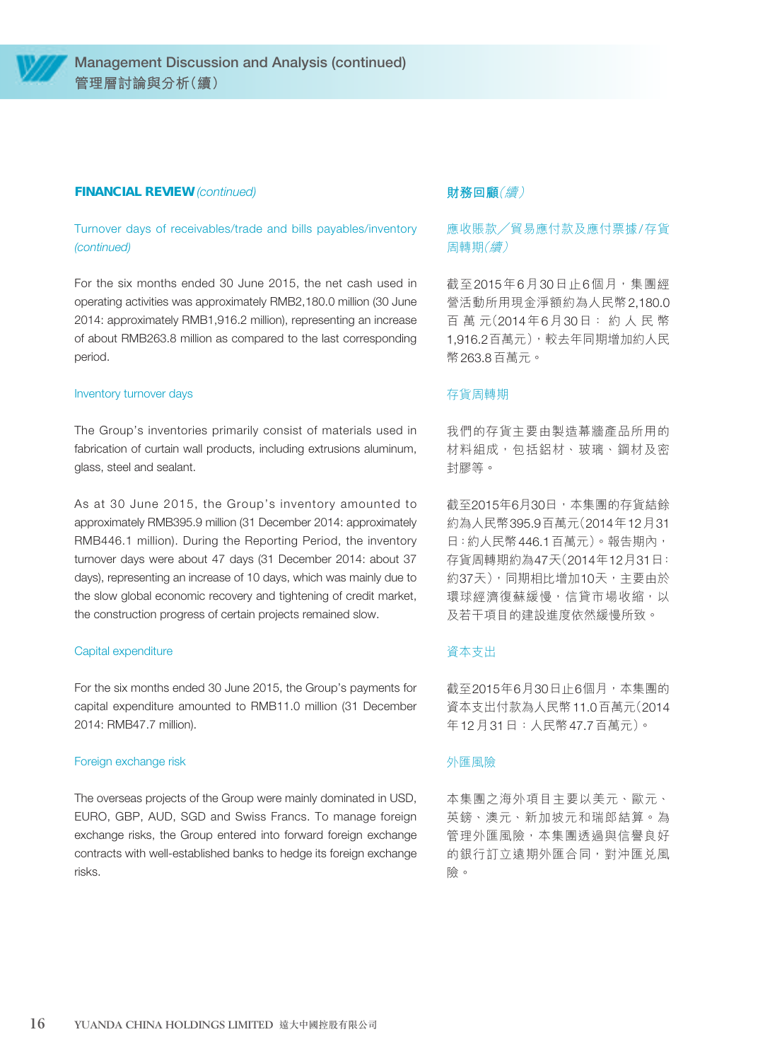## FINANCIAL REVIEW *(continued)*

### Turnover days of receivables/trade and bills payables/inventory *(continued)*

For the six months ended 30 June 2015, the net cash used in operating activities was approximately RMB2,180.0 million (30 June 2014: approximately RMB1,916.2 million), representing an increase of about RMB263.8 million as compared to the last corresponding period.

### Inventory turnover days

The Group's inventories primarily consist of materials used in fabrication of curtain wall products, including extrusions aluminum, glass, steel and sealant.

As at 30 June 2015, the Group's inventory amounted to approximately RMB395.9 million (31 December 2014: approximately RMB446.1 million). During the Reporting Period, the inventory turnover days were about 47 days (31 December 2014: about 37 days), representing an increase of 10 days, which was mainly due to the slow global economic recovery and tightening of credit market, the construction progress of certain projects remained slow.

### Capital expenditure

For the six months ended 30 June 2015, the Group's payments for capital expenditure amounted to RMB11.0 million (31 December 2014: RMB47.7 million).

### Foreign exchange risk

The overseas projects of the Group were mainly dominated in USD, EURO, GBP, AUD, SGD and Swiss Francs. To manage foreign exchange risks, the Group entered into forward foreign exchange contracts with well-established banks to hedge its foreign exchange risks.

## 財務回顧*(續)*

### 應收賬款／貿易應付款及應付票據/存貨周轉期*(續)*

截至2015年6月30日止6個月，集團經營活動所用現金淨額約為人民幣2,180.0百萬元(2014年6月30日：約人民幣1,916.2百萬元)，較去年同期增加約人民幣263.8百萬元。

### 存貨周轉期

我們的存貨主要由製造幕牆產品所用的材料組成，包括鋁材、玻璃、鋼材及密封膠等。

截至2015年6月30日，本集團的存貨結餘約為人民幣395.9百萬元(2014年12月31日：約人民幣446.1百萬元)。報告期內，存貨周轉期約為47天(2014年12月31日：約37天)，同期相比增加10天，主要由於環球經濟復蘇緩慢，信貸市場收縮，以及若干項目的建設進度依然緩慢所致。

### 資本支出

截至2015年6月30日止6個月，本集團的資本支出付款為人民幣11.0百萬元(2014年12月31日：人民幣47.7百萬元)。

### 外匯風險

本集團之海外項目主要以美元、歐元、英鎊、澳元、新加坡元和瑞郎結算。為管理外匯風險，本集團透過與信譽良好的銀行訂立遠期外匯合同，對沖匯兌風險。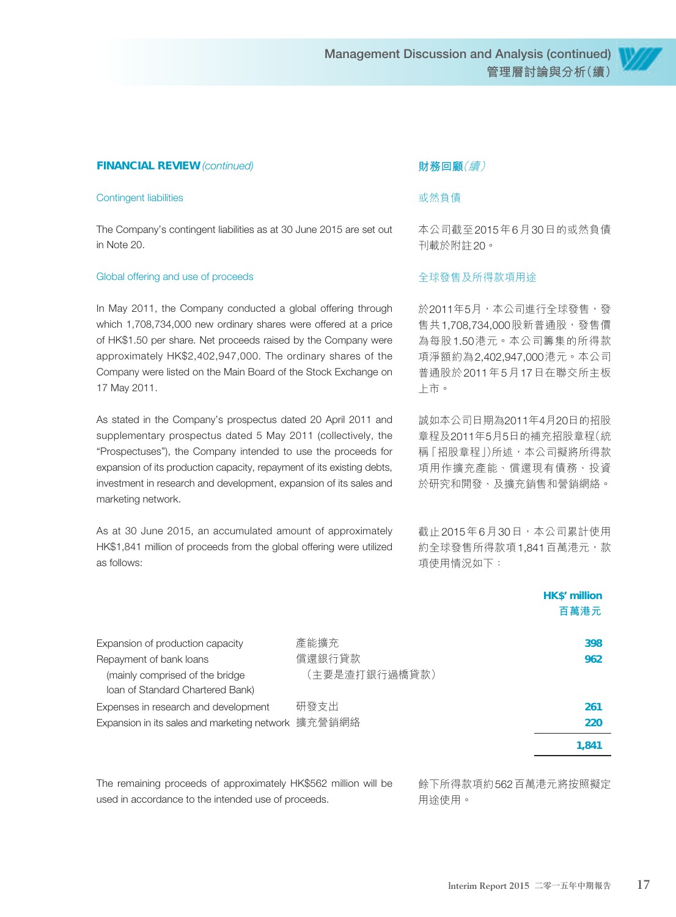## **FINANCIAL REVIEW** *(continued)*

### Contingent liabilities

The Company's contingent liabilities as at 30 June 2015 are set out in Note 20.

### Global offering and use of proceeds

In May 2011, the Company conducted a global offering through which 1,708,734,000 new ordinary shares were offered at a price of HK$1.50 per share. Net proceeds raised by the Company were approximately HK$2,402,947,000. The ordinary shares of the Company were listed on the Main Board of the Stock Exchange on 17 May 2011.

As stated in the Company's prospectus dated 20 April 2011 and supplementary prospectus dated 5 May 2011 (collectively, the "Prospectuses"), the Company intended to use the proceeds for expansion of its production capacity, repayment of its existing debts, investment in research and development, expansion of its sales and marketing network.

As at 30 June 2015, an accumulated amount of approximately HK$1,841 million of proceeds from the global offering were utilized as follows:

## **財務回顧** *(續)*

### 或然負債

本公司截至2015年6月30日的或然負債刊載於附註20。

### 全球發售及所得款項用途

於2011年5月，本公司進行全球發售，發售共1,708,734,000股新普通股，發售價為每股1.50港元。本公司籌集的所得款項淨額約為2,402,947,000港元。本公司普通股於2011年5月17日在聯交所主板上市。

誠如本公司日期為2011年4月20日的招股章程及2011年5月5日的補充招股章程(統稱「招股章程」)所述，本公司擬將所得款項用作擴充產能、償還現有債務、投資於研究和開發、及擴充銷售和營銷網絡。

截止2015年6月30日，本公司累計使用約全球發售所得款項1,841百萬港元，款項使用情況如下：

| | | **HK$' million**<br>**百萬港元** |
|---|---|---|
| Expansion of production capacity | 產能擴充 | **398** |
| Repayment of bank loans (mainly comprised of the bridge loan of Standard Chartered Bank) | 償還銀行貸款（主要是渣打銀行過橋貸款） | **962** |
| Expenses in research and development | 研發支出 | **261** |
| Expansion in its sales and marketing network | 擴充營銷網絡 | **220** |
| | | **1,841** |

The remaining proceeds of approximately HK$562 million will be used in accordance to the intended use of proceeds.

餘下所得款項約562百萬港元將按照擬定用途使用。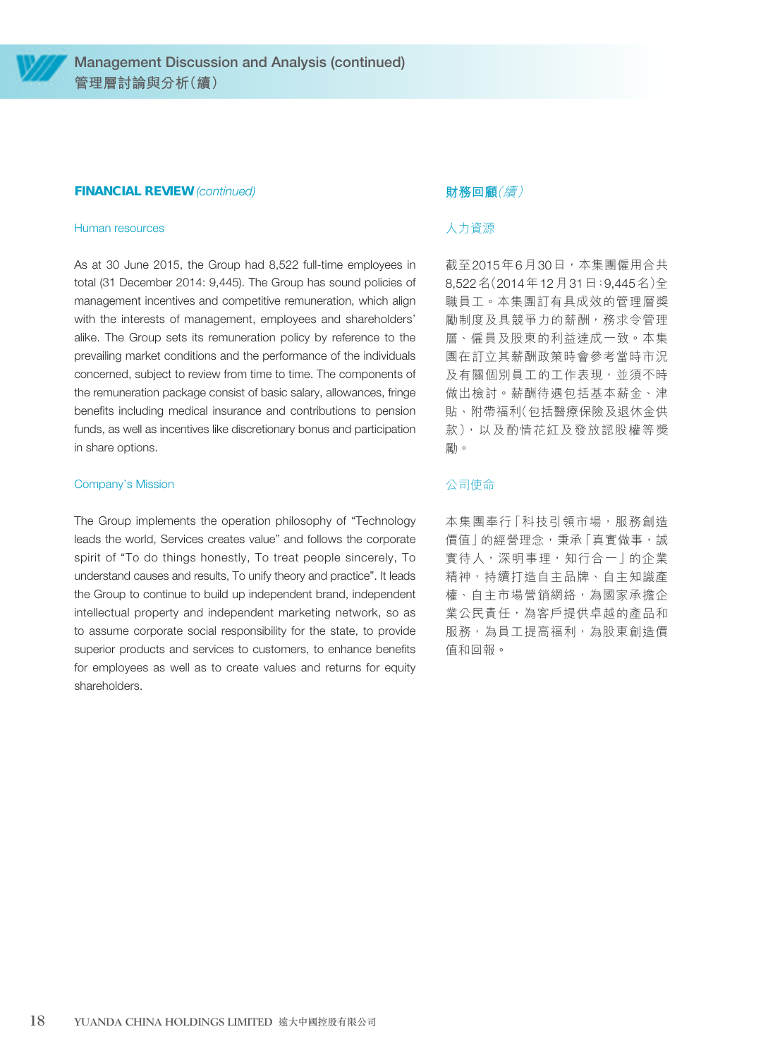## FINANCIAL REVIEW *(continued)*

### Human resources

As at 30 June 2015, the Group had 8,522 full-time employees in total (31 December 2014: 9,445). The Group has sound policies of management incentives and competitive remuneration, which align with the interests of management, employees and shareholders' alike. The Group sets its remuneration policy by reference to the prevailing market conditions and the performance of the individuals concerned, subject to review from time to time. The components of the remuneration package consist of basic salary, allowances, fringe benefits including medical insurance and contributions to pension funds, as well as incentives like discretionary bonus and participation in share options.

### Company's Mission

The Group implements the operation philosophy of "Technology leads the world, Services creates value" and follows the corporate spirit of "To do things honestly, To treat people sincerely, To understand causes and results, To unify theory and practice". It leads the Group to continue to build up independent brand, independent intellectual property and independent marketing network, so as to assume corporate social responsibility for the state, to provide superior products and services to customers, to enhance benefits for employees as well as to create values and returns for equity shareholders.

## 財務回顧 *(續)*

### 人力資源

截至2015年6月30日，本集團僱用合共8,522名(2014年12月31日:9,445名)全職員工。本集團訂有具成效的管理層獎勵制度及具競爭力的薪酬，務求令管理層、僱員及股東的利益達成一致。本集團在訂立其薪酬政策時會參考當時市況及有關個別員工的工作表現，並須不時做出檢討。薪酬待遇包括基本薪金、津貼、附帶福利(包括醫療保險及退休金供款)，以及酌情花紅及發放認股權等獎勵。

### 公司使命

本集團奉行「科技引領市場，服務創造價值」的經營理念，秉承「真實做事，誠實待人，深明事理，知行合一」的企業精神，持續打造自主品牌、自主知識產權、自主市場營銷網絡，為國家承擔企業公民責任，為客戶提供卓越的產品和服務，為員工提高福利，為股東創造價值和回報。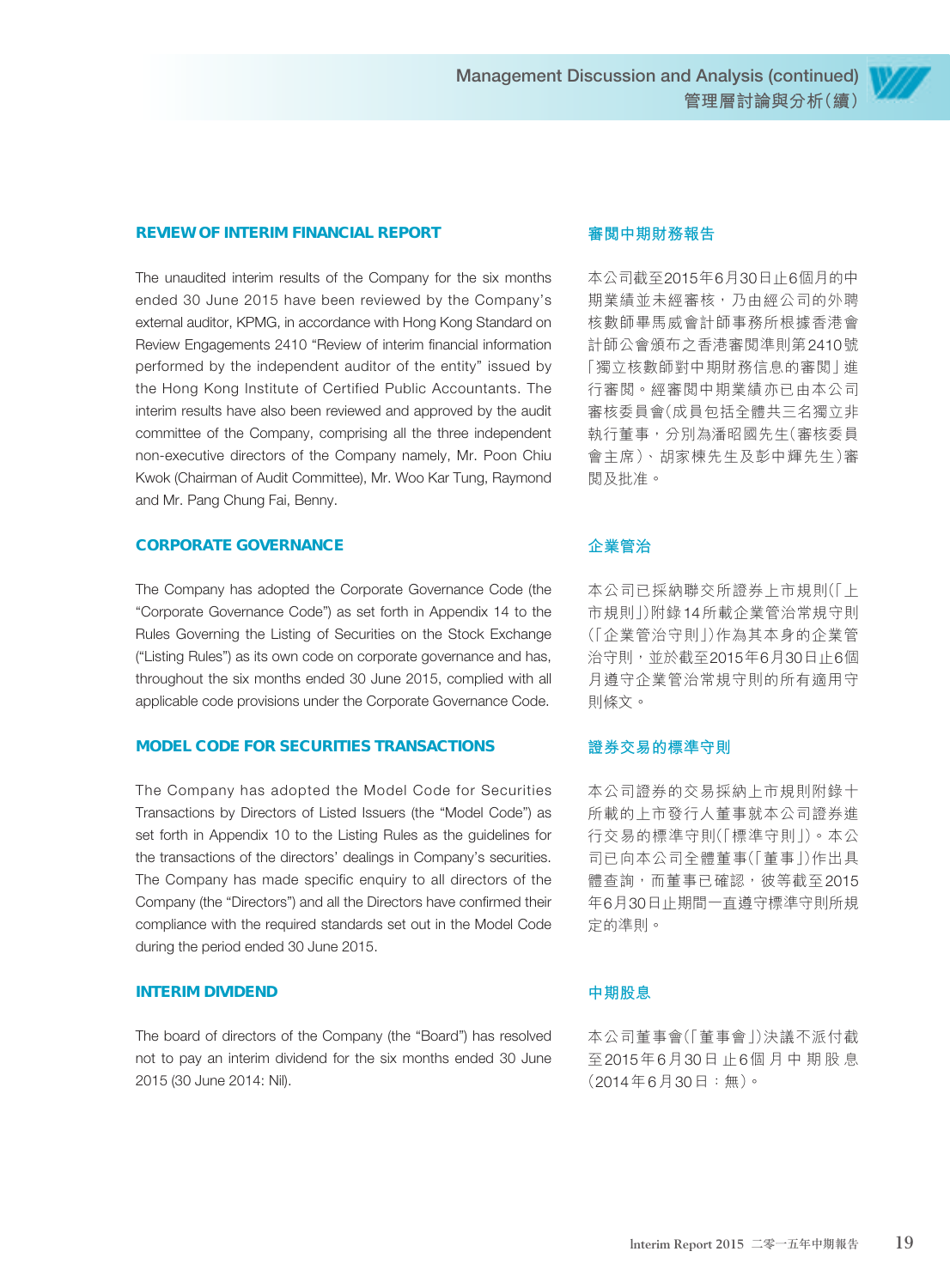## REVIEW OF INTERIM FINANCIAL REPORT

The unaudited interim results of the Company for the six months ended 30 June 2015 have been reviewed by the Company's external auditor, KPMG, in accordance with Hong Kong Standard on Review Engagements 2410 "Review of interim financial information performed by the independent auditor of the entity" issued by the Hong Kong Institute of Certified Public Accountants. The interim results have also been reviewed and approved by the audit committee of the Company, comprising all the three independent non-executive directors of the Company namely, Mr. Poon Chiu Kwok (Chairman of Audit Committee), Mr. Woo Kar Tung, Raymond and Mr. Pang Chung Fai, Benny.

## 審閱中期財務報告

本公司截至2015年6月30日止6個月的中期業績並未經審核，乃由經公司的外聘核數師畢馬威會計師事務所根據香港會計師公會頒布之香港審閱準則第2410號「獨立核數師對中期財務信息的審閱」進行審閱。經審閱中期業績亦已由本公司審核委員會(成員包括全體共三名獨立非執行董事，分別為潘昭國先生(審核委員會主席)、胡家棟先生及彭中輝先生)審閱及批准。

## CORPORATE GOVERNANCE

The Company has adopted the Corporate Governance Code (the "Corporate Governance Code") as set forth in Appendix 14 to the Rules Governing the Listing of Securities on the Stock Exchange ("Listing Rules") as its own code on corporate governance and has, throughout the six months ended 30 June 2015, complied with all applicable code provisions under the Corporate Governance Code.

## 企業管治

本公司已採納聯交所證券上市規則(「上市規則」)附錄14所載企業管治常規守則(「企業管治守則」)作為其本身的企業管治守則，並於截至2015年6月30日止6個月遵守企業管治常規守則的所有適用守則條文。

## MODEL CODE FOR SECURITIES TRANSACTIONS

The Company has adopted the Model Code for Securities Transactions by Directors of Listed Issuers (the "Model Code") as set forth in Appendix 10 to the Listing Rules as the guidelines for the transactions of the directors' dealings in Company's securities. The Company has made specific enquiry to all directors of the Company (the "Directors") and all the Directors have confirmed their compliance with the required standards set out in the Model Code during the period ended 30 June 2015.

## 證券交易的標準守則

本公司證券的交易採納上市規則附錄十所載的上市發行人董事就本公司證券進行交易的標準守則(「標準守則」)。本公司已向本公司全體董事(「董事」)作出具體查詢，而董事已確認，彼等截至2015年6月30日止期間一直遵守標準守則所規定的準則。

## INTERIM DIVIDEND

The board of directors of the Company (the "Board") has resolved not to pay an interim dividend for the six months ended 30 June 2015 (30 June 2014: Nil).

## 中期股息

本公司董事會(「董事會」)決議不派付截至2015年6月30日止6個月中期股息(2014年6月30日：無)。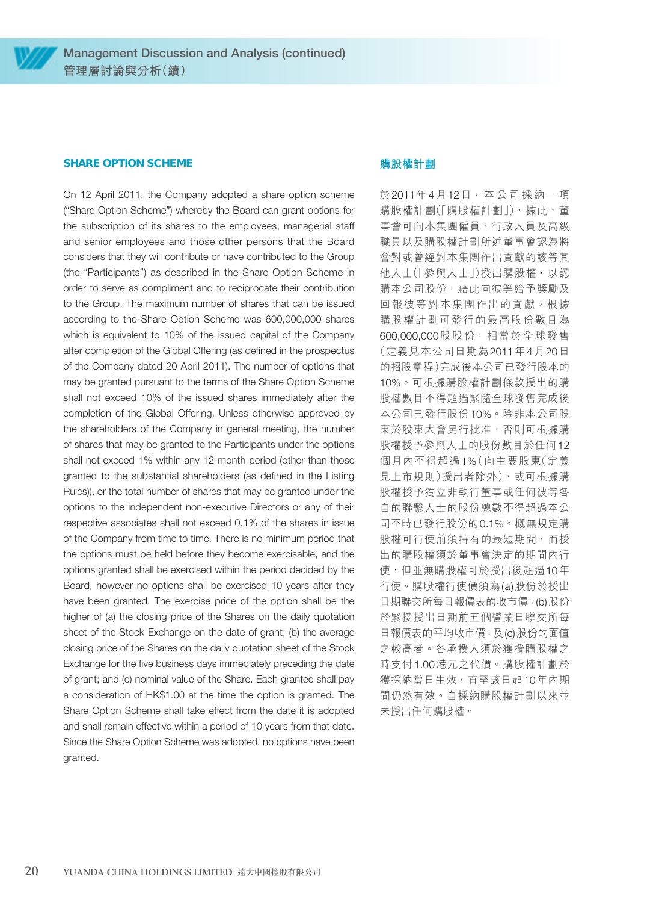## SHARE OPTION SCHEME

On 12 April 2011, the Company adopted a share option scheme ("Share Option Scheme") whereby the Board can grant options for the subscription of its shares to the employees, managerial staff and senior employees and those other persons that the Board considers that they will contribute or have contributed to the Group (the "Participants") as described in the Share Option Scheme in order to serve as compliment and to reciprocate their contribution to the Group. The maximum number of shares that can be issued according to the Share Option Scheme was 600,000,000 shares which is equivalent to 10% of the issued capital of the Company after completion of the Global Offering (as defined in the prospectus of the Company dated 20 April 2011). The number of options that may be granted pursuant to the terms of the Share Option Scheme shall not exceed 10% of the issued shares immediately after the completion of the Global Offering. Unless otherwise approved by the shareholders of the Company in general meeting, the number of shares that may be granted to the Participants under the options shall not exceed 1% within any 12-month period (other than those granted to the substantial shareholders (as defined in the Listing Rules)), or the total number of shares that may be granted under the options to the independent non-executive Directors or any of their respective associates shall not exceed 0.1% of the shares in issue of the Company from time to time. There is no minimum period that the options must be held before they become exercisable, and the options granted shall be exercised within the period decided by the Board, however no options shall be exercised 10 years after they have been granted. The exercise price of the option shall be the higher of (a) the closing price of the Shares on the daily quotation sheet of the Stock Exchange on the date of grant; (b) the average closing price of the Shares on the daily quotation sheet of the Stock Exchange for the five business days immediately preceding the date of grant; and (c) nominal value of the Share. Each grantee shall pay a consideration of HK$1.00 at the time the option is granted. The Share Option Scheme shall take effect from the date it is adopted and shall remain effective within a period of 10 years from that date. Since the Share Option Scheme was adopted, no options have been granted.

## 購股權計劃

於2011年4月12日，本公司採納一項購股權計劃(「購股權計劃」)，據此，董事會可向本集團僱員、行政人員及高級職員以及購股權計劃所述董事會認為將會對或曾經對本集團作出貢獻的該等其他人士(「參與人士」)授出購股權，以認購本公司股份，藉此向彼等給予獎勵及回報彼等對本集團作出的貢獻。根據購股權計劃可發行的最高股份數目為600,000,000股股份，相當於全球發售(定義見本公司日期為2011年4月20日的招股章程)完成後本公司已發行股本的10%。可根據購股權計劃條款授出的購股權數目不得超過緊隨全球發售完成後本公司已發行股份10%。除非本公司股東於股東大會另行批准，否則可根據購股權授予參與人士的股份數目於任何12個月內不得超過1%(向主要股東(定義見上市規則)授出者除外)，或可根據購股權授予獨立非執行董事或任何彼等各自的聯繫人士的股份總數不得超過本公司不時已發行股份的0.1%。概無規定購股權可行使前須持有的最短期間，而授出的購股權須於董事會決定的期間內行使，但並無購股權可於授出後超過10年行使。購股權行使價須為(a)股份於授出日期聯交所每日報價表的收市價；(b)股份於緊接授出日期前五個營業日聯交所每日報價表的平均收市價；及(c)股份的面值之較高者。各承授人須於獲授購股權之時支付1.00港元之代價。購股權計劃於獲採納當日生效，直至該日起10年內期間仍然有效。自採納購股權計劃以來並未授出任何購股權。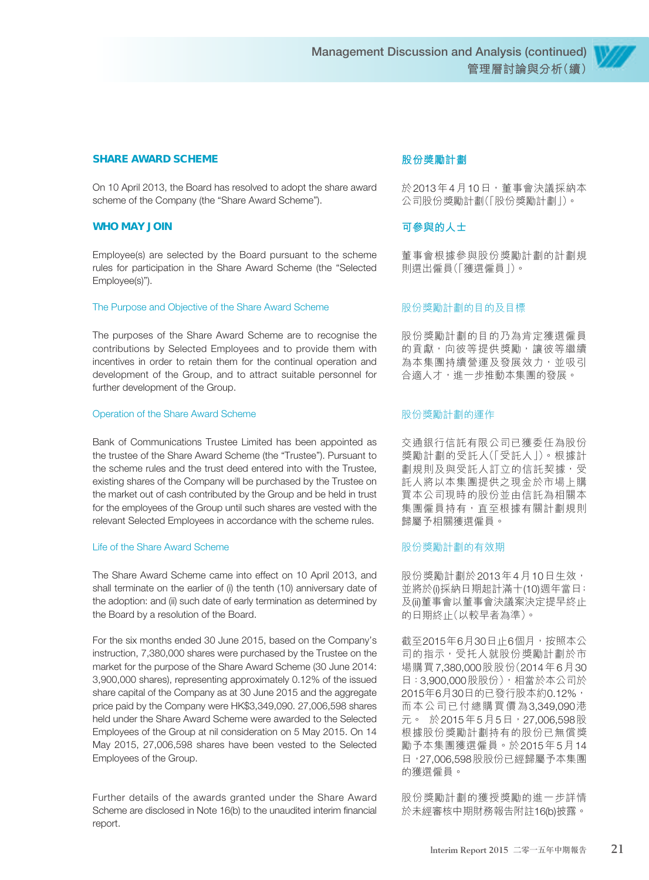## SHARE AWARD SCHEME

On 10 April 2013, the Board has resolved to adopt the share award scheme of the Company (the "Share Award Scheme").

### WHO MAY JOIN

Employee(s) are selected by the Board pursuant to the scheme rules for participation in the Share Award Scheme (the "Selected Employee(s)").

#### The Purpose and Objective of the Share Award Scheme

The purposes of the Share Award Scheme are to recognise the contributions by Selected Employees and to provide them with incentives in order to retain them for the continual operation and development of the Group, and to attract suitable personnel for further development of the Group.

#### Operation of the Share Award Scheme

Bank of Communications Trustee Limited has been appointed as the trustee of the Share Award Scheme (the "Trustee"). Pursuant to the scheme rules and the trust deed entered into with the Trustee, existing shares of the Company will be purchased by the Trustee on the market out of cash contributed by the Group and be held in trust for the employees of the Group until such shares are vested with the relevant Selected Employees in accordance with the scheme rules.

#### Life of the Share Award Scheme

The Share Award Scheme came into effect on 10 April 2013, and shall terminate on the earlier of (i) the tenth (10) anniversary date of the adoption: and (ii) such date of early termination as determined by the Board by a resolution of the Board.

For the six months ended 30 June 2015, based on the Company's instruction, 7,380,000 shares were purchased by the Trustee on the market for the purpose of the Share Award Scheme (30 June 2014: 3,900,000 shares), representing approximately 0.12% of the issued share capital of the Company as at 30 June 2015 and the aggregate price paid by the Company were HK$3,349,090. 27,006,598 shares held under the Share Award Scheme were awarded to the Selected Employees of the Group at nil consideration on 5 May 2015. On 14 May 2015, 27,006,598 shares have been vested to the Selected Employees of the Group.

Further details of the awards granted under the Share Award Scheme are disclosed in Note 16(b) to the unaudited interim financial report.

## 股份獎勵計劃

於2013年4月10日，董事會決議採納本公司股份獎勵計劃（「股份獎勵計劃」）。

### 可參與的人士

董事會根據參與股份獎勵計劃的計劃規則選出僱員（「獲選僱員」）。

#### 股份獎勵計劃的目的及目標

股份獎勵計劃的目的乃為肯定獲選僱員的貢獻，向彼等提供獎勵，讓彼等繼續為本集團持續營運及發展效力，並吸引合適人才，進一步推動本集團的發展。

#### 股份獎勵計劃的運作

交通銀行信託有限公司已獲委任為股份獎勵計劃的受託人（「受託人」）。根據計劃規則及與受託人訂立的信託契據，受託人將以本集團提供之現金於市場上購買本公司現時的股份並由信託為相關本集團僱員持有，直至根據有關計劃規則歸屬予相關獲選僱員。

#### 股份獎勵計劃的有效期

股份獎勵計劃於2013年4月10日生效，並將於(i)採納日期起計滿十(10)週年當日；及(ii)董事會以董事會決議案決定提早終止的日期終止（以較早者為準）。

截至2015年6月30日止6個月，按照本公司的指示，受托人就股份獎勵計劃於市場購買7,380,000股股份（2014年6月30日：3,900,000股股份），相當於本公司於2015年6月30日的已發行股本約0.12%，而本公司已付總購買價為3,349,090港元。 於2015年5月5日，27,006,598股根據股份獎勵計劃持有的股份已無償獎勵予本集團獲選僱員。於2015年5月14日，27,006,598股股份已經歸屬予本集團的獲選僱員。

股份獎勵計劃的獲授獎勵的進一步詳情於未經審核中期財務報告附註16(b)披露。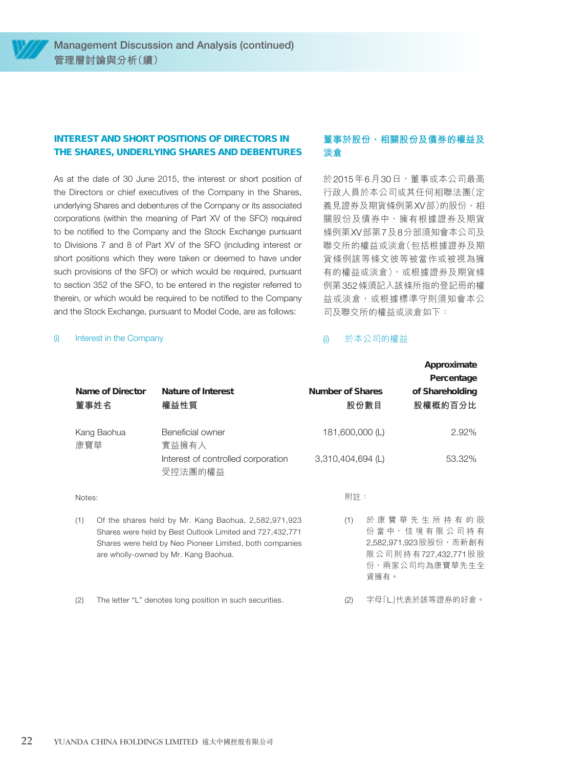## INTEREST AND SHORT POSITIONS OF DIRECTORS IN THE SHARES, UNDERLYING SHARES AND DEBENTURES

## 董事於股份、相關股份及債券的權益及淡倉

As at the date of 30 June 2015, the interest or short position of the Directors or chief executives of the Company in the Shares, underlying Shares and debentures of the Company or its associated corporations (within the meaning of Part XV of the SFO) required to be notified to the Company and the Stock Exchange pursuant to Divisions 7 and 8 of Part XV of the SFO (including interest or short positions which they were taken or deemed to have under such provisions of the SFO) or which would be required, pursuant to section 352 of the SFO, to be entered in the register referred to therein, or which would be required to be notified to the Company and the Stock Exchange, pursuant to Model Code, are as follows:

於2015年6月30日，董事或本公司最高行政人員於本公司或其任何相聯法團（定義見證券及期貨條例第XV部）的股份、相關股份及債券中，擁有根據證券及期貨條例第XV部第7及8分部須知會本公司及聯交所的權益或淡倉（包括根據證券及期貨條例該等條文彼等被當作或被視為擁有的權益或淡倉），或根據證券及期貨條例第352條須記入該條所指的登記冊的權益或淡倉，或根據標準守則須知會本公司及聯交所的權益或淡倉如下：

### (i) Interest in the Company

### (i) 於本公司的權益

| Name of Director<br>董事姓名 | Nature of Interest<br>權益性質 | Number of Shares<br>股份數目 | Approximate Percentage of Shareholding<br>股權概約百分比 |
|---|---|---|---|
| Kang Baohua<br>康寶華 | Beneficial owner<br>實益擁有人 | 181,600,000 (L) | 2.92% |
| | Interest of controlled corporation<br>受控法團的權益 | 3,310,404,694 (L) | 53.32% |

Notes:

(1) Of the shares held by Mr. Kang Baohua, 2,582,971,923 Shares were held by Best Outlook Limited and 727,432,771 Shares were held by Neo Pioneer Limited, both companies are wholly-owned by Mr. Kang Baohua.

(2) The letter "L" denotes long position in such securities.

附註：

(1) 於康寶華先生所持有的股份當中，佳境有限公司持有2,582,971,923股股份，而新創有限公司則持有727,432,771股股份，兩家公司均為康寶華先生全資擁有。

(2) 字母「L」代表於該等證券的好倉。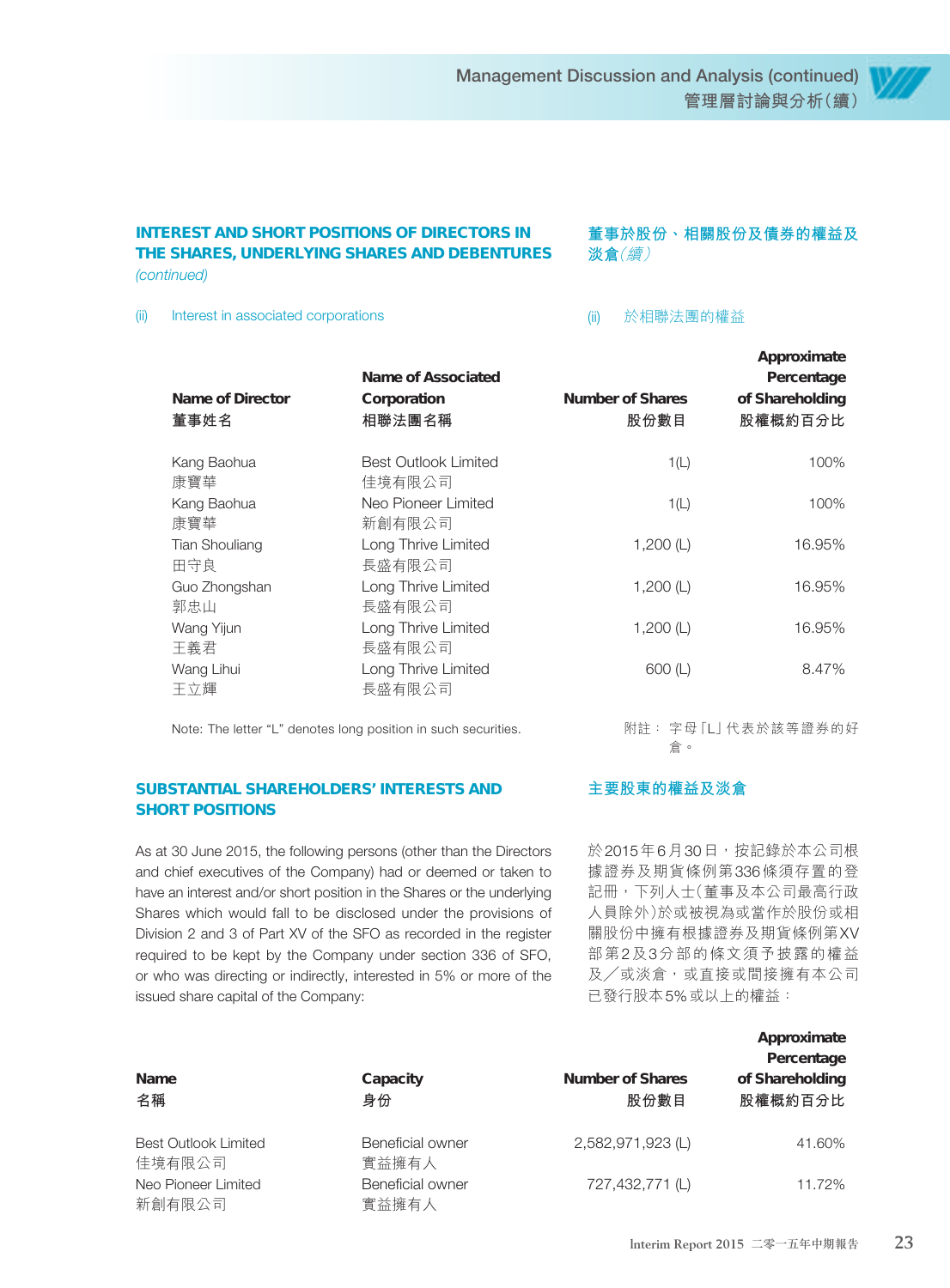## INTEREST AND SHORT POSITIONS OF DIRECTORS IN THE SHARES, UNDERLYING SHARES AND DEBENTURES *(continued)*

## 董事於股份、相關股份及債券的權益及淡倉*(續)*

(ii) Interest in associated corporations

(ii) 於相聯法團的權益

| Name of Director<br>董事姓名 | Name of Associated Corporation<br>相聯法團名稱 | Number of Shares<br>股份數目 | Approximate Percentage of Shareholding<br>股權概約百分比 |
|---|---|---|---|
| Kang Baohua<br>康寶華 | Best Outlook Limited<br>佳境有限公司 | 1(L) | 100% |
| Kang Baohua<br>康寶華 | Neo Pioneer Limited<br>新創有限公司 | 1(L) | 100% |
| Tian Shouliang<br>田守良 | Long Thrive Limited<br>長盛有限公司 | 1,200 (L) | 16.95% |
| Guo Zhongshan<br>郭忠山 | Long Thrive Limited<br>長盛有限公司 | 1,200 (L) | 16.95% |
| Wang Yijun<br>王義君 | Long Thrive Limited<br>長盛有限公司 | 1,200 (L) | 16.95% |
| Wang Lihui<br>王立輝 | Long Thrive Limited<br>長盛有限公司 | 600 (L) | 8.47% |

Note: The letter "L" denotes long position in such securities.

附註： 字母「L」代表於該等證券的好倉。

## SUBSTANTIAL SHAREHOLDERS' INTERESTS AND SHORT POSITIONS

## 主要股東的權益及淡倉

As at 30 June 2015, the following persons (other than the Directors and chief executives of the Company) had or deemed or taken to have an interest and/or short position in the Shares or the underlying Shares which would fall to be disclosed under the provisions of Division 2 and 3 of Part XV of the SFO as recorded in the register required to be kept by the Company under section 336 of SFO, or who was directing or indirectly, interested in 5% or more of the issued share capital of the Company:

於2015年6月30日，按記錄於本公司根據證券及期貨條例第336條須存置的登記冊，下列人士(董事及本公司最高行政人員除外)於或被視為或當作於股份或相關股份中擁有根據證券及期貨條例第XV部第2及3分部的條文須予披露的權益及╱或淡倉，或直接或間接擁有本公司已發行股本5%或以上的權益：

| Name<br>名稱 | Capacity<br>身份 | Number of Shares<br>股份數目 | Approximate Percentage of Shareholding<br>股權概約百分比 |
|---|---|---|---|
| Best Outlook Limited<br>佳境有限公司 | Beneficial owner<br>實益擁有人 | 2,582,971,923 (L) | 41.60% |
| Neo Pioneer Limited<br>新創有限公司 | Beneficial owner<br>實益擁有人 | 727,432,771 (L) | 11.72% |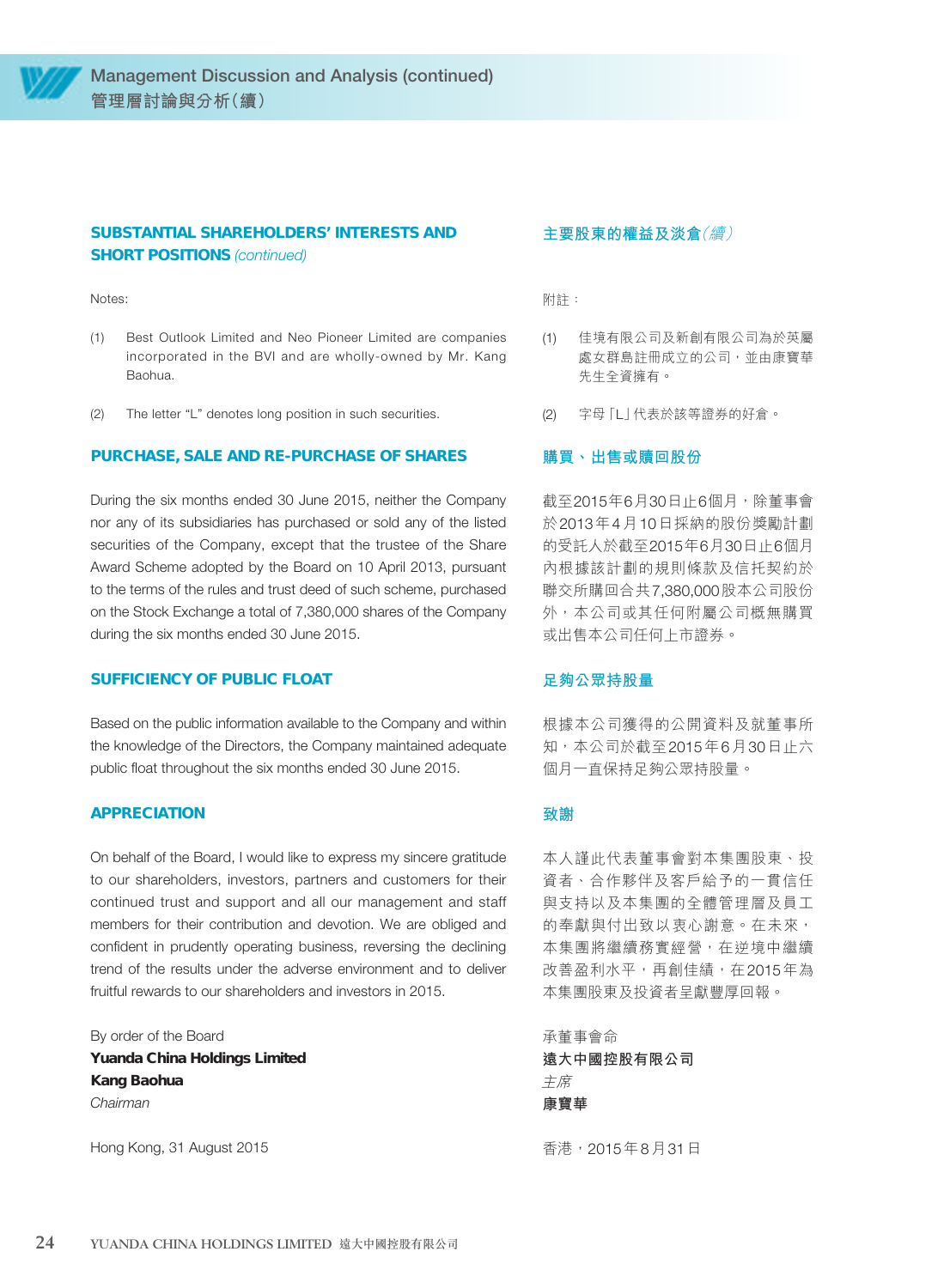## SUBSTANTIAL SHAREHOLDERS' INTERESTS AND SHORT POSITIONS *(continued)*

Notes:

(1) Best Outlook Limited and Neo Pioneer Limited are companies incorporated in the BVI and are wholly-owned by Mr. Kang Baohua.

(2) The letter "L" denotes long position in such securities.

## PURCHASE, SALE AND RE-PURCHASE OF SHARES

During the six months ended 30 June 2015, neither the Company nor any of its subsidiaries has purchased or sold any of the listed securities of the Company, except that the trustee of the Share Award Scheme adopted by the Board on 10 April 2013, pursuant to the terms of the rules and trust deed of such scheme, purchased on the Stock Exchange a total of 7,380,000 shares of the Company during the six months ended 30 June 2015.

## SUFFICIENCY OF PUBLIC FLOAT

Based on the public information available to the Company and within the knowledge of the Directors, the Company maintained adequate public float throughout the six months ended 30 June 2015.

## APPRECIATION

On behalf of the Board, I would like to express my sincere gratitude to our shareholders, investors, partners and customers for their continued trust and support and all our management and staff members for their contribution and devotion. We are obliged and confident in prudently operating business, reversing the declining trend of the results under the adverse environment and to deliver fruitful rewards to our shareholders and investors in 2015.

By order of the Board
**Yuanda China Holdings Limited**
**Kang Baohua**
*Chairman*

Hong Kong, 31 August 2015

## 主要股東的權益及淡倉*(續)*

附註：

(1) 佳境有限公司及新創有限公司為於英屬處女群島註冊成立的公司，並由康寶華先生全資擁有。

(2) 字母「L」代表於該等證券的好倉。

## 購買、出售或贖回股份

截至2015年6月30日止6個月，除董事會於2013年4月10日採納的股份獎勵計劃的受託人於截至2015年6月30日止6個月內根據該計劃的規則條款及信托契約於聯交所購回合共7,380,000股本公司股份外，本公司或其任何附屬公司概無購買或出售本公司任何上市證券。

## 足夠公眾持股量

根據本公司獲得的公開資料及就董事所知，本公司於截至2015年6月30日止六個月一直保持足夠公眾持股量。

## 致謝

本人謹此代表董事會對本集團股東、投資者、合作夥伴及客戶給予的一貫信任與支持以及本集團的全體管理層及員工的奉獻與付出致以衷心謝意。在未來，本集團將繼續務實經營，在逆境中繼續改善盈利水平，再創佳績，在2015年為本集團股東及投資者呈獻豐厚回報。

承董事會命
**遠大中國控股有限公司**
*主席*
**康寶華**

香港，2015年8月31日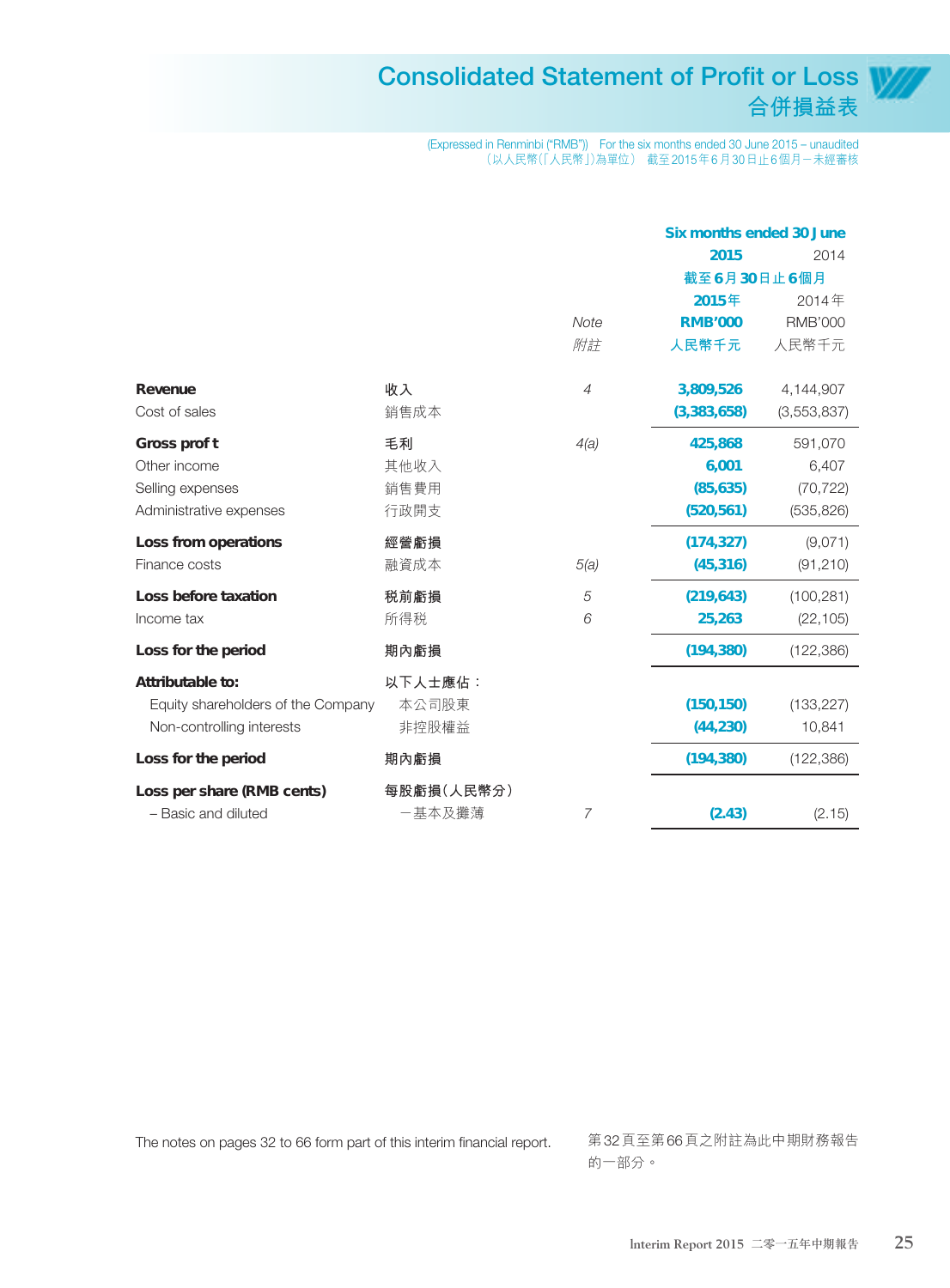# Consolidated Statement of Profit or Loss
# 合併損益表

(Expressed in Renminbi ("RMB")) For the six months ended 30 June 2015 – unaudited
（以人民幣（「人民幣」）為單位） 截至2015年6月30日止6個月－未經審核

| | | Note<br>附註 | Six months ended 30 June<br>截至6月30日止6個月<br>2015<br>2015年<br>RMB'000<br>人民幣千元 | <br><br>2014<br>2014年<br>RMB'000<br>人民幣千元 |
|---|---|---|---|---|
| **Revenue** | 收入 | 4 | 3,809,526 | 4,144,907 |
| Cost of sales | 銷售成本 | | (3,383,658) | (3,553,837) |
| **Gross profit** | 毛利 | 4(a) | 425,868 | 591,070 |
| Other income | 其他收入 | | 6,001 | 6,407 |
| Selling expenses | 銷售費用 | | (85,635) | (70,722) |
| Administrative expenses | 行政開支 | | (520,561) | (535,826) |
| **Loss from operations** | 經營虧損 | | (174,327) | (9,071) |
| Finance costs | 融資成本 | 5(a) | (45,316) | (91,210) |
| **Loss before taxation** | 稅前虧損 | 5 | (219,643) | (100,281) |
| Income tax | 所得稅 | 6 | 25,263 | (22,105) |
| **Loss for the period** | 期內虧損 | | (194,380) | (122,386) |
| **Attributable to:** | 以下人士應佔： | | | |
| Equity shareholders of the Company | 本公司股東 | | (150,150) | (133,227) |
| Non-controlling interests | 非控股權益 | | (44,230) | 10,841 |
| **Loss for the period** | 期內虧損 | | (194,380) | (122,386) |
| **Loss per share (RMB cents)** | 每股虧損（人民幣分） | | | |
| – Basic and diluted | －基本及攤薄 | 7 | (2.43) | (2.15) |

The notes on pages 32 to 66 form part of this interim financial report.

第32頁至第66頁之附註為此中期財務報告的一部分。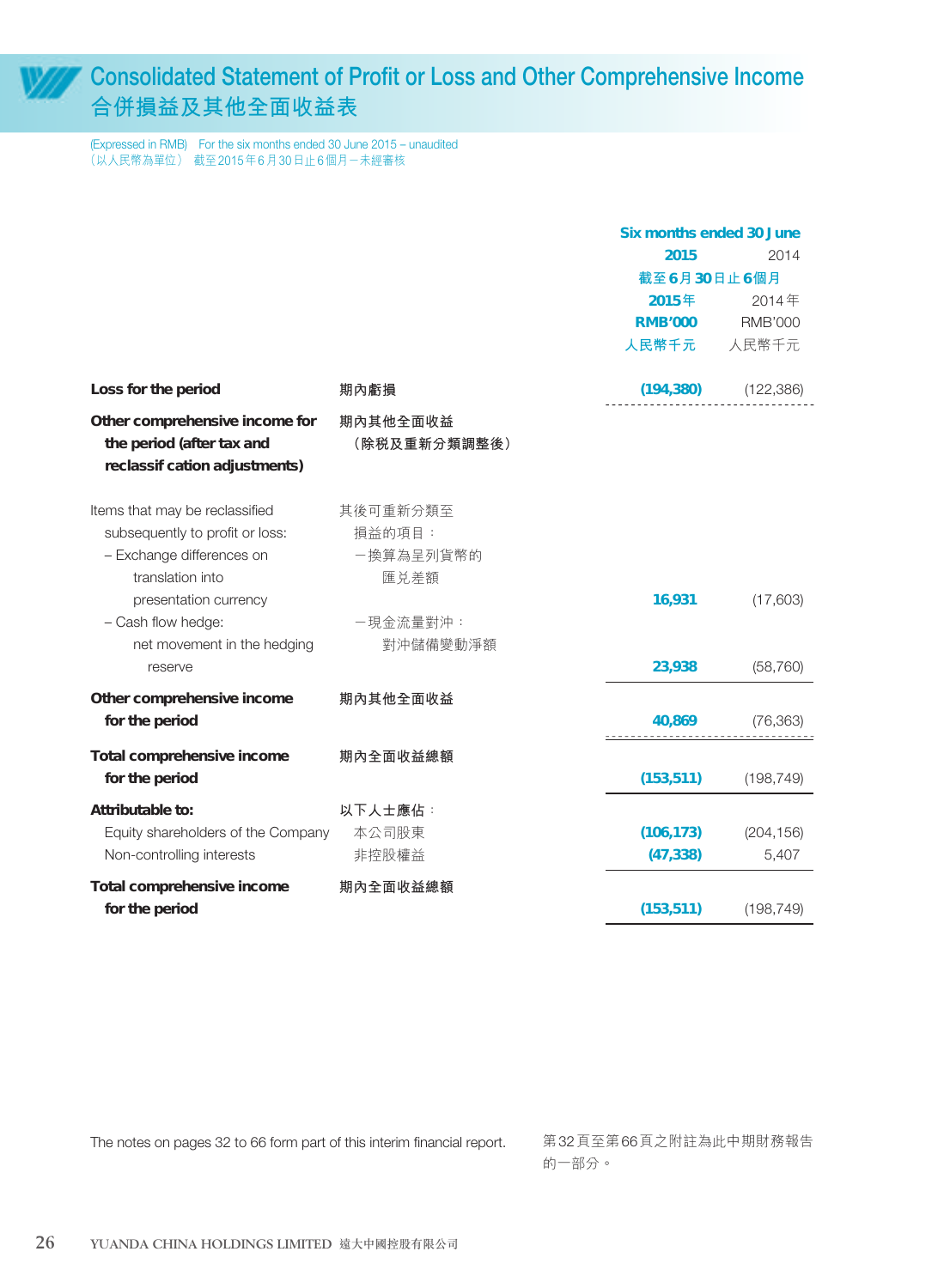# Consolidated Statement of Profit or Loss and Other Comprehensive Income
# 合併損益及其他全面收益表

(Expressed in RMB) For the six months ended 30 June 2015 – unaudited
（以人民幣為單位） 截至2015年6月30日止6個月－未經審核

| | | Six months ended 30 June<br>截至6月30日止6個月<br>2015<br>2015年<br>RMB'000<br>人民幣千元 | <br><br>2014<br>2014年<br>RMB'000<br>人民幣千元 |
|---|---|---|---|
| **Loss for the period** | **期內虧損** | **(194,380)** | (122,386) |
| **Other comprehensive income for the period (after tax and reclassification adjustments)** | **期內其他全面收益（除稅及重新分類調整後）** | | |
| Items that may be reclassified subsequently to profit or loss: | 其後可重新分類至損益的項目： | | |
| – Exchange differences on translation into presentation currency | －換算為呈列貨幣的匯兑差額 | **16,931** | (17,603) |
| – Cash flow hedge: net movement in the hedging reserve | －現金流量對沖：對沖儲備變動淨額 | **23,938** | (58,760) |
| **Other comprehensive income for the period** | **期內其他全面收益** | **40,869** | (76,363) |
| **Total comprehensive income for the period** | **期內全面收益總額** | **(153,511)** | (198,749) |
| **Attributable to:** | **以下人士應佔：** | | |
| Equity shareholders of the Company | 本公司股東 | **(106,173)** | (204,156) |
| Non-controlling interests | 非控股權益 | **(47,338)** | 5,407 |
| **Total comprehensive income for the period** | **期內全面收益總額** | **(153,511)** | (198,749) |

The notes on pages 32 to 66 form part of this interim financial report.

第32頁至第66頁之附註為此中期財務報告的一部分。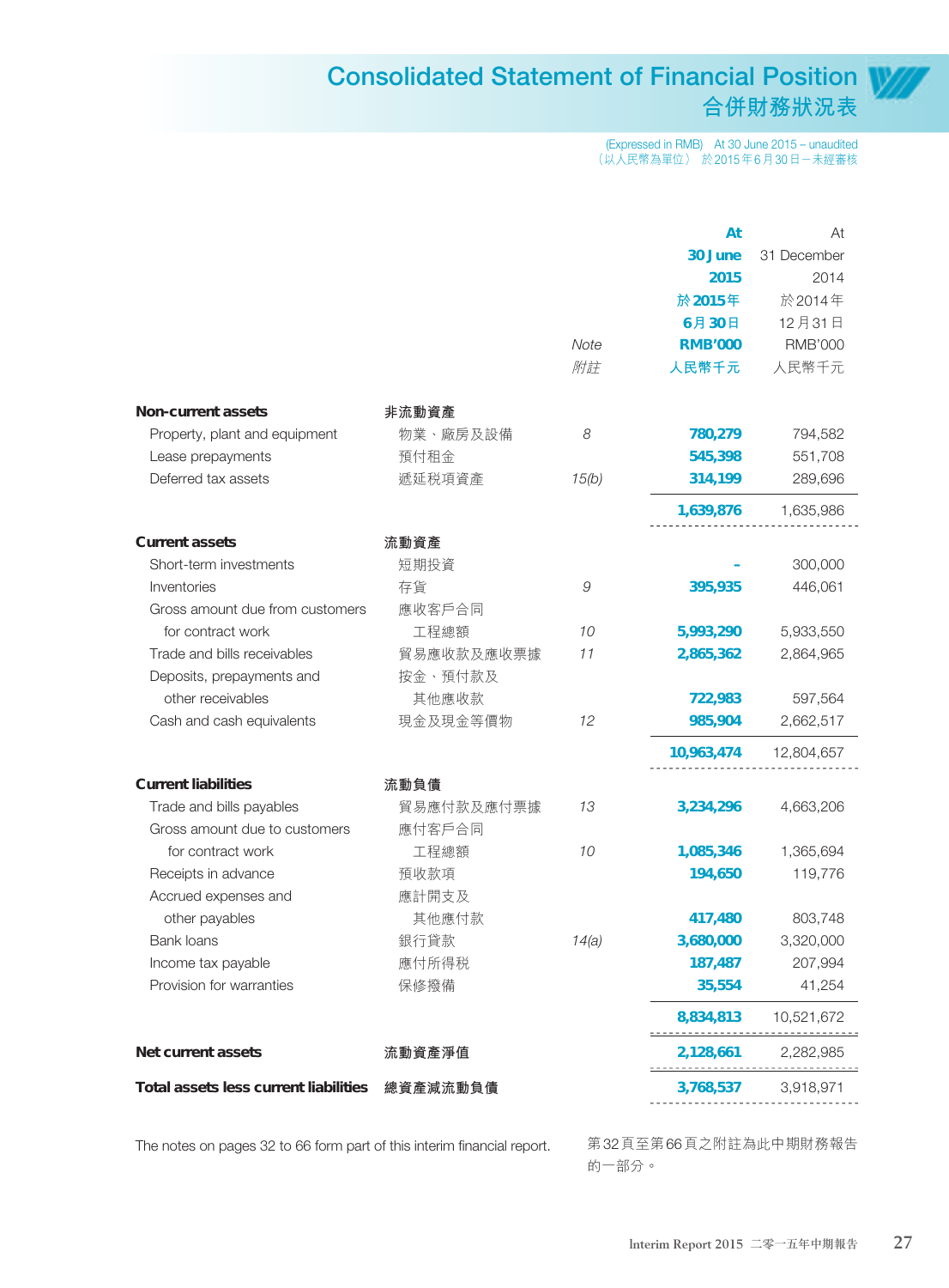# Consolidated Statement of Financial Position
# 合併財務狀況表

(Expressed in RMB) At 30 June 2015 – unaudited
（以人民幣為單位） 於2015年6月30日－未經審核

| | | Note 附註 | At 30 June 2015 於2015年6月30日 RMB'000 人民幣千元 | At 31 December 2014 於2014年12月31日 RMB'000 人民幣千元 |
|---|---|---|---|---|
| **Non-current assets** | **非流動資產** | | | |
| Property, plant and equipment | 物業、廠房及設備 | 8 | **780,279** | 794,582 |
| Lease prepayments | 預付租金 | | **545,398** | 551,708 |
| Deferred tax assets | 遞延税項資產 | 15(b) | **314,199** | 289,696 |
| | | | **1,639,876** | 1,635,986 |
| **Current assets** | **流動資產** | | | |
| Short-term investments | 短期投資 | | **-** | 300,000 |
| Inventories | 存貨 | 9 | **395,935** | 446,061 |
| Gross amount due from customers for contract work | 應收客戶合同工程總額 | 10 | **5,993,290** | 5,933,550 |
| Trade and bills receivables | 貿易應收款及應收票據 | 11 | **2,865,362** | 2,864,965 |
| Deposits, prepayments and other receivables | 按金、預付款及其他應收款 | | **722,983** | 597,564 |
| Cash and cash equivalents | 現金及現金等價物 | 12 | **985,904** | 2,662,517 |
| | | | **10,963,474** | 12,804,657 |
| **Current liabilities** | **流動負債** | | | |
| Trade and bills payables | 貿易應付款及應付票據 | 13 | **3,234,296** | 4,663,206 |
| Gross amount due to customers for contract work | 應付客戶合同工程總額 | 10 | **1,085,346** | 1,365,694 |
| Receipts in advance | 預收款項 | | **194,650** | 119,776 |
| Accrued expenses and other payables | 應計開支及其他應付款 | | **417,480** | 803,748 |
| Bank loans | 銀行貸款 | 14(a) | **3,680,000** | 3,320,000 |
| Income tax payable | 應付所得税 | | **187,487** | 207,994 |
| Provision for warranties | 保修撥備 | | **35,554** | 41,254 |
| | | | **8,834,813** | 10,521,672 |
| **Net current assets** | **流動資產淨值** | | **2,128,661** | 2,282,985 |
| **Total assets less current liabilities** | **總資產減流動負債** | | **3,768,537** | 3,918,971 |

The notes on pages 32 to 66 form part of this interim financial report.

第32頁至第66頁之附註為此中期財務報告的一部分。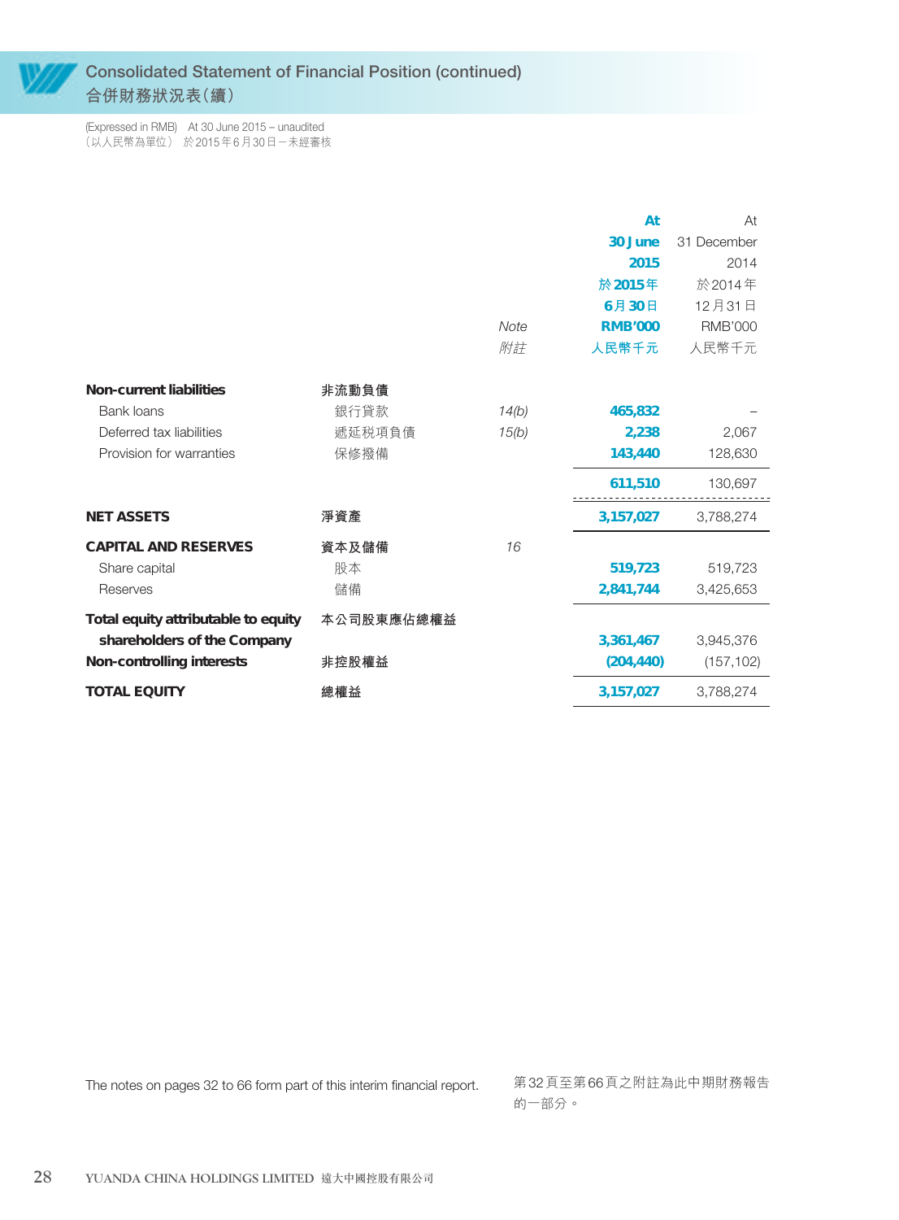## Consolidated Statement of Financial Position (continued)
## 合併財務狀況表(續)

(Expressed in RMB) At 30 June 2015 – unaudited
(以人民幣為單位) 於2015年6月30日－未經審核

| | | Note<br>附註 | At 30 June 2015<br>於2015年6月30日<br>RMB'000<br>人民幣千元 | At 31 December 2014<br>於2014年12月31日<br>RMB'000<br>人民幣千元 |
|---|---|---|---|---|
| **Non-current liabilities** | **非流動負債** | | | |
| Bank loans | 銀行貸款 | 14(b) | **465,832** | – |
| Deferred tax liabilities | 遞延稅項負債 | 15(b) | **2,238** | 2,067 |
| Provision for warranties | 保修撥備 | | **143,440** | 128,630 |
| | | | **611,510** | 130,697 |
| **NET ASSETS** | **淨資產** | | **3,157,027** | 3,788,274 |
| **CAPITAL AND RESERVES** | **資本及儲備** | 16 | | |
| Share capital | 股本 | | **519,723** | 519,723 |
| Reserves | 儲備 | | **2,841,744** | 3,425,653 |
| **Total equity attributable to equity shareholders of the Company** | **本公司股東應佔總權益** | | **3,361,467** | 3,945,376 |
| **Non-controlling interests** | **非控股權益** | | **(204,440)** | (157,102) |
| **TOTAL EQUITY** | **總權益** | | **3,157,027** | 3,788,274 |

The notes on pages 32 to 66 form part of this interim financial report.

第32頁至第66頁之附註為此中期財務報告的一部分。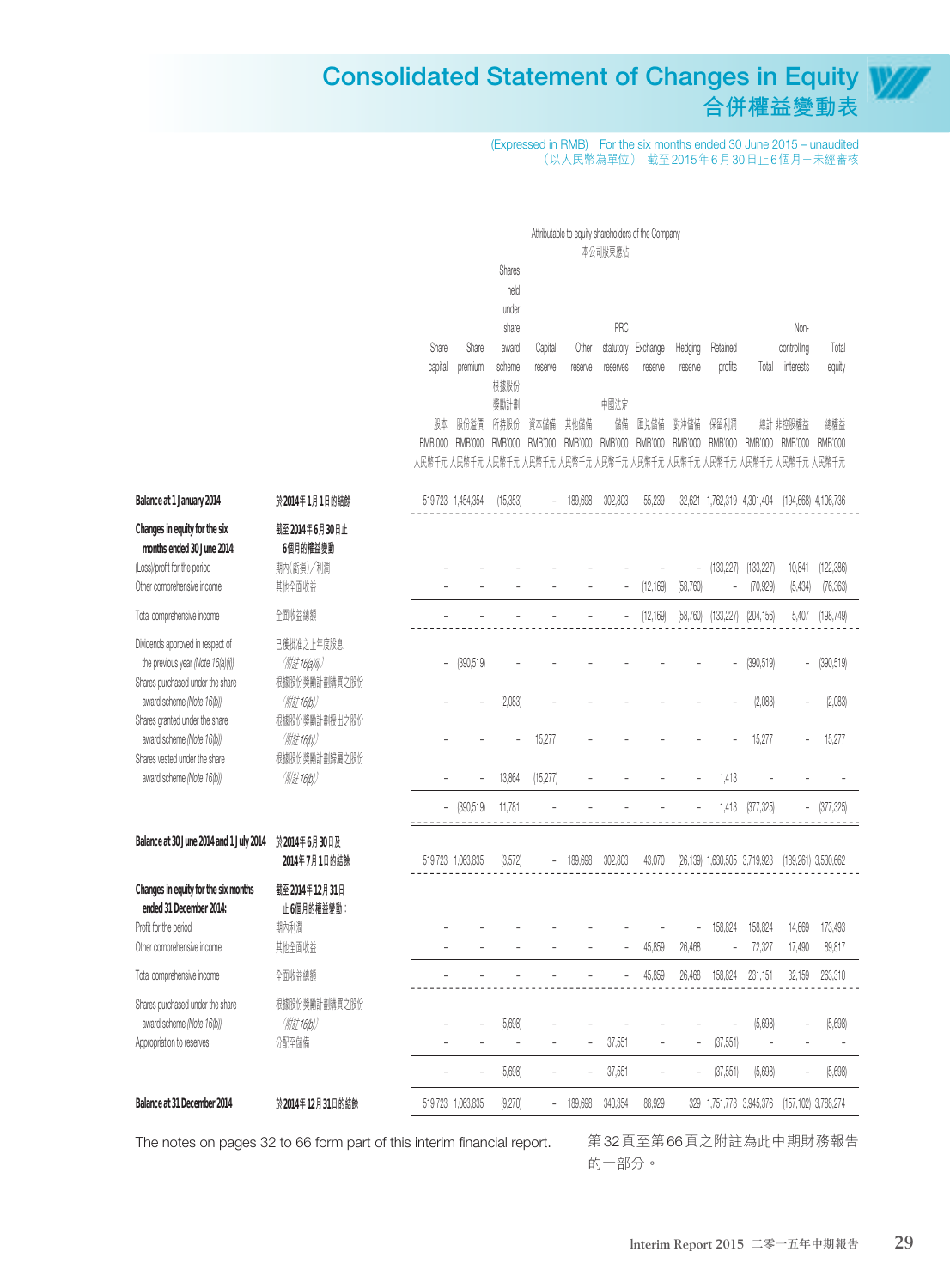# Consolidated Statement of Changes in Equity
# 合併權益變動表

(Expressed in RMB) For the six months ended 30 June 2015 – unaudited
（以人民幣為單位） 截至2015年6月30日止6個月－未經審核

| | | Attributable to equity shareholders of the Company 本公司股東應佔 | | | | | | | | | | | | |
|---|---|---|---|---|---|---|---|---|---|---|---|---|---|---|
| | | Share capital 股本 RMB'000 人民幣千元 | Share premium 股份溢價 RMB'000 人民幣千元 | Shares held under share award scheme 根據股份獎勵計劃所持股份 RMB'000 人民幣千元 | Capital reserve 資本儲備 RMB'000 人民幣千元 | Other reserve 其他儲備 RMB'000 人民幣千元 | PRC statutory reserves 中國法定儲備 RMB'000 人民幣千元 | Exchange reserve 匯兌儲備 RMB'000 人民幣千元 | Hedging reserve 對沖儲備 RMB'000 人民幣千元 | Retained profits 保留利潤 RMB'000 人民幣千元 | Total 總計 RMB'000 人民幣千元 | Non-controlling interests 非控股權益 RMB'000 人民幣千元 | Total equity 總權益 RMB'000 人民幣千元 |
| **Balance at 1 January 2014** | **於2014年1月1日的結餘** | 519,723 | 1,454,354 | (15,353) | - | 189,698 | 302,803 | 55,239 | 32,621 | 1,762,319 | 4,301,404 | (194,668) | 4,106,736 |
| **Changes in equity for the six months ended 30 June 2014:** | **截至2014年6月30日止6個月的權益變動：** | | | | | | | | | | | | |
| (Loss)/profit for the period | 期內（虧損）╱利潤 | - | - | - | - | - | - | - | - | (133,227) | (133,227) | 10,841 | (122,386) |
| Other comprehensive income | 其他全面收益 | - | - | - | - | - | - | (12,169) | (58,760) | - | (70,929) | (5,434) | (76,363) |
| Total comprehensive income | 全面收益總額 | - | - | - | - | - | - | (12,169) | (58,760) | (133,227) | (204,156) | 5,407 | (198,749) |
| Dividends approved in respect of the previous year (Note 16(a)(ii)) | 已獲批准之上年度股息（附註16(a)(ii)） | - | (390,519) | - | - | - | - | - | - | - | (390,519) | - | (390,519) |
| Shares purchased under the share award scheme (Note 16(b)) | 根據股份獎勵計劃購買之股份（附註16(b)） | - | - | (2,083) | - | - | - | - | - | - | (2,083) | - | (2,083) |
| Shares granted under the share award scheme (Note 16(b)) | 根據股份獎勵計劃授出之股份（附註16(b)） | - | - | - | 15,277 | - | - | - | - | - | 15,277 | - | 15,277 |
| Shares vested under the share award scheme (Note 16(b)) | 根據股份獎勵計劃歸屬之股份（附註16(b)） | - | - | 13,864 | (15,277) | - | - | - | - | 1,413 | - | - | - |
| | | - | (390,519) | 11,781 | - | - | - | - | - | 1,413 | (377,325) | - | (377,325) |
| **Balance at 30 June 2014 and 1 July 2014** | **於2014年6月30日及2014年7月1日的結餘** | 519,723 | 1,063,835 | (3,572) | - | 189,698 | 302,803 | 43,070 | (26,139) | 1,630,505 | 3,719,923 | (189,261) | 3,530,662 |
| **Changes in equity for the six months ended 31 December 2014:** | **截至2014年12月31日止6個月的權益變動：** | | | | | | | | | | | | |
| Profit for the period | 期內利潤 | - | - | - | - | - | - | - | - | 158,824 | 158,824 | 14,669 | 173,493 |
| Other comprehensive income | 其他全面收益 | - | - | - | - | - | - | 45,859 | 26,468 | - | 72,327 | 17,490 | 89,817 |
| Total comprehensive income | 全面收益總額 | - | - | - | - | - | - | 45,859 | 26,468 | 158,824 | 231,151 | 32,159 | 263,310 |
| Shares purchased under the share award scheme (Note 16(b)) | 根據股份獎勵計劃購買之股份（附註16(b)） | - | - | (5,698) | - | - | - | - | - | - | (5,698) | - | (5,698) |
| Appropriation to reserves | 分配至儲備 | - | - | - | - | - | 37,551 | - | - | (37,551) | - | - | - |
| | | - | - | (5,698) | - | - | 37,551 | - | - | (37,551) | (5,698) | - | (5,698) |
| **Balance at 31 December 2014** | **於2014年12月31日的結餘** | 519,723 | 1,063,835 | (9,270) | - | 189,698 | 340,354 | 88,929 | 329 | 1,751,778 | 3,945,376 | (157,102) | 3,788,274 |

The notes on pages 32 to 66 form part of this interim financial report.

第32頁至第66頁之附註為此中期財務報告的一部分。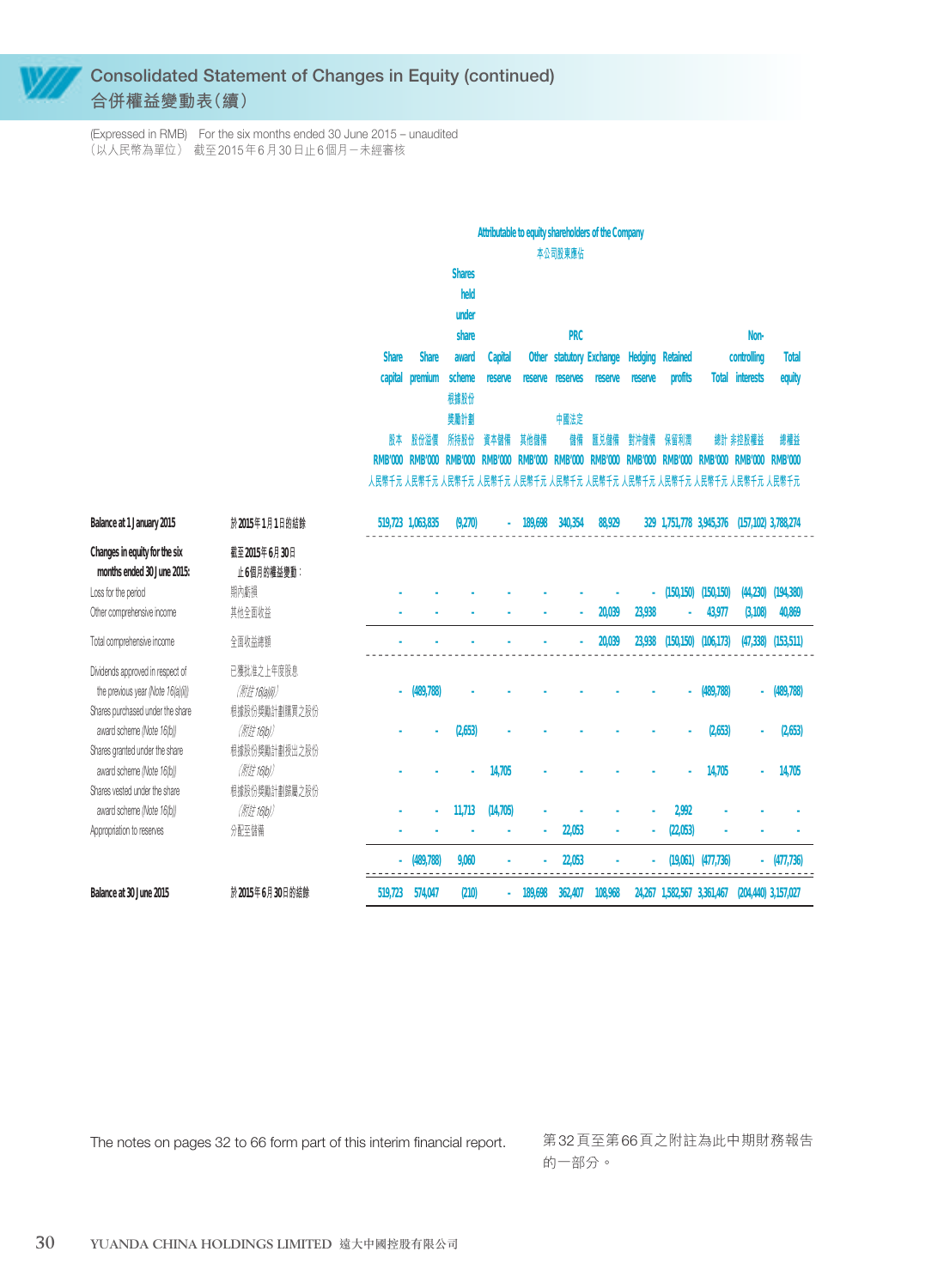# Consolidated Statement of Changes in Equity (continued)
# 合併權益變動表(續)

(Expressed in RMB) For the six months ended 30 June 2015 – unaudited
(以人民幣為單位) 截至2015年6月30日止6個月－未經審核

| | | Attributable to equity shareholders of the Company 本公司股東應佔 | | | | | | | | | | | | |
|---|---|---|---|---|---|---|---|---|---|---|---|---|---|---|
| | | Share capital 股本 | Share premium 股份溢價 | Shares held under share award scheme 根據股份獎勵計劃所持股份 | Capital reserve 資本儲備 | Other reserve 其他儲備 | PRC statutory reserves 中國法定儲備 | Exchange reserve 匯兌儲備 | Hedging reserve 對沖儲備 | Retained profits 保留利潤 | Total 總計 | Non-controlling interests 非控股權益 | Total equity 總權益 |
| | | RMB'000 人民幣千元 | RMB'000 人民幣千元 | RMB'000 人民幣千元 | RMB'000 人民幣千元 | RMB'000 人民幣千元 | RMB'000 人民幣千元 | RMB'000 人民幣千元 | RMB'000 人民幣千元 | RMB'000 人民幣千元 | RMB'000 人民幣千元 | RMB'000 人民幣千元 | RMB'000 人民幣千元 |
| **Balance at 1 January 2015** | **於2015年1月1日的結餘** | 519,723 | 1,063,835 | (9,270) | - | 189,698 | 340,354 | 88,929 | 329 | 1,751,778 | 3,945,376 | (157,102) | 3,788,274 |
| **Changes in equity for the six months ended 30 June 2015:** | **截至2015年6月30日止6個月的權益變動:** | | | | | | | | | | | | |
| Loss for the period | 期內虧損 | - | - | - | - | - | - | - | - | (150,150) | (150,150) | (44,230) | (194,380) |
| Other comprehensive income | 其他全面收益 | - | - | - | - | - | - | 20,039 | 23,938 | - | 43,977 | (3,108) | 40,869 |
| Total comprehensive income | 全面收益總額 | - | - | - | - | - | - | 20,039 | 23,938 | (150,150) | (106,173) | (47,338) | (153,511) |
| Dividends approved in respect of the previous year (Note 16(a)(ii)) | 已獲批准之上年度股息 (附註16(a)(ii)) | - | (489,788) | - | - | - | - | - | - | - | (489,788) | - | (489,788) |
| Shares purchased under the share award scheme (Note 16(b)) | 根據股份獎勵計劃購買之股份 (附註16(b)) | - | - | (2,653) | - | - | - | - | - | - | (2,653) | - | (2,653) |
| Shares granted under the share award scheme (Note 16(b)) | 根據股份獎勵計劃授出之股份 (附註16(b)) | - | - | - | 14,705 | - | - | - | - | - | 14,705 | - | 14,705 |
| Shares vested under the share award scheme (Note 16(b)) | 根據股份獎勵計劃歸屬之股份 (附註16(b)) | - | - | 11,713 | (14,705) | - | - | - | - | 2,992 | - | - | - |
| Appropriation to reserves | 分配至儲備 | - | - | - | - | - | 22,053 | - | - | (22,053) | - | - | - |
| | | - | (489,788) | 9,060 | - | - | 22,053 | - | - | (19,061) | (477,736) | - | (477,736) |
| **Balance at 30 June 2015** | **於2015年6月30日的結餘** | 519,723 | 574,047 | (210) | - | 189,698 | 362,407 | 108,968 | 24,267 | 1,582,567 | 3,361,467 | (204,440) | 3,157,027 |

The notes on pages 32 to 66 form part of this interim financial report.

第32頁至第66頁之附註為此中期財務報告的一部分。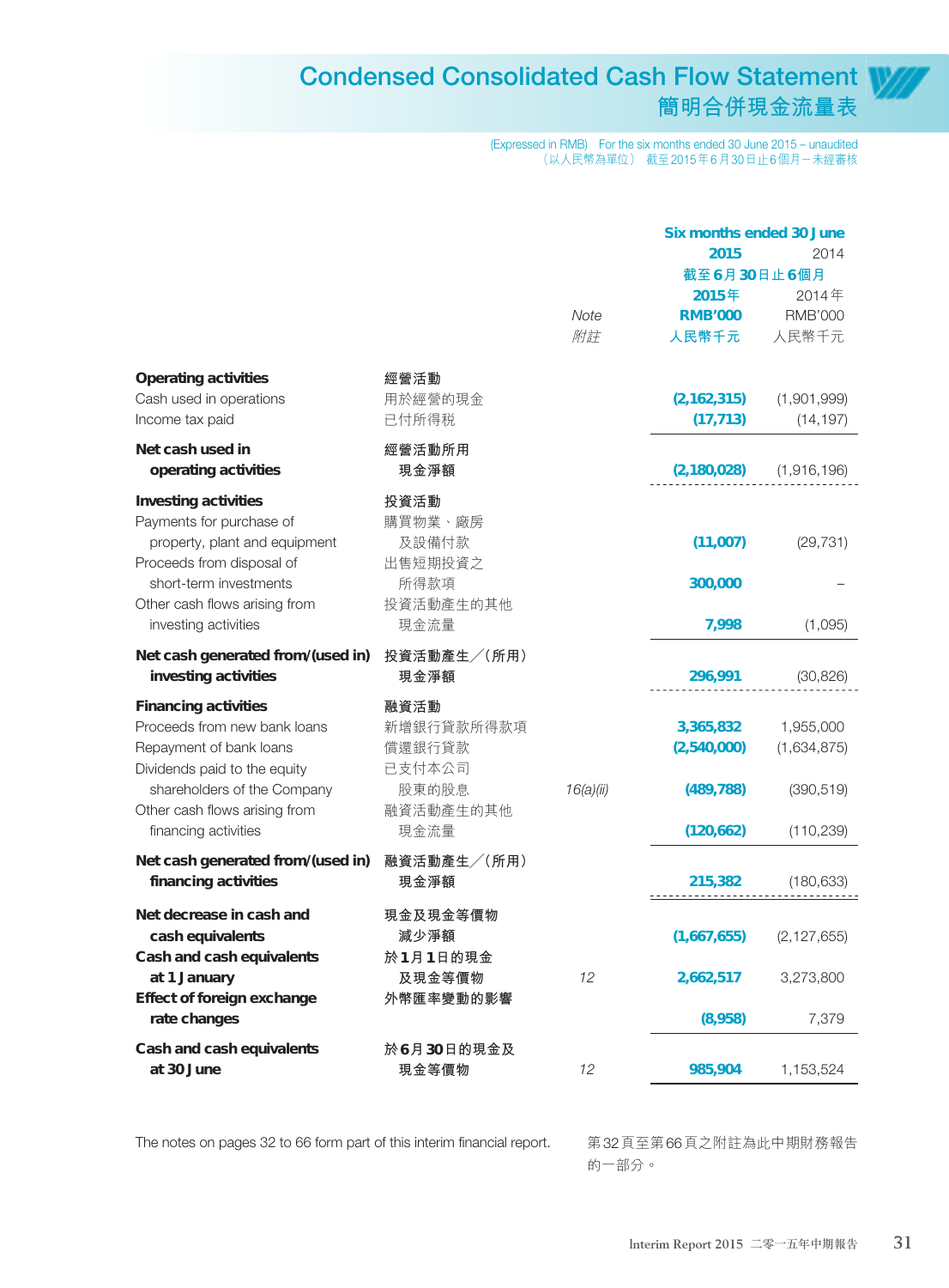# Condensed Consolidated Cash Flow Statement
## 簡明合併現金流量表

(Expressed in RMB) For the six months ended 30 June 2015 – unaudited
（以人民幣為單位） 截至2015年6月30日止6個月－未經審核

| | | Note<br>附註 | Six months ended 30 June 截至6月30日止6個月<br>2015<br>2015年<br>RMB'000<br>人民幣千元 | <br>2014<br>2014年<br>RMB'000<br>人民幣千元 |
|---|---|---|---|---|
| **Operating activities** | **經營活動** | | | |
| Cash used in operations | 用於經營的現金 | | **(2,162,315)** | (1,901,999) |
| Income tax paid | 已付所得税 | | **(17,713)** | (14,197) |
| **Net cash used in operating activities** | **經營活動所用現金淨額** | | **(2,180,028)** | (1,916,196) |
| **Investing activities** | **投資活動** | | | |
| Payments for purchase of property, plant and equipment | 購買物業、廠房及設備付款 | | **(11,007)** | (29,731) |
| Proceeds from disposal of short-term investments | 出售短期投資之所得款項 | | **300,000** | – |
| Other cash flows arising from investing activities | 投資活動產生的其他現金流量 | | **7,998** | (1,095) |
| **Net cash generated from/(used in) investing activities** | **投資活動產生／（所用）現金淨額** | | **296,991** | (30,826) |
| **Financing activities** | **融資活動** | | | |
| Proceeds from new bank loans | 新增銀行貸款所得款項 | | **3,365,832** | 1,955,000 |
| Repayment of bank loans | 償還銀行貸款 | | **(2,540,000)** | (1,634,875) |
| Dividends paid to the equity shareholders of the Company | 已支付本公司股東的股息 | 16(a)(ii) | **(489,788)** | (390,519) |
| Other cash flows arising from financing activities | 融資活動產生的其他現金流量 | | **(120,662)** | (110,239) |
| **Net cash generated from/(used in) financing activities** | **融資活動產生／（所用）現金淨額** | | **215,382** | (180,633) |
| **Net decrease in cash and cash equivalents** | **現金及現金等價物減少淨額** | | **(1,667,655)** | (2,127,655) |
| **Cash and cash equivalents at 1 January** | **於1月1日的現金及現金等價物** | 12 | **2,662,517** | 3,273,800 |
| **Effect of foreign exchange rate changes** | **外幣匯率變動的影響** | | **(8,958)** | 7,379 |
| **Cash and cash equivalents at 30 June** | **於6月30日的現金及現金等價物** | 12 | **985,904** | 1,153,524 |

The notes on pages 32 to 66 form part of this interim financial report.

第32頁至第66頁之附註為此中期財務報告的一部分。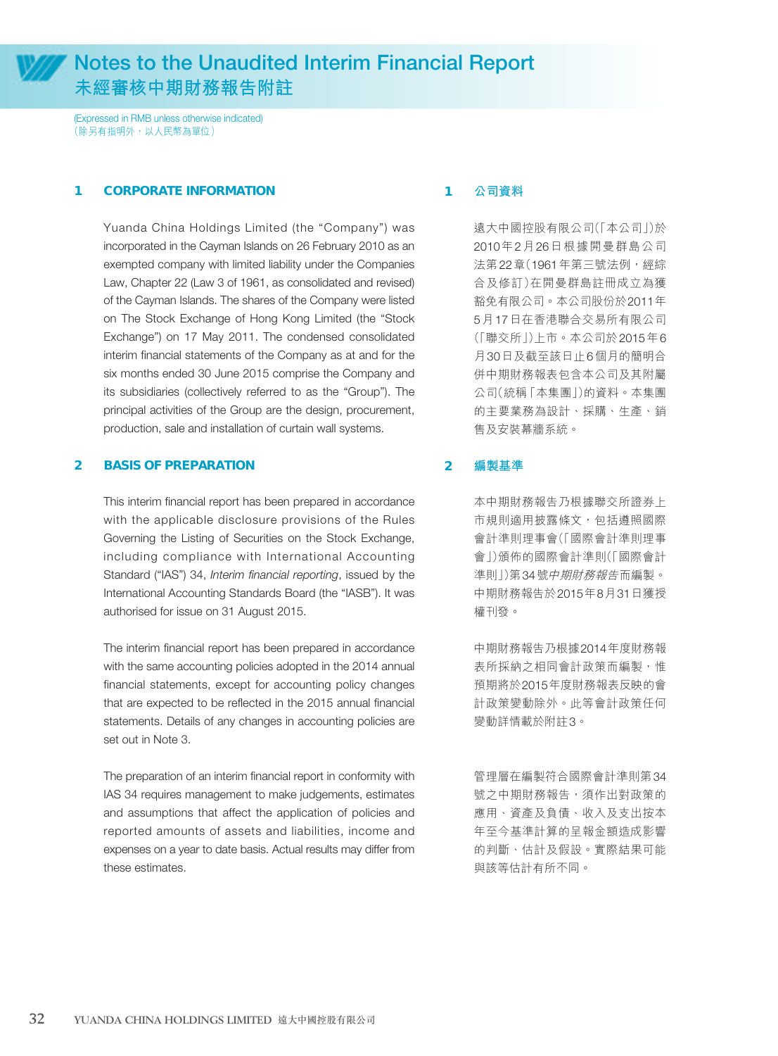# Notes to the Unaudited Interim Financial Report
# 未經審核中期財務報告附註

(Expressed in RMB unless otherwise indicated)
（除另有指明外，以人民幣為單位）

## 1 CORPORATE INFORMATION

Yuanda China Holdings Limited (the "Company") was incorporated in the Cayman Islands on 26 February 2010 as an exempted company with limited liability under the Companies Law, Chapter 22 (Law 3 of 1961, as consolidated and revised) of the Cayman Islands. The shares of the Company were listed on The Stock Exchange of Hong Kong Limited (the "Stock Exchange") on 17 May 2011. The condensed consolidated interim financial statements of the Company as at and for the six months ended 30 June 2015 comprise the Company and its subsidiaries (collectively referred to as the "Group"). The principal activities of the Group are the design, procurement, production, sale and installation of curtain wall systems.

## 1 公司資料

遠大中國控股有限公司(「本公司」)於2010年2月26日根據開曼群島公司法第22章(1961年第三號法例，經綜合及修訂)在開曼群島註冊成立為獲豁免有限公司。本公司股份於2011年5月17日在香港聯合交易所有限公司(「聯交所」)上市。本公司於2015年6月30日及截至該日止6個月的簡明合併中期財務報表包含本公司及其附屬公司(統稱「本集團」)的資料。本集團的主要業務為設計、採購、生產、銷售及安裝幕牆系統。

## 2 BASIS OF PREPARATION

This interim financial report has been prepared in accordance with the applicable disclosure provisions of the Rules Governing the Listing of Securities on the Stock Exchange, including compliance with International Accounting Standard ("IAS") 34, *Interim financial reporting*, issued by the International Accounting Standards Board (the "IASB"). It was authorised for issue on 31 August 2015.

The interim financial report has been prepared in accordance with the same accounting policies adopted in the 2014 annual financial statements, except for accounting policy changes that are expected to be reflected in the 2015 annual financial statements. Details of any changes in accounting policies are set out in Note 3.

The preparation of an interim financial report in conformity with IAS 34 requires management to make judgements, estimates and assumptions that affect the application of policies and reported amounts of assets and liabilities, income and expenses on a year to date basis. Actual results may differ from these estimates.

## 2 編製基準

本中期財務報告乃根據聯交所證券上市規則適用披露條文，包括遵照國際會計準則理事會(「國際會計準則理事會」)頒佈的國際會計準則(「國際會計準則」)第34號*中期財務報告*而編製。中期財務報告於2015年8月31日獲授權刊發。

中期財務報告乃根據2014年度財務報表所採納之相同會計政策而編製，惟預期將於2015年度財務報表反映的會計政策變動除外。此等會計政策任何變動詳情載於附註3。

管理層在編製符合國際會計準則第34號之中期財務報告，須作出對政策的應用、資產及負債、收入及支出按本年至今基準計算的呈報金額造成影響的判斷、估計及假設。實際結果可能與該等估計有所不同。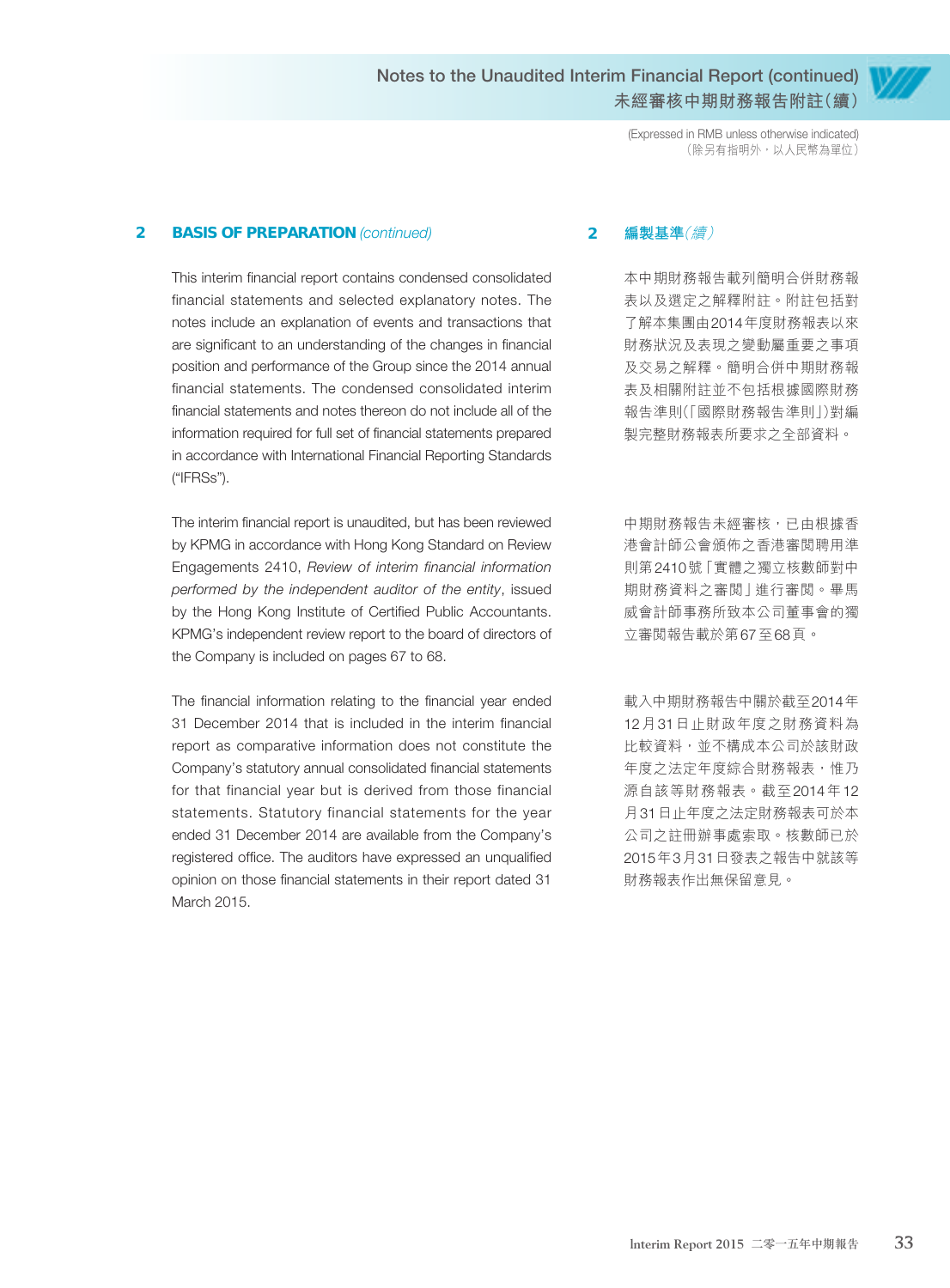(Expressed in RMB unless otherwise indicated)
（除另有指明外，以人民幣為單位）

## 2 BASIS OF PREPARATION *(continued)*

This interim financial report contains condensed consolidated financial statements and selected explanatory notes. The notes include an explanation of events and transactions that are significant to an understanding of the changes in financial position and performance of the Group since the 2014 annual financial statements. The condensed consolidated interim financial statements and notes thereon do not include all of the information required for full set of financial statements prepared in accordance with International Financial Reporting Standards ("IFRSs").

The interim financial report is unaudited, but has been reviewed by KPMG in accordance with Hong Kong Standard on Review Engagements 2410, *Review of interim financial information performed by the independent auditor of the entity*, issued by the Hong Kong Institute of Certified Public Accountants. KPMG's independent review report to the board of directors of the Company is included on pages 67 to 68.

The financial information relating to the financial year ended 31 December 2014 that is included in the interim financial report as comparative information does not constitute the Company's statutory annual consolidated financial statements for that financial year but is derived from those financial statements. Statutory financial statements for the year ended 31 December 2014 are available from the Company's registered office. The auditors have expressed an unqualified opinion on those financial statements in their report dated 31 March 2015.

## 2 編製基準*（續）*

本中期財務報告載列簡明合併財務報表以及選定之解釋附註。附註包括對了解本集團由2014年度財務報表以來財務狀況及表現之變動屬重要之事項及交易之解釋。簡明合併中期財務報表及相關附註並不包括根據國際財務報告準則(「國際財務報告準則」)對編製完整財務報表所要求之全部資料。

中期財務報告未經審核，已由根據香港會計師公會頒佈之香港審閱聘用準則第2410號「實體之獨立核數師對中期財務資料之審閱」進行審閱。畢馬威會計師事務所致本公司董事會的獨立審閱報告載於第67至68頁。

載入中期財務報告中關於截至2014年12月31日止財政年度之財務資料為比較資料，並不構成本公司於該財政年度之法定年度綜合財務報表，惟乃源自該等財務報表。截至2014年12月31日止年度之法定財務報表可於本公司之註冊辦事處索取。核數師已於2015年3月31日發表之報告中就該等財務報表作出無保留意見。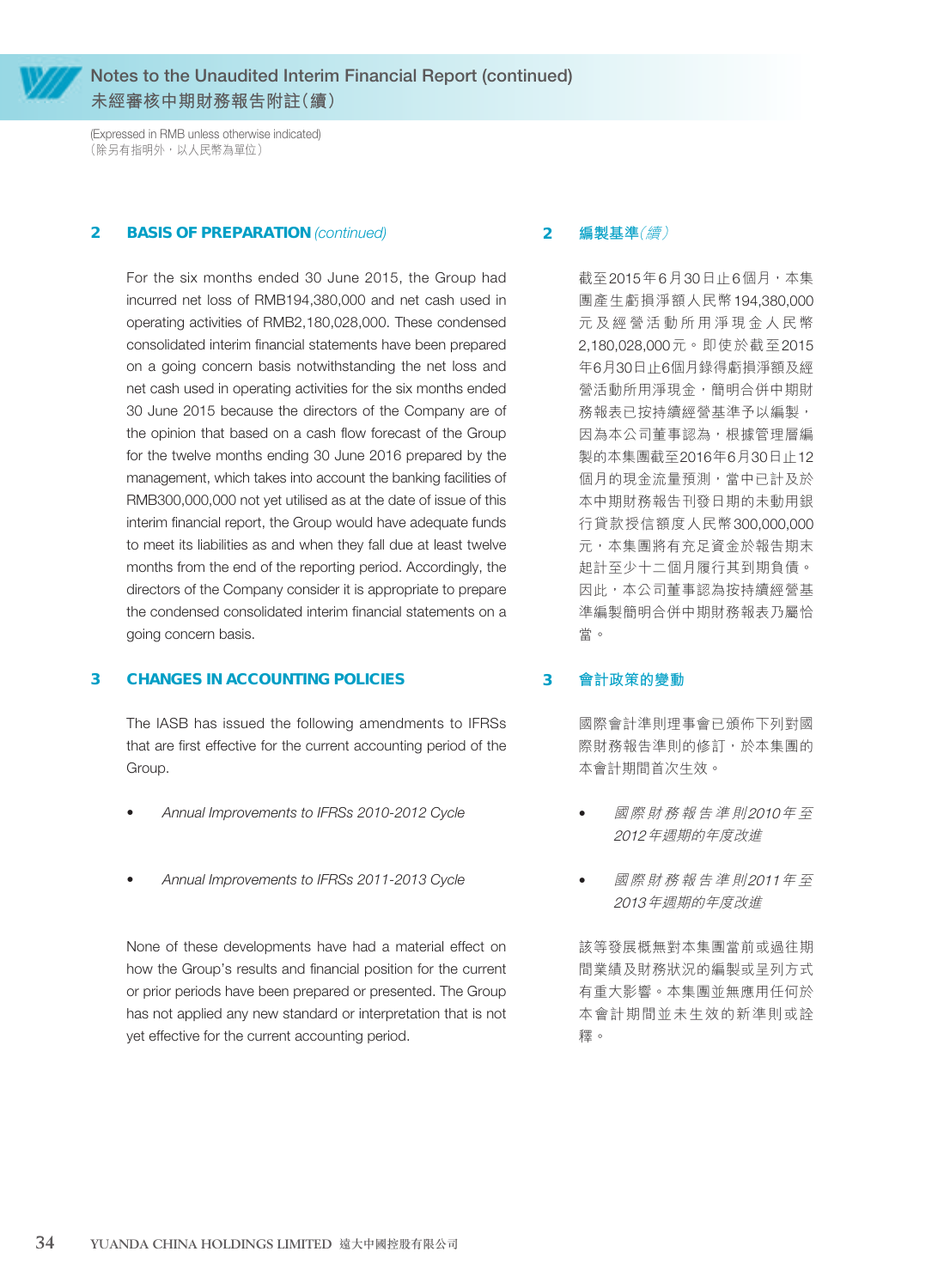(Expressed in RMB unless otherwise indicated)
（除另有指明外，以人民幣為單位）

## 2 BASIS OF PREPARATION *(continued)*

For the six months ended 30 June 2015, the Group had incurred net loss of RMB194,380,000 and net cash used in operating activities of RMB2,180,028,000. These condensed consolidated interim financial statements have been prepared on a going concern basis notwithstanding the net loss and net cash used in operating activities for the six months ended 30 June 2015 because the directors of the Company are of the opinion that based on a cash flow forecast of the Group for the twelve months ending 30 June 2016 prepared by the management, which takes into account the banking facilities of RMB300,000,000 not yet utilised as at the date of issue of this interim financial report, the Group would have adequate funds to meet its liabilities as and when they fall due at least twelve months from the end of the reporting period. Accordingly, the directors of the Company consider it is appropriate to prepare the condensed consolidated interim financial statements on a going concern basis.

## 2 編製基準*（續）*

截至2015年6月30日止6個月，本集團產生虧損淨額人民幣194,380,000元及經營活動所用淨現金人民幣2,180,028,000元。即使於截至2015年6月30日止6個月錄得虧損淨額及經營活動所用淨現金，簡明合併中期財務報表已按持續經營基準予以編製，因為本公司董事認為，根據管理層編製的本集團截至2016年6月30日止12個月的現金流量預測，當中已計及於本中期財務報告刊發日期的未動用銀行貸款授信額度人民幣300,000,000元，本集團將有充足資金於報告期末起計至少十二個月履行其到期負債。因此，本公司董事認為按持續經營基準編製簡明合併中期財務報表乃屬恰當。

## 3 CHANGES IN ACCOUNTING POLICIES

The IASB has issued the following amendments to IFRSs that are first effective for the current accounting period of the Group.

- *Annual Improvements to IFRSs 2010-2012 Cycle*
- *Annual Improvements to IFRSs 2011-2013 Cycle*

None of these developments have had a material effect on how the Group's results and financial position for the current or prior periods have been prepared or presented. The Group has not applied any new standard or interpretation that is not yet effective for the current accounting period.

## 3 會計政策的變動

國際會計準則理事會已頒佈下列對國際財務報告準則的修訂，於本集團的本會計期間首次生效。

- *國際財務報告準則2010年至2012年週期的年度改進*
- *國際財務報告準則2011年至2013年週期的年度改進*

該等發展概無對本集團當前或過往期間業績及財務狀況的編製或呈列方式有重大影響。本集團並無應用任何於本會計期間並未生效的新準則或詮釋。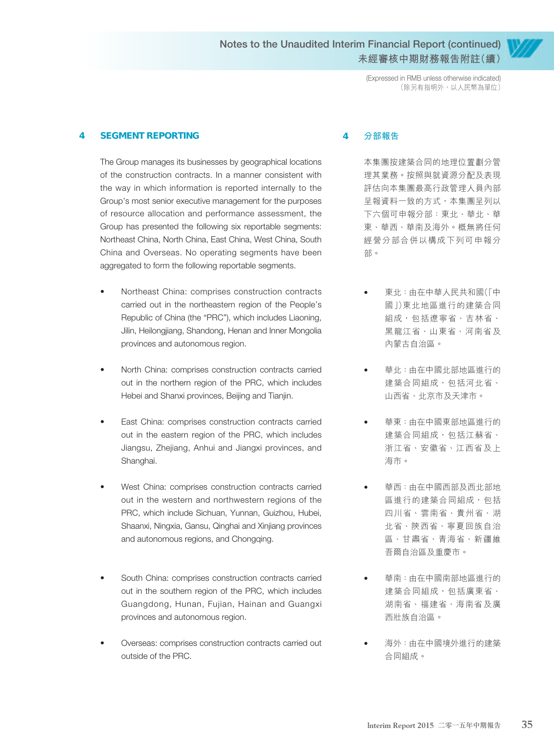## 4 SEGMENT REPORTING

The Group manages its businesses by geographical locations of the construction contracts. In a manner consistent with the way in which information is reported internally to the Group's most senior executive management for the purposes of resource allocation and performance assessment, the Group has presented the following six reportable segments: Northeast China, North China, East China, West China, South China and Overseas. No operating segments have been aggregated to form the following reportable segments.

- Northeast China: comprises construction contracts carried out in the northeastern region of the People's Republic of China (the "PRC"), which includes Liaoning, Jilin, Heilongjiang, Shandong, Henan and Inner Mongolia provinces and autonomous region.
- North China: comprises construction contracts carried out in the northern region of the PRC, which includes Hebei and Shanxi provinces, Beijing and Tianjin.
- East China: comprises construction contracts carried out in the eastern region of the PRC, which includes Jiangsu, Zhejiang, Anhui and Jiangxi provinces, and Shanghai.
- West China: comprises construction contracts carried out in the western and northwestern regions of the PRC, which include Sichuan, Yunnan, Guizhou, Hubei, Shaanxi, Ningxia, Gansu, Qinghai and Xinjiang provinces and autonomous regions, and Chongqing.
- South China: comprises construction contracts carried out in the southern region of the PRC, which includes Guangdong, Hunan, Fujian, Hainan and Guangxi provinces and autonomous region.
- Overseas: comprises construction contracts carried out outside of the PRC.

## 4 分部報告

本集團按建築合同的地理位置劃分管理其業務。按照與就資源分配及表現評估向本集團最高行政管理人員內部呈報資料一致的方式，本集團呈列以下六個可申報分部：東北、華北、華東、華西、華南及海外。概無將任何經營分部合併以構成下列可申報分部。

- 東北：由在中華人民共和國（「中國」）東北地區進行的建築合同組成，包括遼寧省、吉林省、黑龍江省、山東省、河南省及內蒙古自治區。
- 華北：由在中國北部地區進行的建築合同組成，包括河北省、山西省、北京市及天津市。
- 華東：由在中國東部地區進行的建築合同組成，包括江蘇省、浙江省、安徽省、江西省及上海市。
- 華西：由在中國西部及西北部地區進行的建築合同組成，包括四川省、雲南省、貴州省、湖北省、陝西省、寧夏回族自治區、甘肅省、青海省、新疆維吾爾自治區及重慶市。
- 華南：由在中國南部地區進行的建築合同組成，包括廣東省、湖南省、福建省、海南省及廣西壯族自治區。
- 海外：由在中國境外進行的建築合同組成。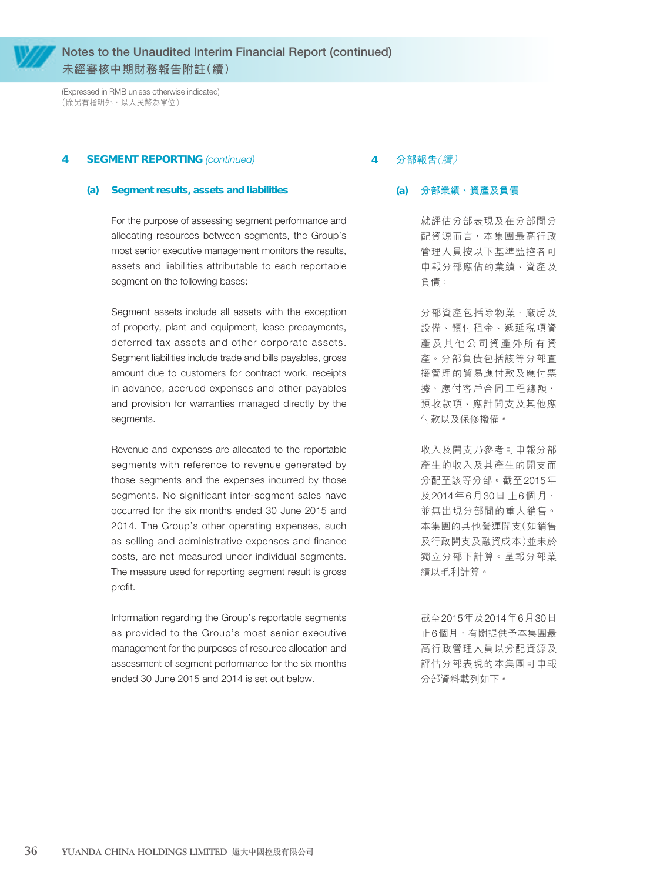(Expressed in RMB unless otherwise indicated)
（除另有指明外，以人民幣為單位）

## 4 SEGMENT REPORTING *(continued)*

### (a) Segment results, assets and liabilities

For the purpose of assessing segment performance and allocating resources between segments, the Group's most senior executive management monitors the results, assets and liabilities attributable to each reportable segment on the following bases:

Segment assets include all assets with the exception of property, plant and equipment, lease prepayments, deferred tax assets and other corporate assets. Segment liabilities include trade and bills payables, gross amount due to customers for contract work, receipts in advance, accrued expenses and other payables and provision for warranties managed directly by the segments.

Revenue and expenses are allocated to the reportable segments with reference to revenue generated by those segments and the expenses incurred by those segments. No significant inter-segment sales have occurred for the six months ended 30 June 2015 and 2014. The Group's other operating expenses, such as selling and administrative expenses and finance costs, are not measured under individual segments. The measure used for reporting segment result is gross profit.

Information regarding the Group's reportable segments as provided to the Group's most senior executive management for the purposes of resource allocation and assessment of segment performance for the six months ended 30 June 2015 and 2014 is set out below.

## 4 分部報告*（續）*

### (a) 分部業績、資產及負債

就評估分部表現及在分部間分配資源而言，本集團最高行政管理人員按以下基準監控各可申報分部應佔的業績、資產及負債：

分部資產包括除物業、廠房及設備、預付租金、遞延稅項資產及其他公司資產外所有資產。分部負債包括該等分部直接管理的貿易應付款及應付票據、應付客戶合同工程總額、預收款項、應計開支及其他應付款以及保修撥備。

收入及開支乃參考可申報分部產生的收入及其產生的開支而分配至該等分部。截至2015年及2014年6月30日止6個月，並無出現分部間的重大銷售。本集團的其他營運開支（如銷售及行政開支及融資成本）並未於獨立分部下計算。呈報分部業績以毛利計算。

截至2015年及2014年6月30日止6個月，有關提供予本集團最高行政管理人員以分配資源及評估分部表現的本集團可申報分部資料載列如下。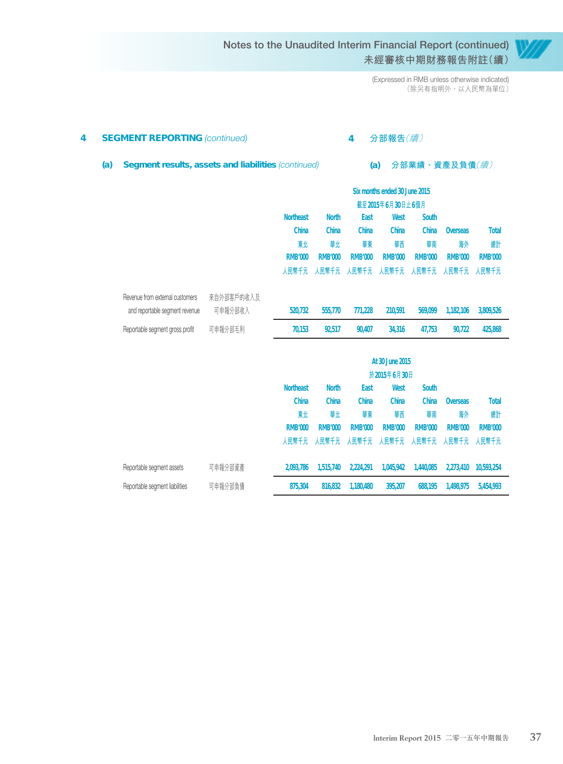(Expressed in RMB unless otherwise indicated)
（除另有指明外，以人民幣為單位）

## 4 SEGMENT REPORTING *(continued)* 4 分部報告*（續）*

### (a) Segment results, assets and liabilities *(continued)* (a) 分部業績、資產及負債*（續）*

| | | Six months ended 30 June 2015 截至2015年6月30日止6個月 | | | | | | |
|---|---|---|---|---|---|---|---|---|
| | | Northeast China 東北 RMB'000 人民幣千元 | North China 華北 RMB'000 人民幣千元 | East China 華東 RMB'000 人民幣千元 | West China 華西 RMB'000 人民幣千元 | South China 華南 RMB'000 人民幣千元 | Overseas 海外 RMB'000 人民幣千元 | Total 總計 RMB'000 人民幣千元 |
| Revenue from external customers and reportable segment revenue | 來自外部客戶的收入及可申報分部收入 | 520,732 | 555,770 | 771,228 | 210,591 | 569,099 | 1,182,106 | 3,809,526 |
| Reportable segment gross profit | 可申報分部毛利 | 70,153 | 92,517 | 90,407 | 34,316 | 47,753 | 90,722 | 425,868 |

| | | At 30 June 2015 於2015年6月30日 | | | | | | |
|---|---|---|---|---|---|---|---|---|
| | | Northeast China 東北 RMB'000 人民幣千元 | North China 華北 RMB'000 人民幣千元 | East China 華東 RMB'000 人民幣千元 | West China 華西 RMB'000 人民幣千元 | South China 華南 RMB'000 人民幣千元 | Overseas 海外 RMB'000 人民幣千元 | Total 總計 RMB'000 人民幣千元 |
| Reportable segment assets | 可申報分部資產 | 2,093,786 | 1,515,740 | 2,224,291 | 1,045,942 | 1,440,085 | 2,273,410 | 10,593,254 |
| Reportable segment liabilities | 可申報分部負債 | 875,304 | 816,832 | 1,180,480 | 395,207 | 688,195 | 1,498,975 | 5,454,993 |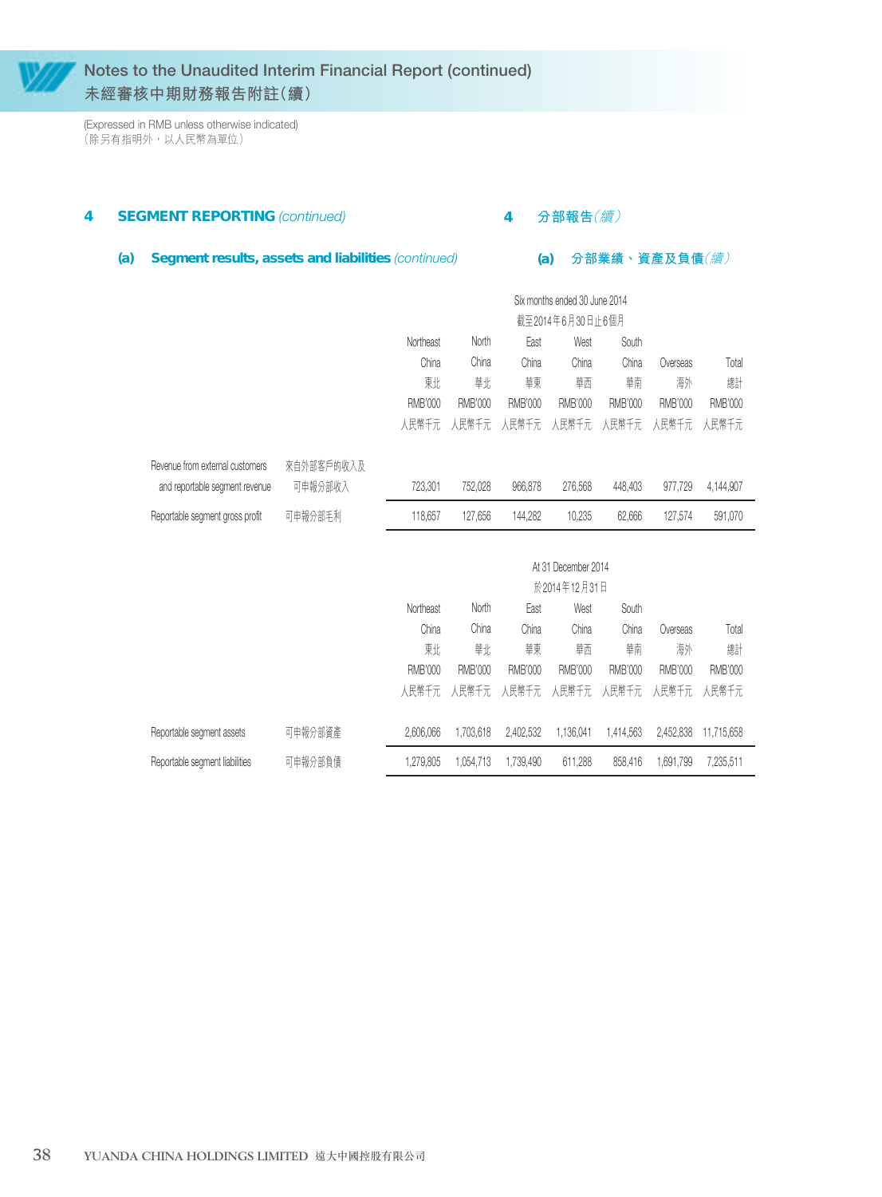(Expressed in RMB unless otherwise indicated)
（除另有指明外，以人民幣為單位）

## 4 SEGMENT REPORTING *(continued)*

## 4 分部報告*(續)*

### (a) Segment results, assets and liabilities *(continued)*

### (a) 分部業績、資產及負債*(續)*

| | | Six months ended 30 June 2014 截至2014年6月30日止6個月 | | | | | | |
|---|---|---|---|---|---|---|---|---|
| | | Northeast China 東北 RMB'000 人民幣千元 | North China 華北 RMB'000 人民幣千元 | East China 華東 RMB'000 人民幣千元 | West China 華西 RMB'000 人民幣千元 | South China 華南 RMB'000 人民幣千元 | Overseas 海外 RMB'000 人民幣千元 | Total 總計 RMB'000 人民幣千元 |
| Revenue from external customers and reportable segment revenue | 來自外部客戶的收入及可申報分部收入 | 723,301 | 752,028 | 966,878 | 276,568 | 448,403 | 977,729 | 4,144,907 |
| Reportable segment gross profit | 可申報分部毛利 | 118,657 | 127,656 | 144,282 | 10,235 | 62,666 | 127,574 | 591,070 |

| | | At 31 December 2014 於2014年12月31日 | | | | | | |
|---|---|---|---|---|---|---|---|---|
| | | Northeast China 東北 RMB'000 人民幣千元 | North China 華北 RMB'000 人民幣千元 | East China 華東 RMB'000 人民幣千元 | West China 華西 RMB'000 人民幣千元 | South China 華南 RMB'000 人民幣千元 | Overseas 海外 RMB'000 人民幣千元 | Total 總計 RMB'000 人民幣千元 |
| Reportable segment assets | 可申報分部資產 | 2,606,066 | 1,703,618 | 2,402,532 | 1,136,041 | 1,414,563 | 2,452,838 | 11,715,658 |
| Reportable segment liabilities | 可申報分部負債 | 1,279,805 | 1,054,713 | 1,739,490 | 611,288 | 858,416 | 1,691,799 | 7,235,511 |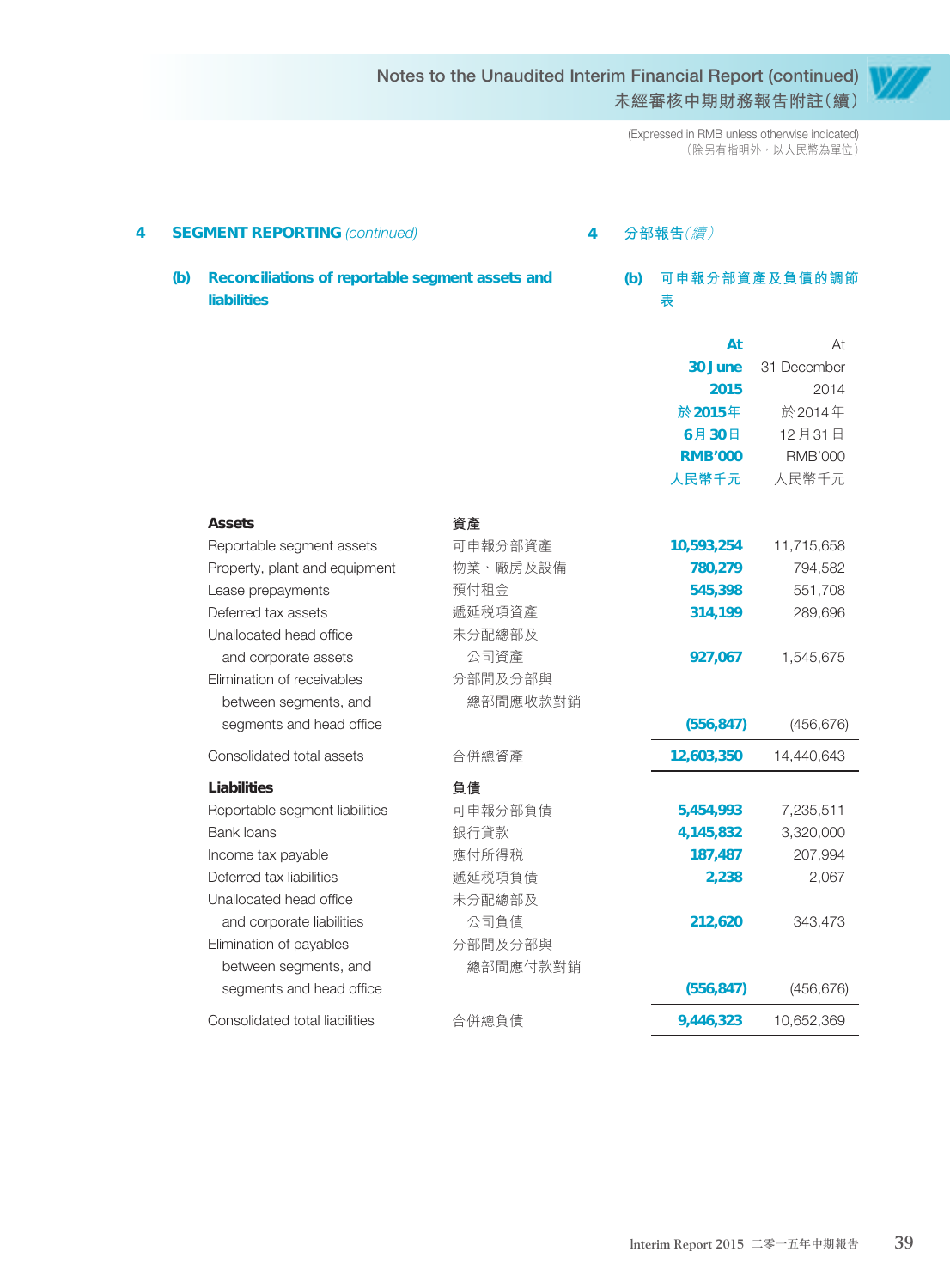(Expressed in RMB unless otherwise indicated)
（除另有指明外，以人民幣為單位）

## 4 SEGMENT REPORTING *(continued)* 4 分部報告*（續）*

### (b) Reconciliations of reportable segment assets and liabilities (b) 可申報分部資產及負債的調節表

| | | At 30 June 2015 於2015年6月30日 RMB'000 人民幣千元 | At 31 December 2014 於2014年12月31日 RMB'000 人民幣千元 |
|---|---|---|---|
| **Assets** | **資產** | | |
| Reportable segment assets | 可申報分部資產 | **10,593,254** | 11,715,658 |
| Property, plant and equipment | 物業、廠房及設備 | **780,279** | 794,582 |
| Lease prepayments | 預付租金 | **545,398** | 551,708 |
| Deferred tax assets | 遞延稅項資產 | **314,199** | 289,696 |
| Unallocated head office and corporate assets | 未分配總部及公司資產 | **927,067** | 1,545,675 |
| Elimination of receivables between segments, and segments and head office | 分部間及分部與總部間應收款對銷 | **(556,847)** | (456,676) |
| Consolidated total assets | 合併總資產 | **12,603,350** | 14,440,643 |
| **Liabilities** | **負債** | | |
| Reportable segment liabilities | 可申報分部負債 | **5,454,993** | 7,235,511 |
| Bank loans | 銀行貸款 | **4,145,832** | 3,320,000 |
| Income tax payable | 應付所得稅 | **187,487** | 207,994 |
| Deferred tax liabilities | 遞延稅項負債 | **2,238** | 2,067 |
| Unallocated head office and corporate liabilities | 未分配總部及公司負債 | **212,620** | 343,473 |
| Elimination of payables between segments, and segments and head office | 分部間及分部與總部間應付款對銷 | **(556,847)** | (456,676) |
| Consolidated total liabilities | 合併總負債 | **9,446,323** | 10,652,369 |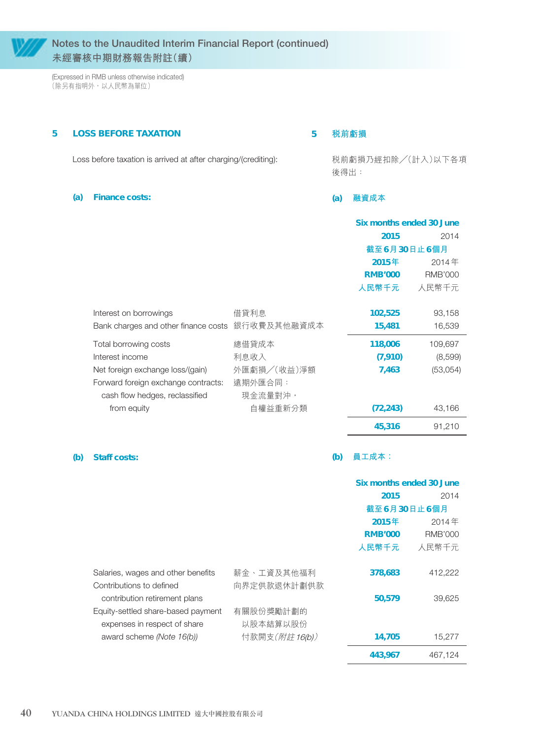## 5 LOSS BEFORE TAXATION

## 5 稅前虧損

Loss before taxation is arrived at after charging/(crediting):

稅前虧損乃經扣除／(計入)以下各項後得出：

### (a) Finance costs:

### (a) 融資成本

| | | Six months ended 30 June<br>截至6月30日止6個月<br>2015<br>2015年<br>RMB'000<br>人民幣千元 | <br><br>2014<br>2014年<br>RMB'000<br>人民幣千元 |
|---|---|---|---|
| Interest on borrowings | 借貸利息 | 102,525 | 93,158 |
| Bank charges and other finance costs | 銀行收費及其他融資成本 | 15,481 | 16,539 |
| Total borrowing costs | 總借貸成本 | 118,006 | 109,697 |
| Interest income | 利息收入 | (7,910) | (8,599) |
| Net foreign exchange loss/(gain) | 外匯虧損／(收益)淨額 | 7,463 | (53,054) |
| Forward foreign exchange contracts: cash flow hedges, reclassified from equity | 遠期外匯合同：現金流量對沖，自權益重新分類 | (72,243) | 43,166 |
| | | 45,316 | 91,210 |

### (b) Staff costs:

### (b) 員工成本：

| | | Six months ended 30 June<br>截至6月30日止6個月<br>2015<br>2015年<br>RMB'000<br>人民幣千元 | <br><br>2014<br>2014年<br>RMB'000<br>人民幣千元 |
|---|---|---|---|
| Salaries, wages and other benefits | 薪金、工資及其他福利 | 378,683 | 412,222 |
| Contributions to defined contribution retirement plans | 向界定供款退休計劃供款 | 50,579 | 39,625 |
| Equity-settled share-based payment expenses in respect of share award scheme *(Note 16(b))* | 有關股份獎勵計劃的以股本結算以股份付款開支*(附註16(b))* | 14,705 | 15,277 |
| | | 443,967 | 467,124 |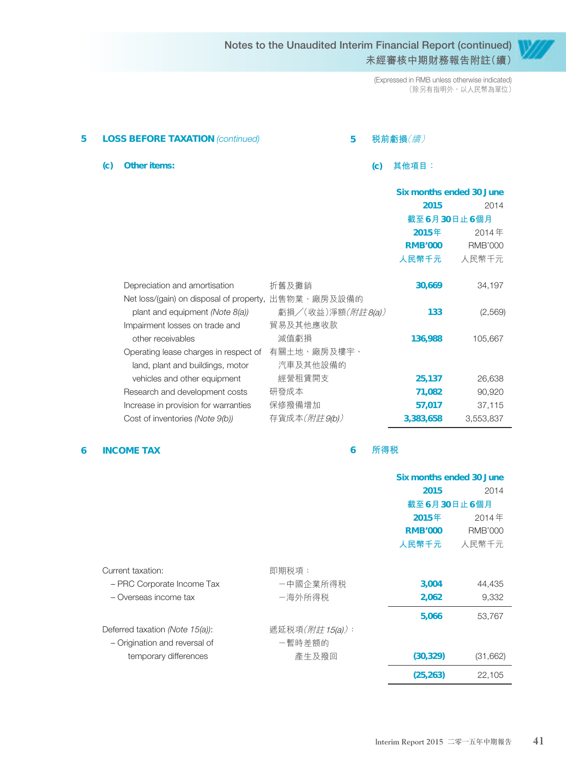(Expressed in RMB unless otherwise indicated)
（除另有指明外，以人民幣為單位）

## 5 LOSS BEFORE TAXATION *(continued)* 5 稅前虧損*（續）*

### (c) Other items: (c) 其他項目：

| | | Six months ended 30 June 截至6月30日止6個月 2015 2015年 RMB'000 人民幣千元 | 2014 2014年 RMB'000 人民幣千元 |
|---|---|---|---|
| Depreciation and amortisation | 折舊及攤銷 | **30,669** | 34,197 |
| Net loss/(gain) on disposal of property, plant and equipment *(Note 8(a))* | 出售物業、廠房及設備的虧損╱（收益）淨額*（附註8(a)）* | **133** | (2,569) |
| Impairment losses on trade and other receivables | 貿易及其他應收款減值虧損 | **136,988** | 105,667 |
| Operating lease charges in respect of land, plant and buildings, motor vehicles and other equipment | 有關土地、廠房及樓宇、汽車及其他設備的經營租賃開支 | **25,137** | 26,638 |
| Research and development costs | 研發成本 | **71,082** | 90,920 |
| Increase in provision for warranties | 保修撥備增加 | **57,017** | 37,115 |
| Cost of inventories *(Note 9(b))* | 存貨成本*（附註9(b)）* | **3,383,658** | 3,553,837 |

## 6 INCOME TAX 6 所得稅

| | | Six months ended 30 June 截至6月30日止6個月 2015 2015年 RMB'000 人民幣千元 | 2014 2014年 RMB'000 人民幣千元 |
|---|---|---|---|
| Current taxation: | 即期稅項： | | |
| – PRC Corporate Income Tax | －中國企業所得稅 | **3,004** | 44,435 |
| – Overseas income tax | －海外所得稅 | **2,062** | 9,332 |
| | | **5,066** | 53,767 |
| Deferred taxation *(Note 15(a))*: | 遞延稅項*（附註15(a)）*： | | |
| – Origination and reversal of temporary differences | －暫時差額的產生及撥回 | **(30,329)** | (31,662) |
| | | **(25,263)** | 22,105 |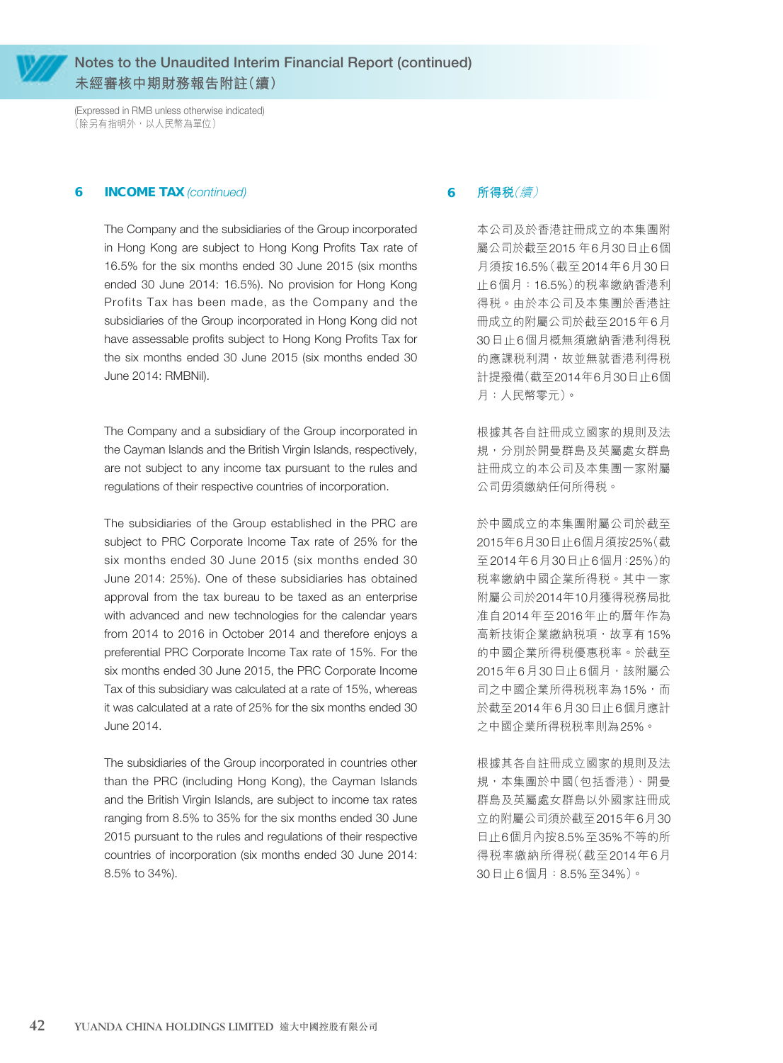(Expressed in RMB unless otherwise indicated)
（除另有指明外，以人民幣為單位）

## 6 INCOME TAX *(continued)*

The Company and the subsidiaries of the Group incorporated in Hong Kong are subject to Hong Kong Profits Tax rate of 16.5% for the six months ended 30 June 2015 (six months ended 30 June 2014: 16.5%). No provision for Hong Kong Profits Tax has been made, as the Company and the subsidiaries of the Group incorporated in Hong Kong did not have assessable profits subject to Hong Kong Profits Tax for the six months ended 30 June 2015 (six months ended 30 June 2014: RMBNil).

The Company and a subsidiary of the Group incorporated in the Cayman Islands and the British Virgin Islands, respectively, are not subject to any income tax pursuant to the rules and regulations of their respective countries of incorporation.

The subsidiaries of the Group established in the PRC are subject to PRC Corporate Income Tax rate of 25% for the six months ended 30 June 2015 (six months ended 30 June 2014: 25%). One of these subsidiaries has obtained approval from the tax bureau to be taxed as an enterprise with advanced and new technologies for the calendar years from 2014 to 2016 in October 2014 and therefore enjoys a preferential PRC Corporate Income Tax rate of 15%. For the six months ended 30 June 2015, the PRC Corporate Income Tax of this subsidiary was calculated at a rate of 15%, whereas it was calculated at a rate of 25% for the six months ended 30 June 2014.

The subsidiaries of the Group incorporated in countries other than the PRC (including Hong Kong), the Cayman Islands and the British Virgin Islands, are subject to income tax rates ranging from 8.5% to 35% for the six months ended 30 June 2015 pursuant to the rules and regulations of their respective countries of incorporation (six months ended 30 June 2014: 8.5% to 34%).

## 6 所得稅*（續）*

本公司及於香港註冊成立的本集團附屬公司於截至2015年6月30日止6個月須按16.5%（截至2014年6月30日止6個月：16.5%）的稅率繳納香港利得稅。由於本公司及本集團於香港註冊成立的附屬公司於截至2015年6月30日止6個月概無須繳納香港利得稅的應課稅利潤，故並無就香港利得稅計提撥備（截至2014年6月30日止6個月：人民幣零元）。

根據其各自註冊成立國家的規則及法規，分別於開曼群島及英屬處女群島註冊成立的本公司及本集團一家附屬公司毋須繳納任何所得稅。

於中國成立的本集團附屬公司於截至2015年6月30日止6個月須按25%（截至2014年6月30日止6個月：25%）的稅率繳納中國企業所得稅。其中一家附屬公司於2014年10月獲得稅務局批准自2014年至2016年止的曆年作為高新技術企業繳納稅項，故享有15%的中國企業所得稅優惠稅率。於截至2015年6月30日止6個月，該附屬公司之中國企業所得稅稅率為15%，而於截至2014年6月30日止6個月應計之中國企業所得稅稅率則為25%。

根據其各自註冊成立國家的規則及法規，本集團於中國（包括香港）、開曼群島及英屬處女群島以外國家註冊成立的附屬公司須於截至2015年6月30日止6個月內按8.5%至35%不等的所得稅率繳納所得稅（截至2014年6月30日止6個月：8.5%至34%）。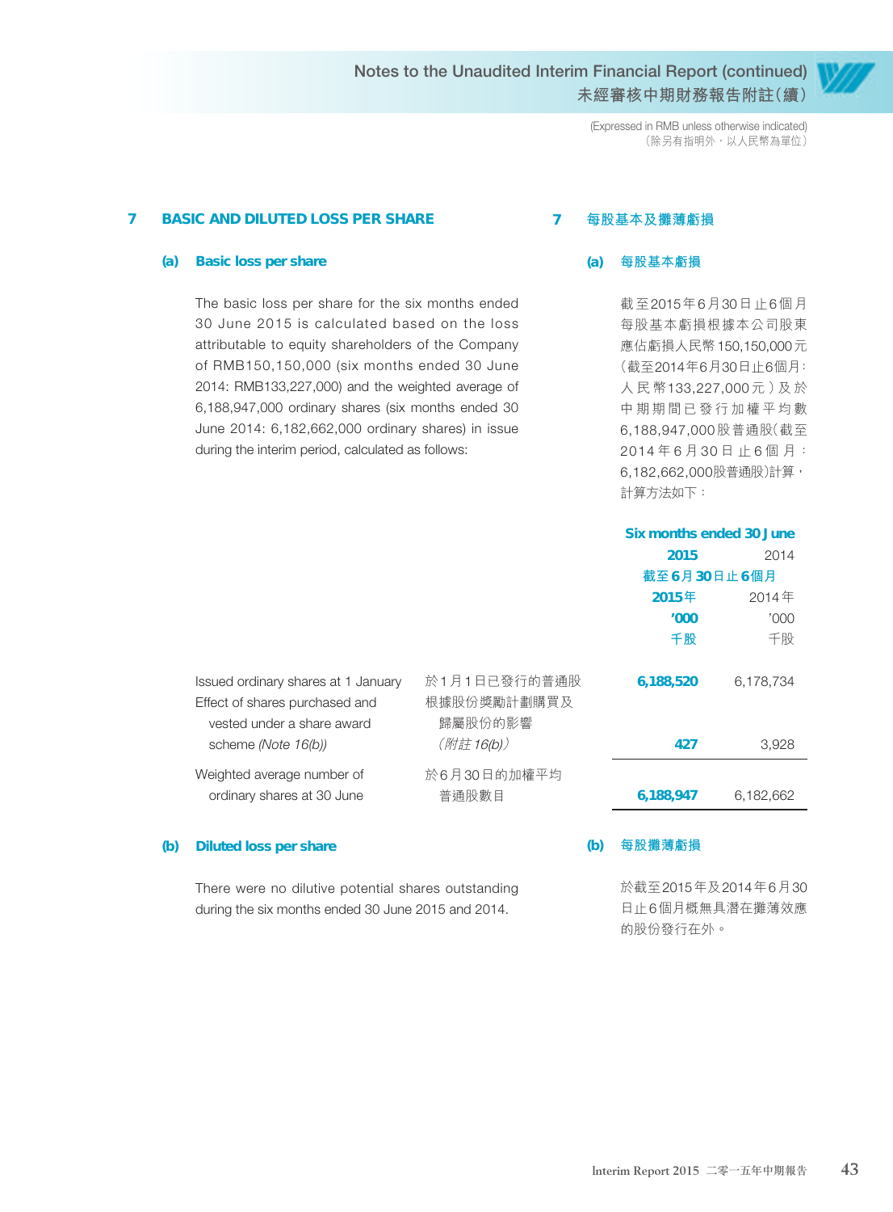## 7 BASIC AND DILUTED LOSS PER SHARE

## 7 每股基本及攤薄虧損

### (a) Basic loss per share

### (a) 每股基本虧損

The basic loss per share for the six months ended 30 June 2015 is calculated based on the loss attributable to equity shareholders of the Company of RMB150,150,000 (six months ended 30 June 2014: RMB133,227,000) and the weighted average of 6,188,947,000 ordinary shares (six months ended 30 June 2014: 6,182,662,000 ordinary shares) in issue during the interim period, calculated as follows:

截至2015年6月30日止6個月每股基本虧損根據本公司股東應佔虧損人民幣150,150,000元（截至2014年6月30日止6個月：人民幣133,227,000元）及於中期期間已發行加權平均數6,188,947,000股普通股（截至2014年6月30日止6個月：6,182,662,000股普通股）計算，計算方法如下：

| | | Six months ended 30 June 截至6月30日止6個月 | |
|---|---|---|---|
| | | **2015** **2015年** **'000** **千股** | 2014 2014年 '000 千股 |
| Issued ordinary shares at 1 January | 於1月1日已發行的普通股 | **6,188,520** | 6,178,734 |
| Effect of shares purchased and vested under a share award scheme *(Note 16(b))* | 根據股份獎勵計劃購買及歸屬股份的影響 *（附註16(b)）* | **427** | 3,928 |
| Weighted average number of ordinary shares at 30 June | 於6月30日的加權平均普通股數目 | **6,188,947** | 6,182,662 |

### (b) Diluted loss per share

### (b) 每股攤薄虧損

There were no dilutive potential shares outstanding during the six months ended 30 June 2015 and 2014.

於截至2015年及2014年6月30日止6個月概無具潛在攤薄效應的股份發行在外。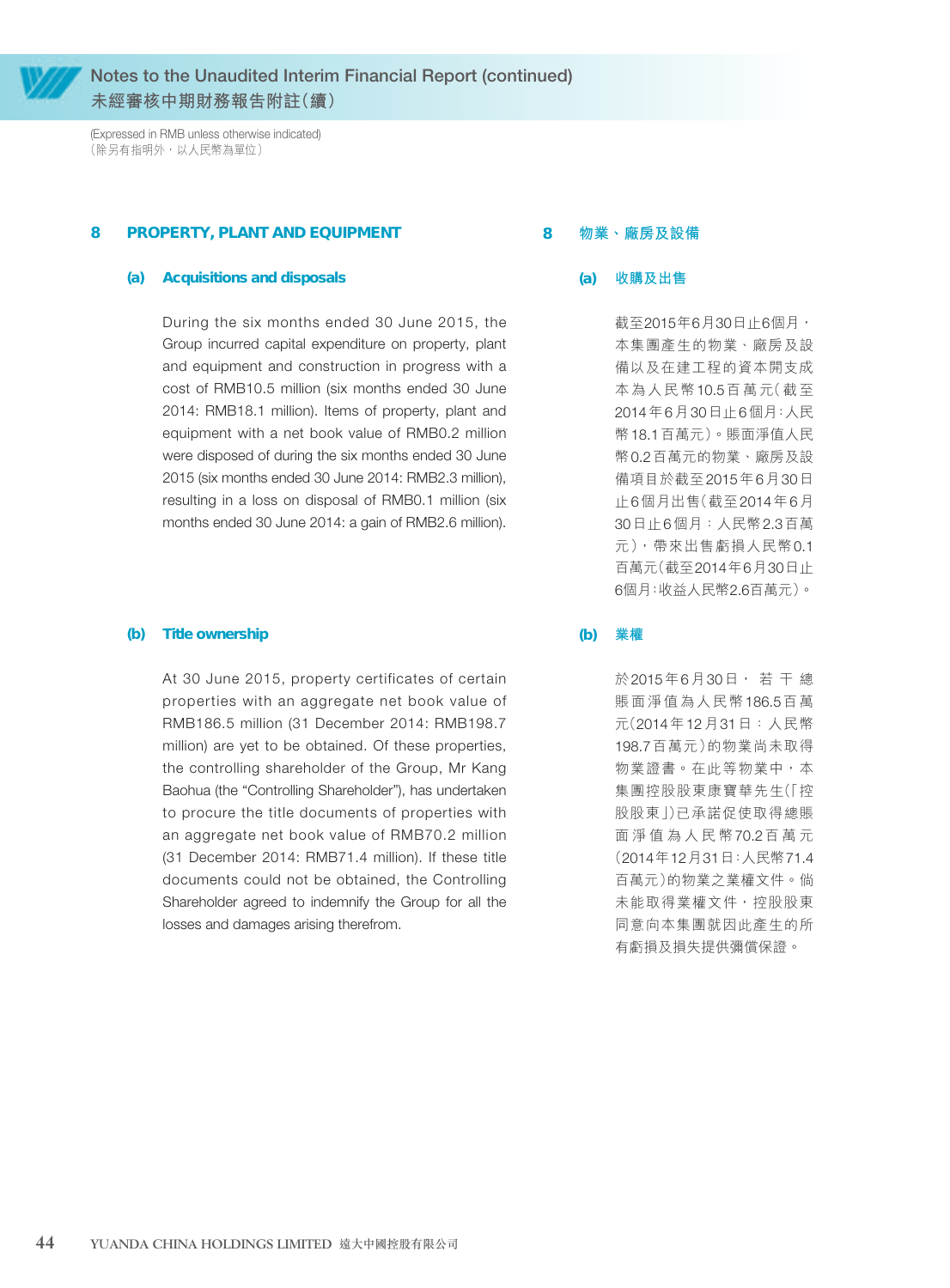# Notes to the Unaudited Interim Financial Report (continued)
# 未經審核中期財務報告附註(續)

(Expressed in RMB unless otherwise indicated)
(除另有指明外，以人民幣為單位)

## 8 PROPERTY, PLANT AND EQUIPMENT

### (a) Acquisitions and disposals

During the six months ended 30 June 2015, the Group incurred capital expenditure on property, plant and equipment and construction in progress with a cost of RMB10.5 million (six months ended 30 June 2014: RMB18.1 million). Items of property, plant and equipment with a net book value of RMB0.2 million were disposed of during the six months ended 30 June 2015 (six months ended 30 June 2014: RMB2.3 million), resulting in a loss on disposal of RMB0.1 million (six months ended 30 June 2014: a gain of RMB2.6 million).

### (b) Title ownership

At 30 June 2015, property certificates of certain properties with an aggregate net book value of RMB186.5 million (31 December 2014: RMB198.7 million) are yet to be obtained. Of these properties, the controlling shareholder of the Group, Mr Kang Baohua (the "Controlling Shareholder"), has undertaken to procure the title documents of properties with an aggregate net book value of RMB70.2 million (31 December 2014: RMB71.4 million). If these title documents could not be obtained, the Controlling Shareholder agreed to indemnify the Group for all the losses and damages arising therefrom.

## 8 物業、廠房及設備

### (a) 收購及出售

截至2015年6月30日止6個月，本集團產生的物業、廠房及設備以及在建工程的資本開支成本為人民幣10.5百萬元(截至2014年6月30日止6個月：人民幣18.1百萬元)。賬面淨值人民幣0.2百萬元的物業、廠房及設備項目於截至2015年6月30日止6個月出售(截至2014年6月30日止6個月：人民幣2.3百萬元)，帶來出售虧損人民幣0.1百萬元(截至2014年6月30日止6個月：收益人民幣2.6百萬元)。

### (b) 業權

於2015年6月30日，若干總賬面淨值為人民幣186.5百萬元(2014年12月31日：人民幣198.7百萬元)的物業尚未取得物業證書。在此等物業中，本集團控股股東康寶華先生(「控股股東」)已承諾促使取得總賬面淨值為人民幣70.2百萬元(2014年12月31日：人民幣71.4百萬元)的物業之業權文件。倘未能取得業權文件，控股股東同意向本集團就因此產生的所有虧損及損失提供彌償保證。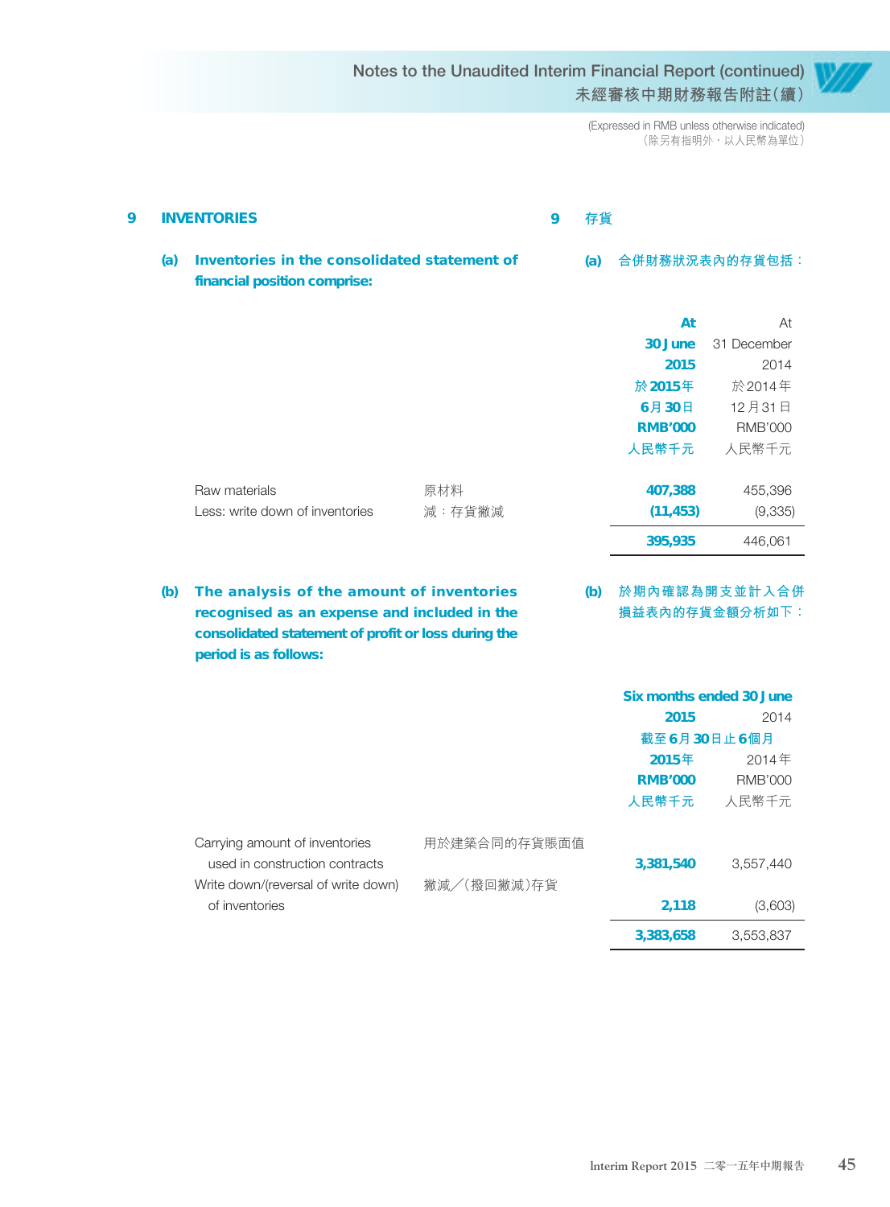(Expressed in RMB unless otherwise indicated)
（除另有指明外，以人民幣為單位）

## 9 INVENTORIES　9 存貨

### (a) Inventories in the consolidated statement of financial position comprise:　(a) 合併財務狀況表內的存貨包括：

| | | At 30 June 2015 於2015年6月30日 RMB'000 人民幣千元 | At 31 December 2014 於2014年12月31日 RMB'000 人民幣千元 |
|---|---|---|---|
| Raw materials | 原材料 | **407,388** | 455,396 |
| Less: write down of inventories | 減：存貨撇減 | **(11,453)** | (9,335) |
| | | **395,935** | 446,061 |

### (b) The analysis of the amount of inventories recognised as an expense and included in the consolidated statement of profit or loss during the period is as follows:　(b) 於期內確認為開支並計入合併損益表內的存貨金額分析如下：

| | | Six months ended 30 June 截至6月30日止6個月 2015 2015年 RMB'000 人民幣千元 | 2014 2014年 RMB'000 人民幣千元 |
|---|---|---|---|
| Carrying amount of inventories used in construction contracts | 用於建築合同的存貨賬面值 | **3,381,540** | 3,557,440 |
| Write down/(reversal of write down) of inventories | 撇減╱(撥回撇減)存貨 | **2,118** | (3,603) |
| | | **3,383,658** | 3,553,837 |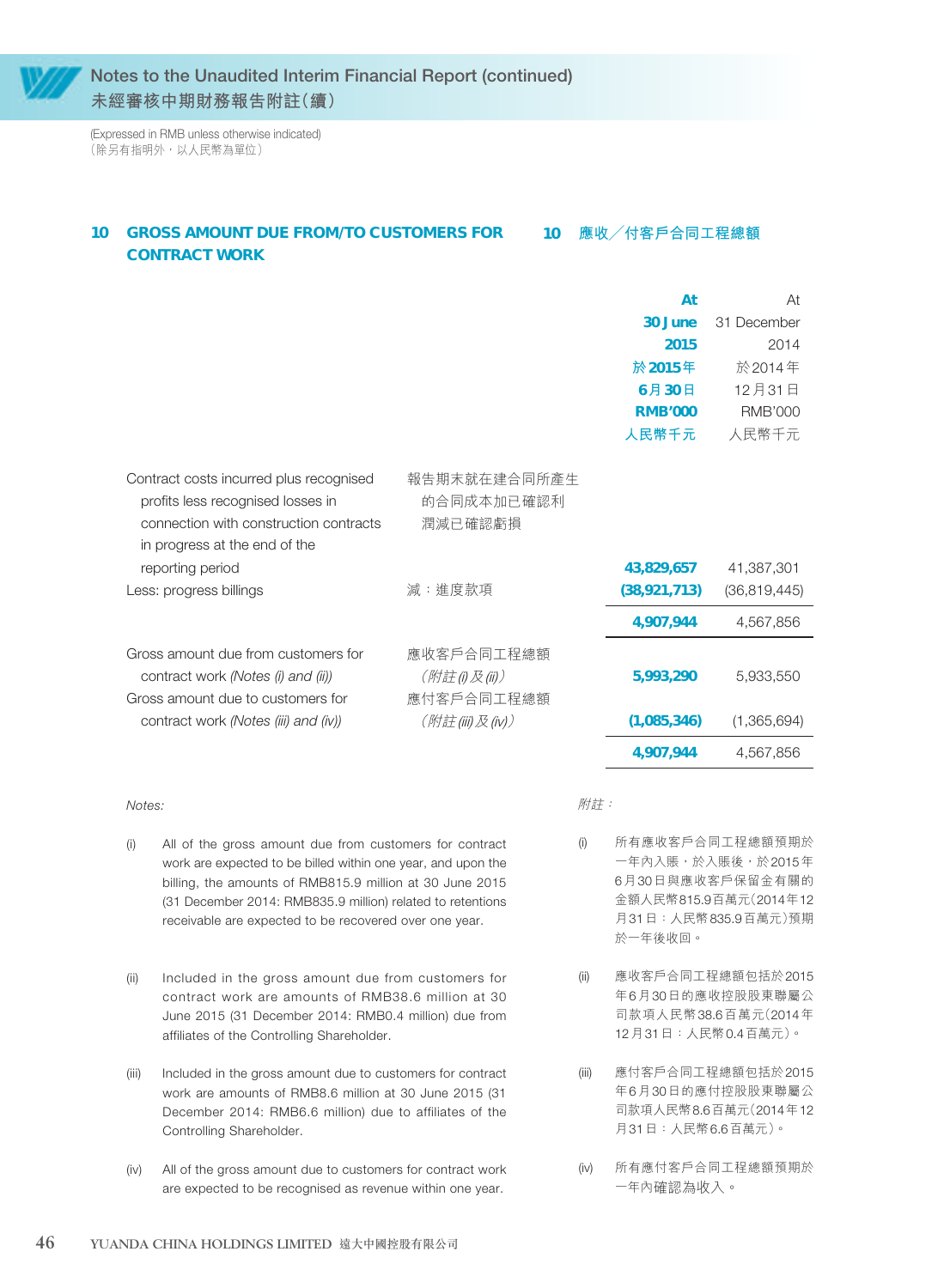(Expressed in RMB unless otherwise indicated)
（除另有指明外，以人民幣為單位）

## 10 GROSS AMOUNT DUE FROM/TO CUSTOMERS FOR CONTRACT WORK

## 10 應收／付客戶合同工程總額

| | | At 30 June 2015 於2015年6月30日 RMB'000 人民幣千元 | At 31 December 2014 於2014年12月31日 RMB'000 人民幣千元 |
|---|---|---|---|
| Contract costs incurred plus recognised profits less recognised losses in connection with construction contracts in progress at the end of the reporting period | 報告期末就在建合同所產生的合同成本加已確認利潤減已確認虧損 | **43,829,657** | 41,387,301 |
| Less: progress billings | 減：進度款項 | **(38,921,713)** | (36,819,445) |
| | | **4,907,944** | 4,567,856 |
| Gross amount due from customers for contract work *(Notes (i) and (ii))* | 應收客戶合同工程總額 *（附註(i)及(ii)）* | **5,993,290** | 5,933,550 |
| Gross amount due to customers for contract work *(Notes (iii) and (iv))* | 應付客戶合同工程總額 *（附註(iii)及(iv)）* | **(1,085,346)** | (1,365,694) |
| | | **4,907,944** | 4,567,856 |

*Notes:*

(i) All of the gross amount due from customers for contract work are expected to be billed within one year, and upon the billing, the amounts of RMB815.9 million at 30 June 2015 (31 December 2014: RMB835.9 million) related to retentions receivable are expected to be recovered over one year.

(ii) Included in the gross amount due from customers for contract work are amounts of RMB38.6 million at 30 June 2015 (31 December 2014: RMB0.4 million) due from affiliates of the Controlling Shareholder.

(iii) Included in the gross amount due to customers for contract work are amounts of RMB8.6 million at 30 June 2015 (31 December 2014: RMB6.6 million) due to affiliates of the Controlling Shareholder.

(iv) All of the gross amount due to customers for contract work are expected to be recognised as revenue within one year.

*附註：*

(i) 所有應收客戶合同工程總額預期於一年內入賬，於入賬後，於2015年6月30日與應收客戶保留金有關的金額人民幣815.9百萬元(2014年12月31日：人民幣835.9百萬元)預期於一年後收回。

(ii) 應收客戶合同工程總額包括於2015年6月30日的應收控股股東聯屬公司款項人民幣38.6百萬元(2014年12月31日：人民幣0.4百萬元)。

(iii) 應付客戶合同工程總額包括於2015年6月30日的應付控股股東聯屬公司款項人民幣8.6百萬元(2014年12月31日：人民幣6.6百萬元)。

(iv) 所有應付客戶合同工程總額預期於一年內確認為收入。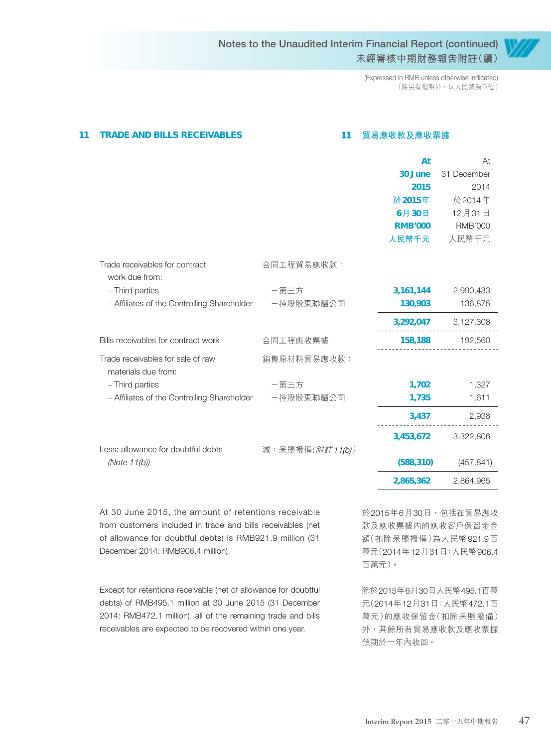## 11 TRADE AND BILLS RECEIVABLES

## 11 貿易應收款及應收票據

| | | At 30 June 2015 於2015年6月30日 RMB'000 人民幣千元 | At 31 December 2014 於2014年12月31日 RMB'000 人民幣千元 |
|---|---|---|---|
| Trade receivables for contract work due from: | 合同工程貿易應收款： | | |
| – Third parties | －第三方 | **3,161,144** | 2,990,433 |
| – Affiliates of the Controlling Shareholder | －控股股東聯屬公司 | **130,903** | 136,875 |
| | | **3,292,047** | 3,127,308 |
| Bills receivables for contract work | 合同工程應收票據 | **158,188** | 192,560 |
| Trade receivables for sale of raw materials due from: | 銷售原材料貿易應收款： | | |
| – Third parties | －第三方 | **1,702** | 1,327 |
| – Affiliates of the Controlling Shareholder | －控股股東聯屬公司 | **1,735** | 1,611 |
| | | **3,437** | 2,938 |
| | | **3,453,672** | 3,322,806 |
| Less: allowance for doubtful debts *(Note 11(b))* | 減：呆賬撥備*(附註11(b))* | **(588,310)** | (457,841) |
| | | **2,865,362** | 2,864,965 |

At 30 June 2015, the amount of retentions receivable from customers included in trade and bills receivables (net of allowance for doubtful debts) is RMB921.9 million (31 December 2014: RMB906.4 million).

於2015年6月30日，包括在貿易應收款及應收票據內的應收客戶保留金金額（扣除呆賬撥備）為人民幣921.9百萬元（2014年12月31日：人民幣906.4百萬元）。

Except for retentions receivable (net of allowance for doubtful debts) of RMB495.1 million at 30 June 2015 (31 December 2014: RMB472.1 million), all of the remaining trade and bills receivables are expected to be recovered within one year.

除於2015年6月30日人民幣495.1百萬元（2014年12月31日：人民幣472.1百萬元）的應收保留金（扣除呆賬撥備）外，其餘所有貿易應收款及應收票據預期於一年內收回。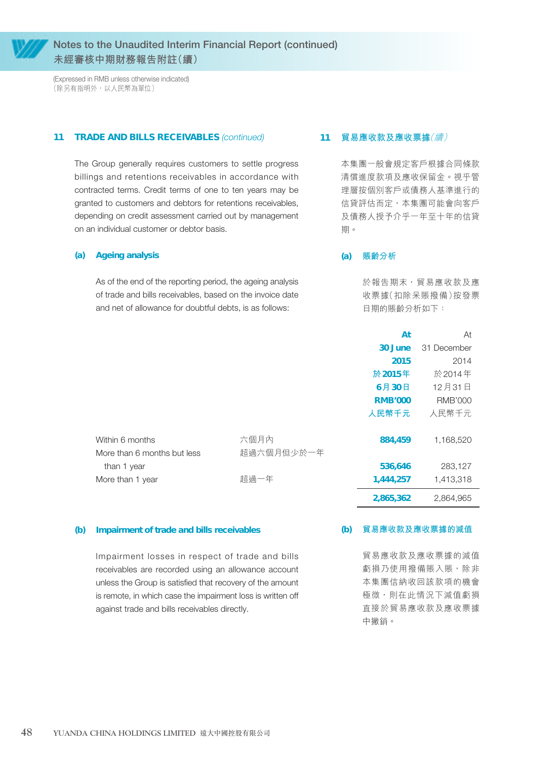## 11 TRADE AND BILLS RECEIVABLES *(continued)*

## 11 貿易應收款及應收票據*（續）*

The Group generally requires customers to settle progress billings and retentions receivables in accordance with contracted terms. Credit terms of one to ten years may be granted to customers and debtors for retentions receivables, depending on credit assessment carried out by management on an individual customer or debtor basis.

本集團一般會規定客戶根據合同條款清償進度款項及應收保留金。視乎管理層按個別客戶或債務人基準進行的信貸評估而定，本集團可能會向客戶及債務人授予介乎一年至十年的信貸期。

### (a) Ageing analysis

### (a) 賬齡分析

As of the end of the reporting period, the ageing analysis of trade and bills receivables, based on the invoice date and net of allowance for doubtful debts, is as follows:

於報告期末，貿易應收款及應收票據（扣除呆賬撥備）按發票日期的賬齡分析如下：

| | | **At 30 June 2015 於2015年6月30日 RMB'000 人民幣千元** | At 31 December 2014 於2014年12月31日 RMB'000 人民幣千元 |
|---|---|---|---|
| Within 6 months | 六個月內 | **884,459** | 1,168,520 |
| More than 6 months but less than 1 year | 超過六個月但少於一年 | **536,646** | 283,127 |
| More than 1 year | 超過一年 | **1,444,257** | 1,413,318 |
| | | **2,865,362** | 2,864,965 |

### (b) Impairment of trade and bills receivables

### (b) 貿易應收款及應收票據的減值

Impairment losses in respect of trade and bills receivables are recorded using an allowance account unless the Group is satisfied that recovery of the amount is remote, in which case the impairment loss is written off against trade and bills receivables directly.

貿易應收款及應收票據的減值虧損乃使用撥備賬入賬，除非本集團信納收回該款項的機會極微，則在此情況下減值虧損直接於貿易應收款及應收票據中撇銷。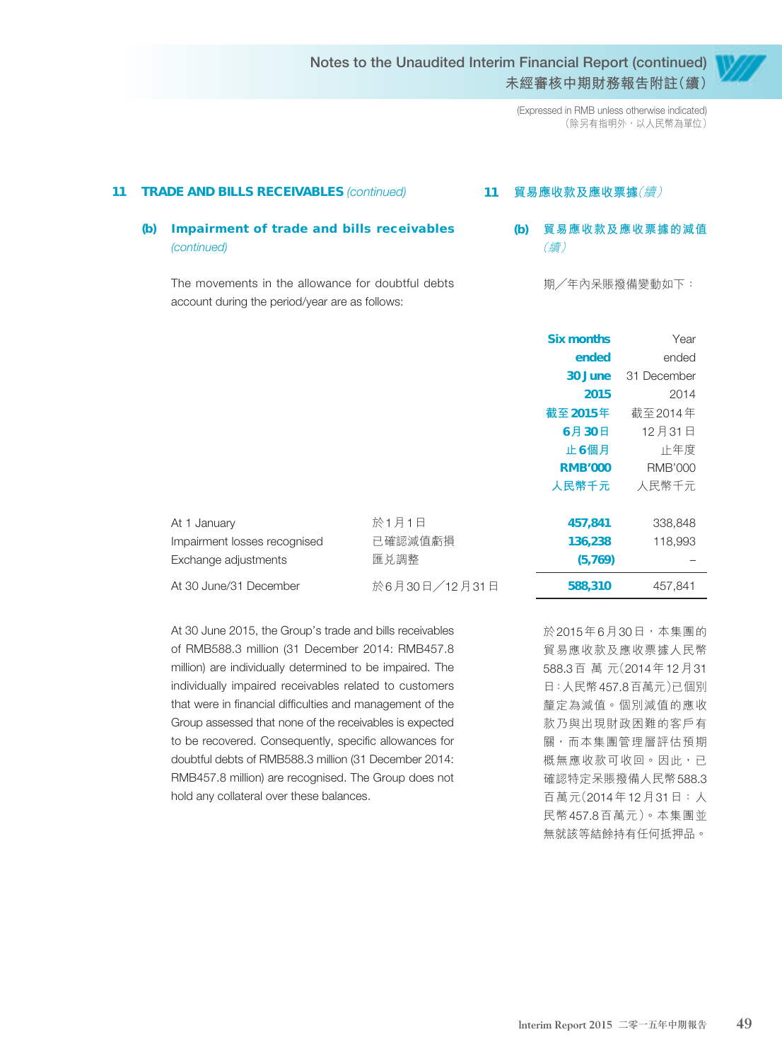## 11 TRADE AND BILLS RECEIVABLES *(continued)*

## 11 貿易應收款及應收票據*(續)*

### (b) Impairment of trade and bills receivables *(continued)*

### (b) 貿易應收款及應收票據的減值*(續)*

The movements in the allowance for doubtful debts account during the period/year are as follows:

期╱年內呆賬撥備變動如下：

| | | **Six months ended 30 June 2015 截至2015年6月30日止6個月 RMB'000 人民幣千元** | Year ended 31 December 2014 截至2014年12月31日止年度 RMB'000 人民幣千元 |
|---|---|---|---|
| At 1 January | 於1月1日 | **457,841** | 338,848 |
| Impairment losses recognised | 已確認減值虧損 | **136,238** | 118,993 |
| Exchange adjustments | 匯兑調整 | **(5,769)** | – |
| At 30 June/31 December | 於6月30日╱12月31日 | **588,310** | 457,841 |

At 30 June 2015, the Group's trade and bills receivables of RMB588.3 million (31 December 2014: RMB457.8 million) are individually determined to be impaired. The individually impaired receivables related to customers that were in financial difficulties and management of the Group assessed that none of the receivables is expected to be recovered. Consequently, specific allowances for doubtful debts of RMB588.3 million (31 December 2014: RMB457.8 million) are recognised. The Group does not hold any collateral over these balances.

於2015年6月30日，本集團的貿易應收款及應收票據人民幣588.3百萬元(2014年12月31日：人民幣457.8百萬元)已個別釐定為減值。個別減值的應收款乃與出現財政困難的客戶有關，而本集團管理層評估預期概無應收款可收回。因此，已確認特定呆賬撥備人民幣588.3百萬元(2014年12月31日：人民幣457.8百萬元)。本集團並無就該等結餘持有任何抵押品。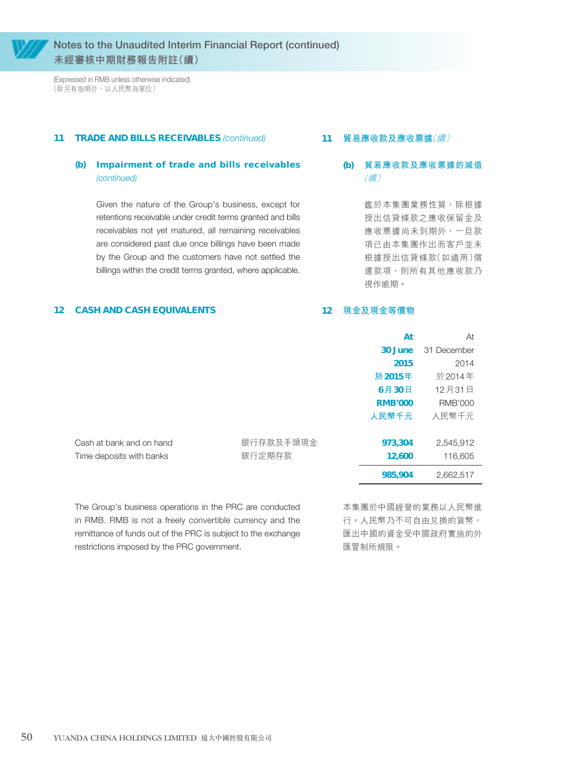## 11 TRADE AND BILLS RECEIVABLES *(continued)*

### (b) Impairment of trade and bills receivables *(continued)*

Given the nature of the Group's business, except for retentions receivable under credit terms granted and bills receivables not yet matured, all remaining receivables are considered past due once billings have been made by the Group and the customers have not settled the billings within the credit terms granted, where applicable.

## 11 貿易應收款及應收票據*（續）*

### (b) 貿易應收款及應收票據的減值*（續）*

鑑於本集團業務性質，除根據授出信貸條款之應收保留金及應收票據尚未到期外，一旦款項已由本集團作出而客戶並未根據授出信貸條款（如適用）償還款項，則所有其他應收款乃視作逾期。

## 12 CASH AND CASH EQUIVALENTS

## 12 現金及現金等價物

| | | At 30 June 2015 於2015年 6月30日 RMB'000 人民幣千元 | At 31 December 2014 於2014年 12月31日 RMB'000 人民幣千元 |
|---|---|---|---|
| Cash at bank and on hand | 銀行存款及手頭現金 | **973,304** | 2,545,912 |
| Time deposits with banks | 銀行定期存款 | **12,600** | 116,605 |
| | | **985,904** | 2,662,517 |

The Group's business operations in the PRC are conducted in RMB. RMB is not a freely convertible currency and the remittance of funds out of the PRC is subject to the exchange restrictions imposed by the PRC government.

本集團於中國經營的業務以人民幣進行。人民幣乃不可自由兌換的貨幣，匯出中國的資金受中國政府實施的外匯管制所規限。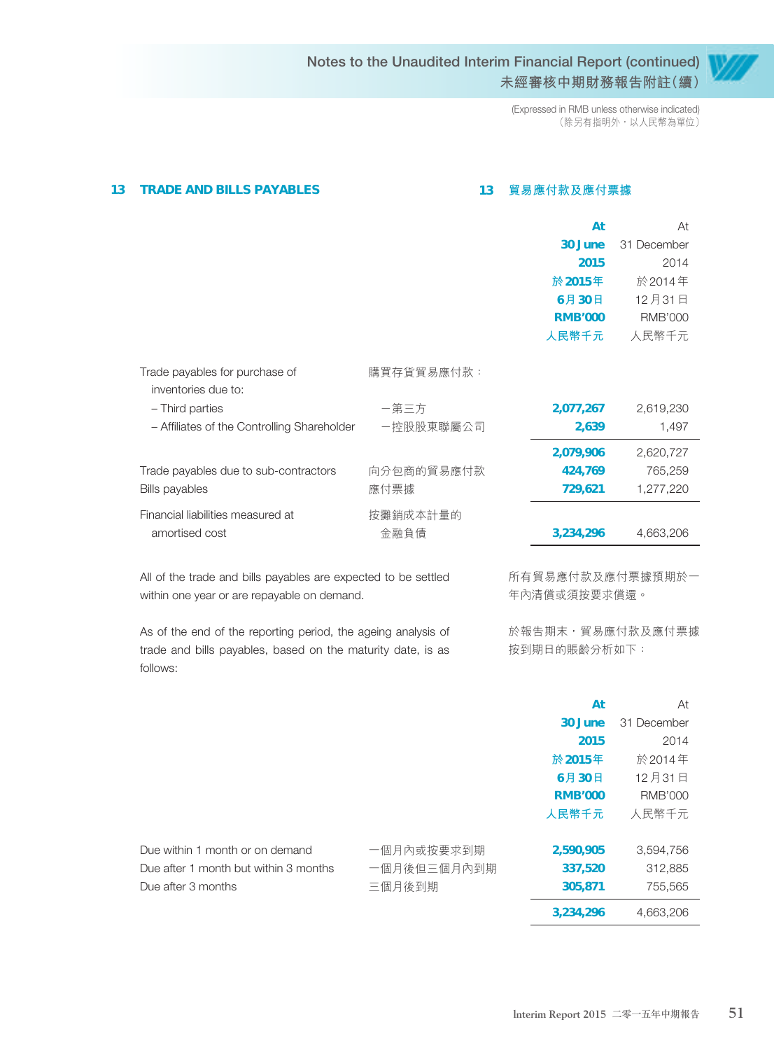(Expressed in RMB unless otherwise indicated)
（除另有指明外，以人民幣為單位）

## 13 TRADE AND BILLS PAYABLES　13 貿易應付款及應付票據

| | | At 30 June 2015 於2015年6月30日 RMB'000 人民幣千元 | At 31 December 2014 於2014年12月31日 RMB'000 人民幣千元 |
|---|---|---|---|
| Trade payables for purchase of inventories due to: | 購買存貨貿易應付款： | | |
| – Third parties | －第三方 | 2,077,267 | 2,619,230 |
| – Affiliates of the Controlling Shareholder | －控股股東聯屬公司 | 2,639 | 1,497 |
| | | 2,079,906 | 2,620,727 |
| Trade payables due to sub-contractors | 向分包商的貿易應付款 | 424,769 | 765,259 |
| Bills payables | 應付票據 | 729,621 | 1,277,220 |
| Financial liabilities measured at amortised cost | 按攤銷成本計量的金融負債 | 3,234,296 | 4,663,206 |

All of the trade and bills payables are expected to be settled within one year or are repayable on demand.

所有貿易應付款及應付票據預期於一年內清償或須按要求償還。

As of the end of the reporting period, the ageing analysis of trade and bills payables, based on the maturity date, is as follows:

於報告期末，貿易應付款及應付票據按到期日的賬齡分析如下：

| | | At 30 June 2015 於2015年6月30日 RMB'000 人民幣千元 | At 31 December 2014 於2014年12月31日 RMB'000 人民幣千元 |
|---|---|---|---|
| Due within 1 month or on demand | 一個月內或按要求到期 | 2,590,905 | 3,594,756 |
| Due after 1 month but within 3 months | 一個月後但三個月內到期 | 337,520 | 312,885 |
| Due after 3 months | 三個月後到期 | 305,871 | 755,565 |
| | | 3,234,296 | 4,663,206 |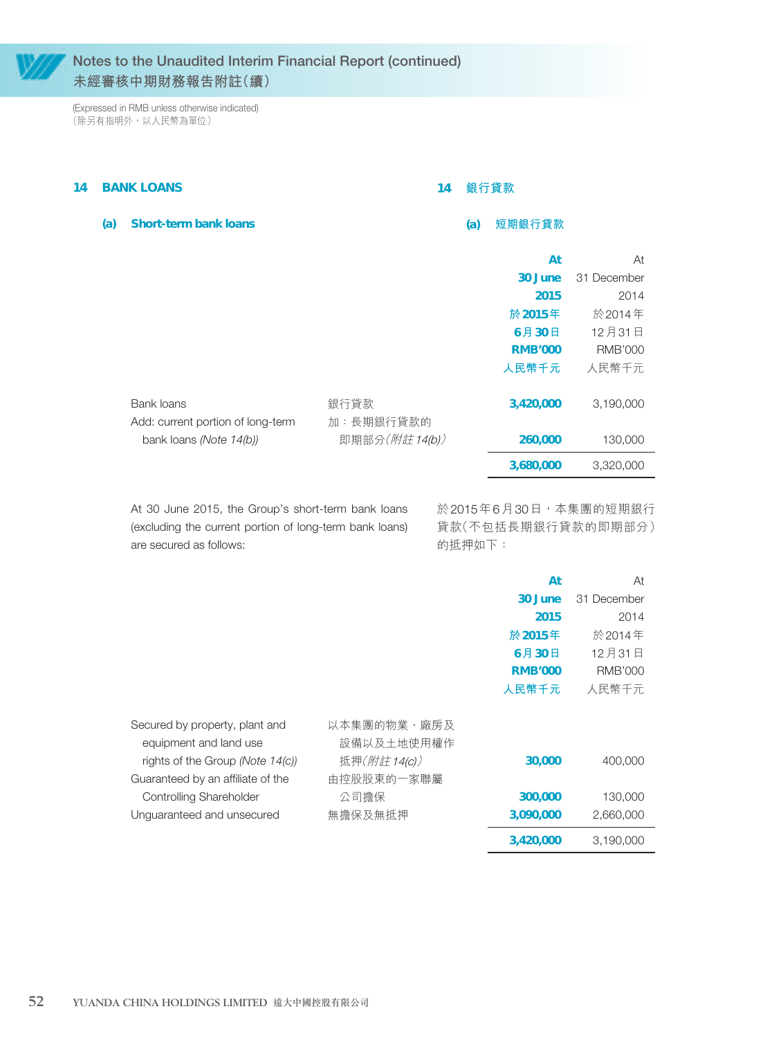(Expressed in RMB unless otherwise indicated)
（除另有指明外，以人民幣為單位）

## 14 BANK LOANS 14 銀行貸款

### (a) Short-term bank loans (a) 短期銀行貸款

| | | At 30 June 2015 於2015年6月30日 RMB'000 人民幣千元 | At 31 December 2014 於2014年12月31日 RMB'000 人民幣千元 |
|---|---|---|---|
| Bank loans | 銀行貸款 | **3,420,000** | 3,190,000 |
| Add: current portion of long-term bank loans *(Note 14(b))* | 加：長期銀行貸款的即期部分*（附註14(b)）* | **260,000** | 130,000 |
| | | **3,680,000** | 3,320,000 |

At 30 June 2015, the Group's short-term bank loans (excluding the current portion of long-term bank loans) are secured as follows:

於2015年6月30日，本集團的短期銀行貸款（不包括長期銀行貸款的即期部分）的抵押如下：

| | | At 30 June 2015 於2015年6月30日 RMB'000 人民幣千元 | At 31 December 2014 於2014年12月31日 RMB'000 人民幣千元 |
|---|---|---|---|
| Secured by property, plant and equipment and land use rights of the Group *(Note 14(c))* | 以本集團的物業、廠房及設備以及土地使用權作抵押*（附註14(c)）* | **30,000** | 400,000 |
| Guaranteed by an affiliate of the Controlling Shareholder | 由控股股東的一家聯屬公司擔保 | **300,000** | 130,000 |
| Unguaranteed and unsecured | 無擔保及無抵押 | **3,090,000** | 2,660,000 |
| | | **3,420,000** | 3,190,000 |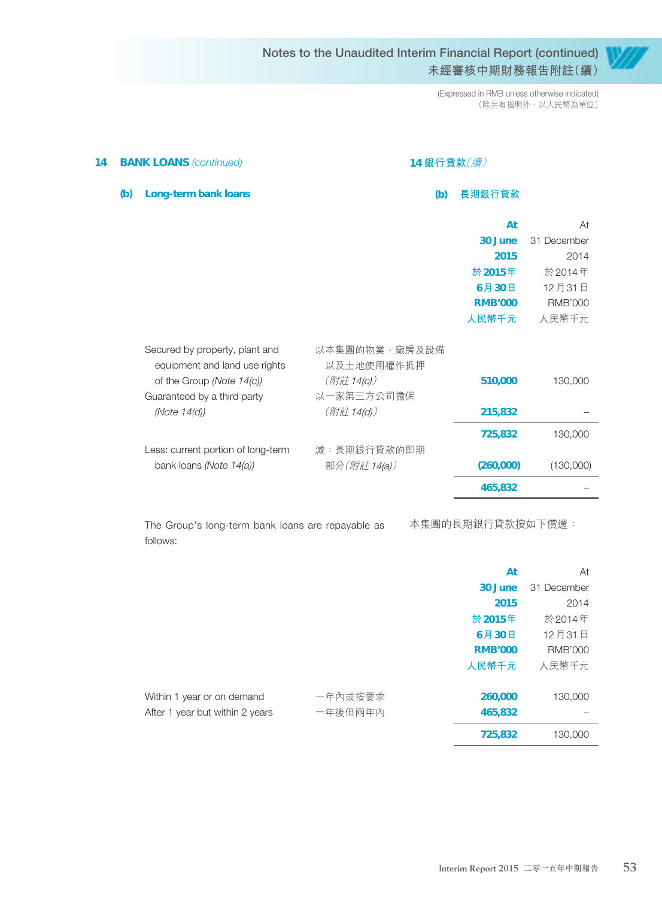(Expressed in RMB unless otherwise indicated)
（除另有指明外，以人民幣為單位）

## 14 BANK LOANS *(continued)* 14 銀行貸款（續）

### (b) Long-term bank loans (b) 長期銀行貸款

| | | **At 30 June 2015 於2015年6月30日 RMB'000 人民幣千元** | At 31 December 2014 於2014年12月31日 RMB'000 人民幣千元 |
|---|---|---|---|
| Secured by property, plant and equipment and land use rights of the Group *(Note 14(c))* | 以本集團的物業、廠房及設備以及土地使用權作抵押（附註14(c)） | **510,000** | 130,000 |
| Guaranteed by a third party *(Note 14(d))* | 以一家第三方公司擔保（附註14(d)） | **215,832** | – |
| | | **725,832** | 130,000 |
| Less: current portion of long-term bank loans *(Note 14(a))* | 減：長期銀行貸款的即期部分（附註14(a)） | **(260,000)** | (130,000) |
| | | **465,832** | – |

The Group's long-term bank loans are repayable as follows:

本集團的長期銀行貸款按如下償還：

| | | **At 30 June 2015 於2015年6月30日 RMB'000 人民幣千元** | At 31 December 2014 於2014年12月31日 RMB'000 人民幣千元 |
|---|---|---|---|
| Within 1 year or on demand | 一年內或按要求 | **260,000** | 130,000 |
| After 1 year but within 2 years | 一年後但兩年內 | **465,832** | – |
| | | **725,832** | 130,000 |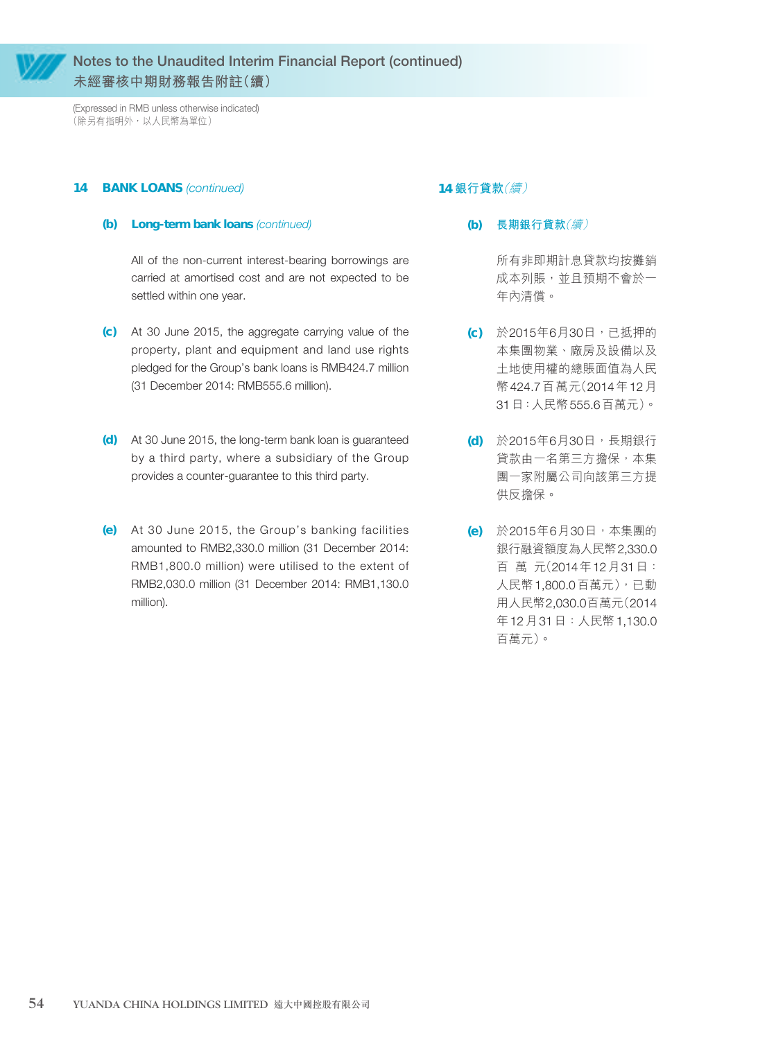(Expressed in RMB unless otherwise indicated)
（除另有指明外，以人民幣為單位）

## 14 BANK LOANS *(continued)*

### (b) Long-term bank loans *(continued)*

All of the non-current interest-bearing borrowings are carried at amortised cost and are not expected to be settled within one year.

**(c)** At 30 June 2015, the aggregate carrying value of the property, plant and equipment and land use rights pledged for the Group's bank loans is RMB424.7 million (31 December 2014: RMB555.6 million).

**(d)** At 30 June 2015, the long-term bank loan is guaranteed by a third party, where a subsidiary of the Group provides a counter-guarantee to this third party.

**(e)** At 30 June 2015, the Group's banking facilities amounted to RMB2,330.0 million (31 December 2014: RMB1,800.0 million) were utilised to the extent of RMB2,030.0 million (31 December 2014: RMB1,130.0 million).

## 14 銀行貸款*(續)*

### (b) 長期銀行貸款*(續)*

所有非即期計息貸款均按攤銷成本列賬，並且預期不會於一年內清償。

**(c)** 於2015年6月30日，已抵押的本集團物業、廠房及設備以及土地使用權的總賬面值為人民幣424.7百萬元（2014年12月31日：人民幣555.6百萬元）。

**(d)** 於2015年6月30日，長期銀行貸款由一名第三方擔保，本集團一家附屬公司向該第三方提供反擔保。

**(e)** 於2015年6月30日，本集團的銀行融資額度為人民幣2,330.0百萬元（2014年12月31日：人民幣1,800.0百萬元），已動用人民幣2,030.0百萬元（2014年12月31日：人民幣1,130.0百萬元）。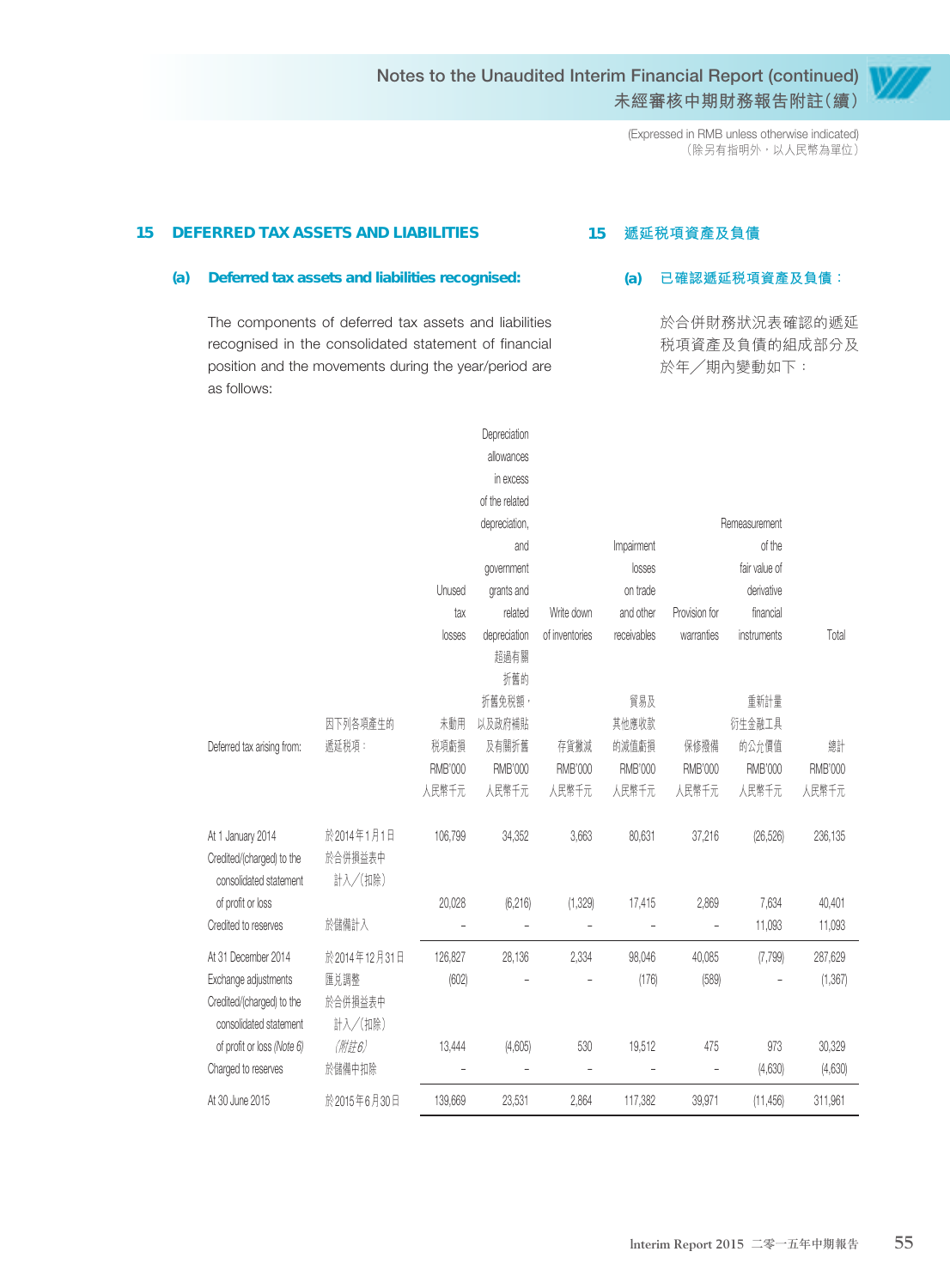## 15 DEFERRED TAX ASSETS AND LIABILITIES

## 15 遞延税項資產及負債

### (a) Deferred tax assets and liabilities recognised:

### (a) 已確認遞延税項資產及負債：

The components of deferred tax assets and liabilities recognised in the consolidated statement of financial position and the movements during the year/period are as follows:

於合併財務狀況表確認的遞延税項資產及負債的組成部分及於年／期內變動如下：

| Deferred tax arising from: | 因下列各項產生的遞延税項： | Unused tax losses 未動用税項虧損 RMB'000 人民幣千元 | Depreciation allowances in excess of the related depreciation, and government grants and related depreciation 折舊免税額超過有關折舊的，以及政府補貼及有關折舊 RMB'000 人民幣千元 | Write down of inventories 存貨撇減 RMB'000 人民幣千元 | Impairment losses on trade and other receivables 貿易及其他應收款的減值虧損 RMB'000 人民幣千元 | Provision for warranties 保修撥備 RMB'000 人民幣千元 | Remeasurement of the fair value of derivative financial instruments 重新計量衍生金融工具的公允價值 RMB'000 人民幣千元 | Total 總計 RMB'000 人民幣千元 |
|---|---|---|---|---|---|---|---|---|
| At 1 January 2014 | 於2014年1月1日 | 106,799 | 34,352 | 3,663 | 80,631 | 37,216 | (26,526) | 236,135 |
| Credited/(charged) to the consolidated statement of profit or loss | 於合併損益表中計入／(扣除) | 20,028 | (6,216) | (1,329) | 17,415 | 2,869 | 7,634 | 40,401 |
| Credited to reserves | 於儲備計入 | – | – | – | – | – | 11,093 | 11,093 |
| At 31 December 2014 | 於2014年12月31日 | 126,827 | 28,136 | 2,334 | 98,046 | 40,085 | (7,799) | 287,629 |
| Exchange adjustments | 匯兑調整 | (602) | – | – | (176) | (589) | – | (1,367) |
| Credited/(charged) to the consolidated statement of profit or loss *(Note 6)* | 於合併損益表中計入／(扣除) *(附註6)* | 13,444 | (4,605) | 530 | 19,512 | 475 | 973 | 30,329 |
| Charged to reserves | 於儲備中扣除 | – | – | – | – | – | (4,630) | (4,630) |
| At 30 June 2015 | 於2015年6月30日 | 139,669 | 23,531 | 2,864 | 117,382 | 39,971 | (11,456) | 311,961 |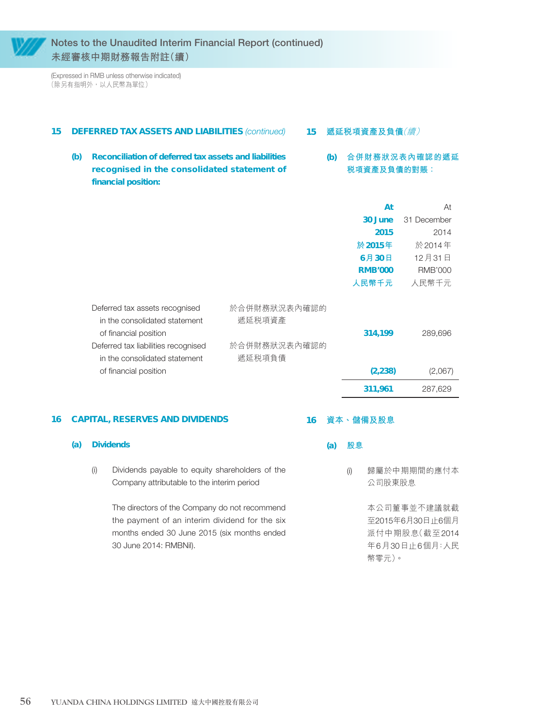(Expressed in RMB unless otherwise indicated)
（除另有指明外，以人民幣為單位）

## 15 DEFERRED TAX ASSETS AND LIABILITIES *(continued)*

## 15 遞延稅項資產及負債*(續)*

### (b) Reconciliation of deferred tax assets and liabilities recognised in the consolidated statement of financial position:

### (b) 合併財務狀況表內確認的遞延稅項資產及負債的對賬：

| | | At 30 June 2015 於2015年6月30日 RMB'000 人民幣千元 | At 31 December 2014 於2014年12月31日 RMB'000 人民幣千元 |
|---|---|---|---|
| Deferred tax assets recognised in the consolidated statement of financial position | 於合併財務狀況表內確認的遞延稅項資產 | **314,199** | 289,696 |
| Deferred tax liabilities recognised in the consolidated statement of financial position | 於合併財務狀況表內確認的遞延稅項負債 | **(2,238)** | (2,067) |
| | | **311,961** | 287,629 |

## 16 CAPITAL, RESERVES AND DIVIDENDS

## 16 資本、儲備及股息

### (a) Dividends

### (a) 股息

(i) Dividends payable to equity shareholders of the Company attributable to the interim period

The directors of the Company do not recommend the payment of an interim dividend for the six months ended 30 June 2015 (six months ended 30 June 2014: RMBNil).

(i) 歸屬於中期期間的應付本公司股東股息

本公司董事並不建議就截至2015年6月30日止6個月派付中期股息（截至2014年6月30日止6個月：人民幣零元）。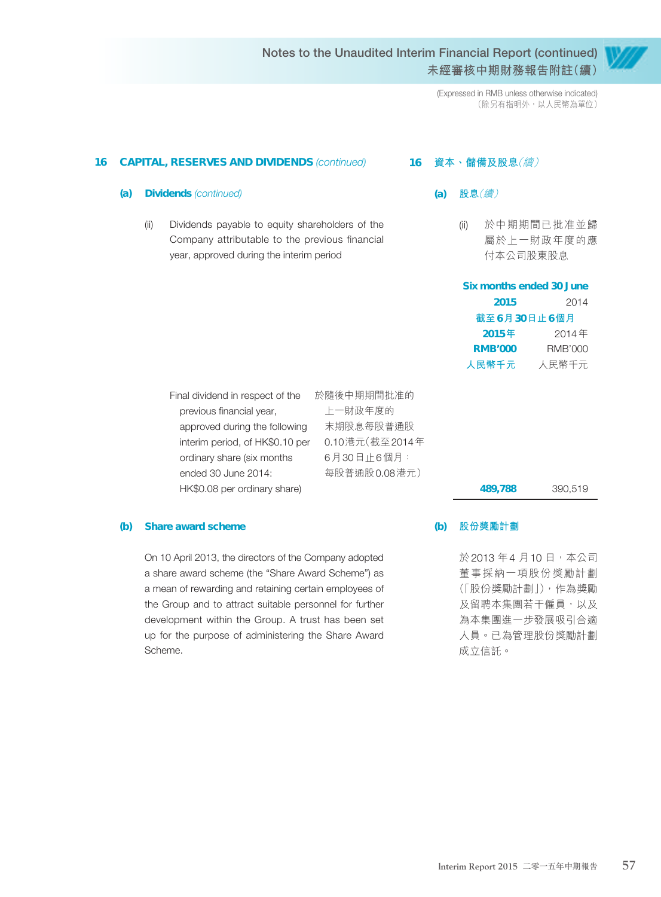(Expressed in RMB unless otherwise indicated)
（除另有指明外，以人民幣為單位）

## 16 CAPITAL, RESERVES AND DIVIDENDS *(continued)*
## 16 資本、儲備及股息*（續）*

### (a) Dividends *(continued)*
### (a) 股息*（續）*

(ii) Dividends payable to equity shareholders of the Company attributable to the previous financial year, approved during the interim period

(ii) 於中期期間已批准並歸屬於上一財政年度的應付本公司股東股息

| | | Six months ended 30 June 截至6月30日止6個月 | |
|---|---|---|---|
| | | **2015** **2015年** **RMB'000** **人民幣千元** | 2014 2014年 RMB'000 人民幣千元 |
| Final dividend in respect of the previous financial year, approved during the following interim period, of HK$0.10 per ordinary share (six months ended 30 June 2014: HK$0.08 per ordinary share) | 於隨後中期期間批准的上一財政年度的末期股息每股普通股0.10港元（截至2014年6月30日止6個月：每股普通股0.08港元） | **489,788** | 390,519 |

### (b) Share award scheme
### (b) 股份獎勵計劃

On 10 April 2013, the directors of the Company adopted a share award scheme (the "Share Award Scheme") as a mean of rewarding and retaining certain employees of the Group and to attract suitable personnel for further development within the Group. A trust has been set up for the purpose of administering the Share Award Scheme.

於2013年4月10日，本公司董事採納一項股份獎勵計劃（「股份獎勵計劃」），作為獎勵及留聘本集團若干僱員，以及為本集團進一步發展吸引合適人員。已為管理股份獎勵計劃成立信託。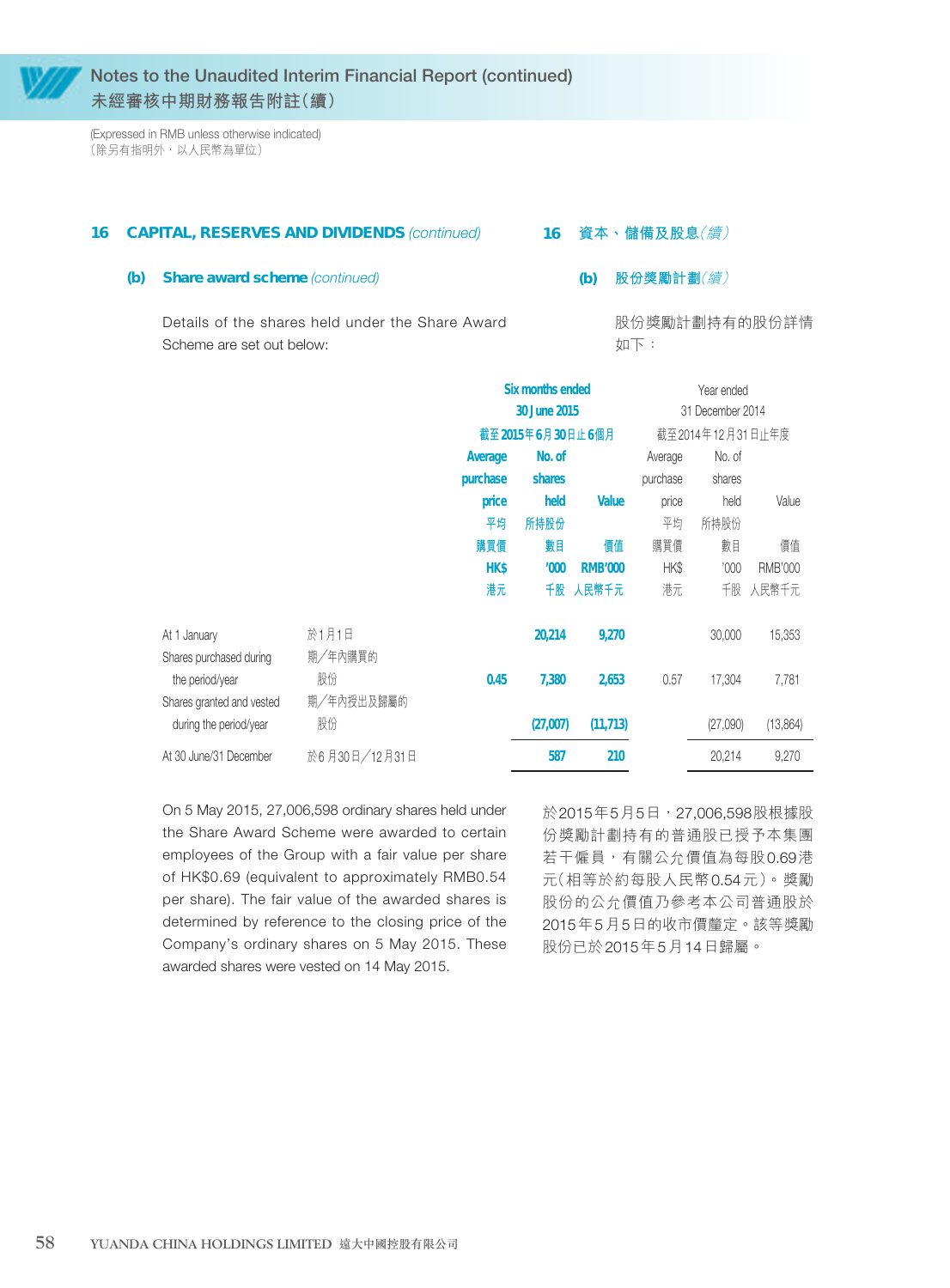(Expressed in RMB unless otherwise indicated)
（除另有指明外，以人民幣為單位）

## 16 CAPITAL, RESERVES AND DIVIDENDS *(continued)*

## 16 資本、儲備及股息*(續)*

### (b) Share award scheme *(continued)*

### (b) 股份獎勵計劃*(續)*

Details of the shares held under the Share Award Scheme are set out below:

股份獎勵計劃持有的股份詳情如下：

| | | Six months ended 30 June 2015 截至2015年6月30日止6個月 | | | Year ended 31 December 2014 截至2014年12月31日止年度 | | |
|---|---|---|---|---|---|---|---|
| | | Average purchase price 平均購買價 HK$ 港元 | No. of shares held 所持股份數目 '000 千股 | Value 價值 RMB'000 人民幣千元 | Average purchase price 平均購買價 HK$ 港元 | No. of shares held 所持股份數目 '000 千股 | Value 價值 RMB'000 人民幣千元 |
| At 1 January | 於1月1日 | | **20,214** | **9,270** | | 30,000 | 15,353 |
| Shares purchased during the period/year | 期／年內購買的股份 | **0.45** | **7,380** | **2,653** | 0.57 | 17,304 | 7,781 |
| Shares granted and vested during the period/year | 期／年內授出及歸屬的股份 | | **(27,007)** | **(11,713)** | | (27,090) | (13,864) |
| At 30 June/31 December | 於6月30日／12月31日 | | **587** | **210** | | 20,214 | 9,270 |

On 5 May 2015, 27,006,598 ordinary shares held under the Share Award Scheme were awarded to certain employees of the Group with a fair value per share of HK$0.69 (equivalent to approximately RMB0.54 per share). The fair value of the awarded shares is determined by reference to the closing price of the Company's ordinary shares on 5 May 2015. These awarded shares were vested on 14 May 2015.

於2015年5月5日，27,006,598股根據股份獎勵計劃持有的普通股已授予本集團若干僱員，有關公允價值為每股0.69港元（相等於約每股人民幣0.54元）。獎勵股份的公允價值乃參考本公司普通股於2015年5月5日的收市價釐定。該等獎勵股份已於2015年5月14日歸屬。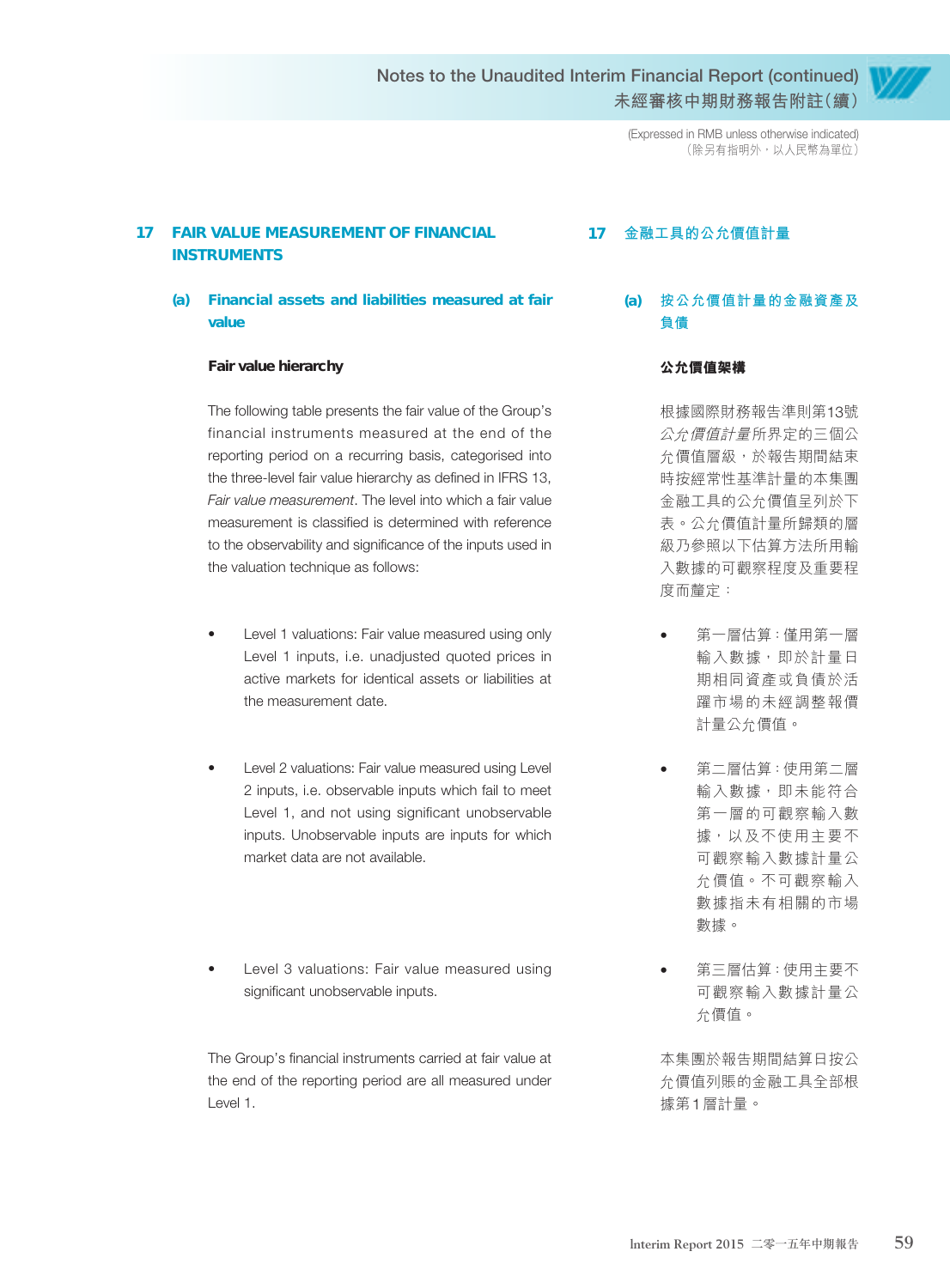## 17 FAIR VALUE MEASUREMENT OF FINANCIAL INSTRUMENTS

### (a) Financial assets and liabilities measured at fair value

**Fair value hierarchy**

The following table presents the fair value of the Group's financial instruments measured at the end of the reporting period on a recurring basis, categorised into the three-level fair value hierarchy as defined in IFRS 13, *Fair value measurement*. The level into which a fair value measurement is classified is determined with reference to the observability and significance of the inputs used in the valuation technique as follows:

- Level 1 valuations: Fair value measured using only Level 1 inputs, i.e. unadjusted quoted prices in active markets for identical assets or liabilities at the measurement date.
- Level 2 valuations: Fair value measured using Level 2 inputs, i.e. observable inputs which fail to meet Level 1, and not using significant unobservable inputs. Unobservable inputs are inputs for which market data are not available.
- Level 3 valuations: Fair value measured using significant unobservable inputs.

The Group's financial instruments carried at fair value at the end of the reporting period are all measured under Level 1.

## 17 金融工具的公允價值計量

### (a) 按公允價值計量的金融資產及負債

**公允價值架構**

根據國際財務報告準則第13號*公允價值計量*所界定的三個公允價值層級，於報告期間結束時按經常性基準計量的本集團金融工具的公允價值呈列於下表。公允價值計量所歸類的層級乃參照以下估算方法所用輸入數據的可觀察程度及重要程度而釐定：

- 第一層估算：僅用第一層輸入數據，即於計量日期相同資產或負債於活躍市場的未經調整報價計量公允價值。
- 第二層估算：使用第二層輸入數據，即未能符合第一層的可觀察輸入數據，以及不使用主要不可觀察輸入數據計量公允價值。不可觀察輸入數據指未有相關的市場數據。
- 第三層估算：使用主要不可觀察輸入數據計量公允價值。

本集團於報告期間結算日按公允價值列賬的金融工具全部根據第1層計量。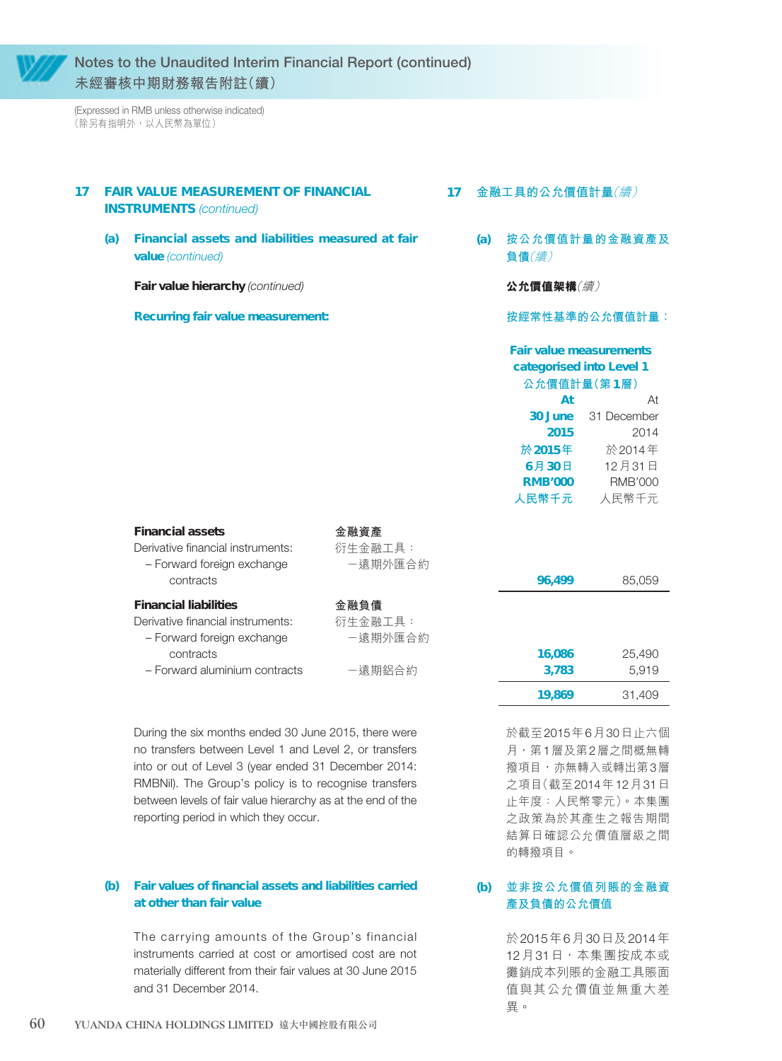(Expressed in RMB unless otherwise indicated)
（除另有指明外，以人民幣為單位）

## 17 FAIR VALUE MEASUREMENT OF FINANCIAL INSTRUMENTS *(continued)*
## 17 金融工具的公允價值計量*(續)*

### (a) Financial assets and liabilities measured at fair value *(continued)*
### (a) 按公允價值計量的金融資產及負債*(續)*

**Fair value hierarchy** *(continued)*

**公允價值架構***(續)*

**Recurring fair value measurement:**

**按經常性基準的公允價值計量：**

| | | Fair value measurements categorised into Level 1 公允價值計量(第1層) | |
|---|---|---|---|
| | | **At 30 June 2015 於2015年6月30日 RMB'000 人民幣千元** | At 31 December 2014 於2014年12月31日 RMB'000 人民幣千元 |
| **Financial assets** | **金融資產** | | |
| Derivative financial instruments: | 衍生金融工具： | | |
| – Forward foreign exchange contracts | –遠期外匯合約 | **96,499** | 85,059 |
| **Financial liabilities** | **金融負債** | | |
| Derivative financial instruments: | 衍生金融工具： | | |
| – Forward foreign exchange contracts | –遠期外匯合約 | **16,086** | 25,490 |
| – Forward aluminium contracts | –遠期鋁合約 | **3,783** | 5,919 |
| | | **19,869** | 31,409 |

During the six months ended 30 June 2015, there were no transfers between Level 1 and Level 2, or transfers into or out of Level 3 (year ended 31 December 2014: RMBNil). The Group's policy is to recognise transfers between levels of fair value hierarchy as at the end of the reporting period in which they occur.

於截至2015年6月30日止六個月，第1層及第2層之間概無轉撥項目，亦無轉入或轉出第3層之項目(截至2014年12月31日止年度：人民幣零元)。本集團之政策為於其產生之報告期間結算日確認公允價值層級之間的轉撥項目。

### (b) Fair values of financial assets and liabilities carried at other than fair value
### (b) 並非按公允價值列賬的金融資產及負債的公允價值

The carrying amounts of the Group's financial instruments carried at cost or amortised cost are not materially different from their fair values at 30 June 2015 and 31 December 2014.

於2015年6月30日及2014年12月31日，本集團按成本或攤銷成本列賬的金融工具賬面值與其公允價值並無重大差異。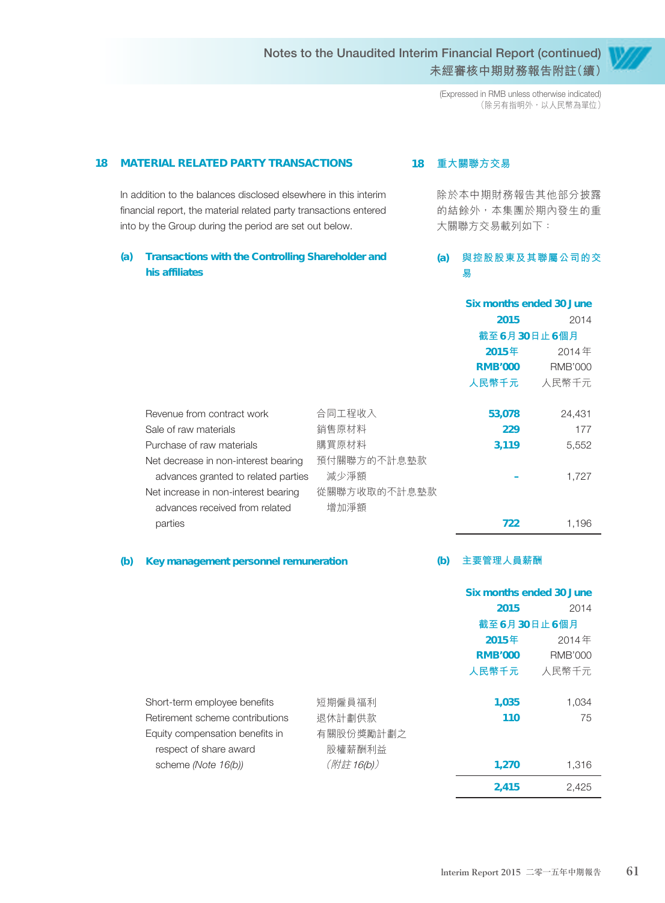## 18 MATERIAL RELATED PARTY TRANSACTIONS

## 18 重大關聯方交易

In addition to the balances disclosed elsewhere in this interim financial report, the material related party transactions entered into by the Group during the period are set out below.

除於本中期財務報告其他部分披露的結餘外，本集團於期內發生的重大關聯方交易載列如下：

### (a) Transactions with the Controlling Shareholder and his affiliates

### (a) 與控股股東及其聯屬公司的交易

| | | Six months ended 30 June 截至6月30日止6個月 | |
|---|---|---|---|
| | | **2015** **2015年** **RMB'000** **人民幣千元** | 2014 2014年 RMB'000 人民幣千元 |
| Revenue from contract work | 合同工程收入 | **53,078** | 24,431 |
| Sale of raw materials | 銷售原材料 | **229** | 177 |
| Purchase of raw materials | 購買原材料 | **3,119** | 5,552 |
| Net decrease in non-interest bearing advances granted to related parties | 預付關聯方的不計息墊款減少淨額 | **-** | 1,727 |
| Net increase in non-interest bearing advances received from related parties | 從關聯方收取的不計息墊款增加淨額 | **722** | 1,196 |

### (b) Key management personnel remuneration

### (b) 主要管理人員薪酬

| | | Six months ended 30 June 截至6月30日止6個月 | |
|---|---|---|---|
| | | **2015** **2015年** **RMB'000** **人民幣千元** | 2014 2014年 RMB'000 人民幣千元 |
| Short-term employee benefits | 短期僱員福利 | **1,035** | 1,034 |
| Retirement scheme contributions | 退休計劃供款 | **110** | 75 |
| Equity compensation benefits in respect of share award scheme *(Note 16(b))* | 有關股份獎勵計劃之股權薪酬利益 *（附註16(b)）* | **1,270** | 1,316 |
| | | **2,415** | 2,425 |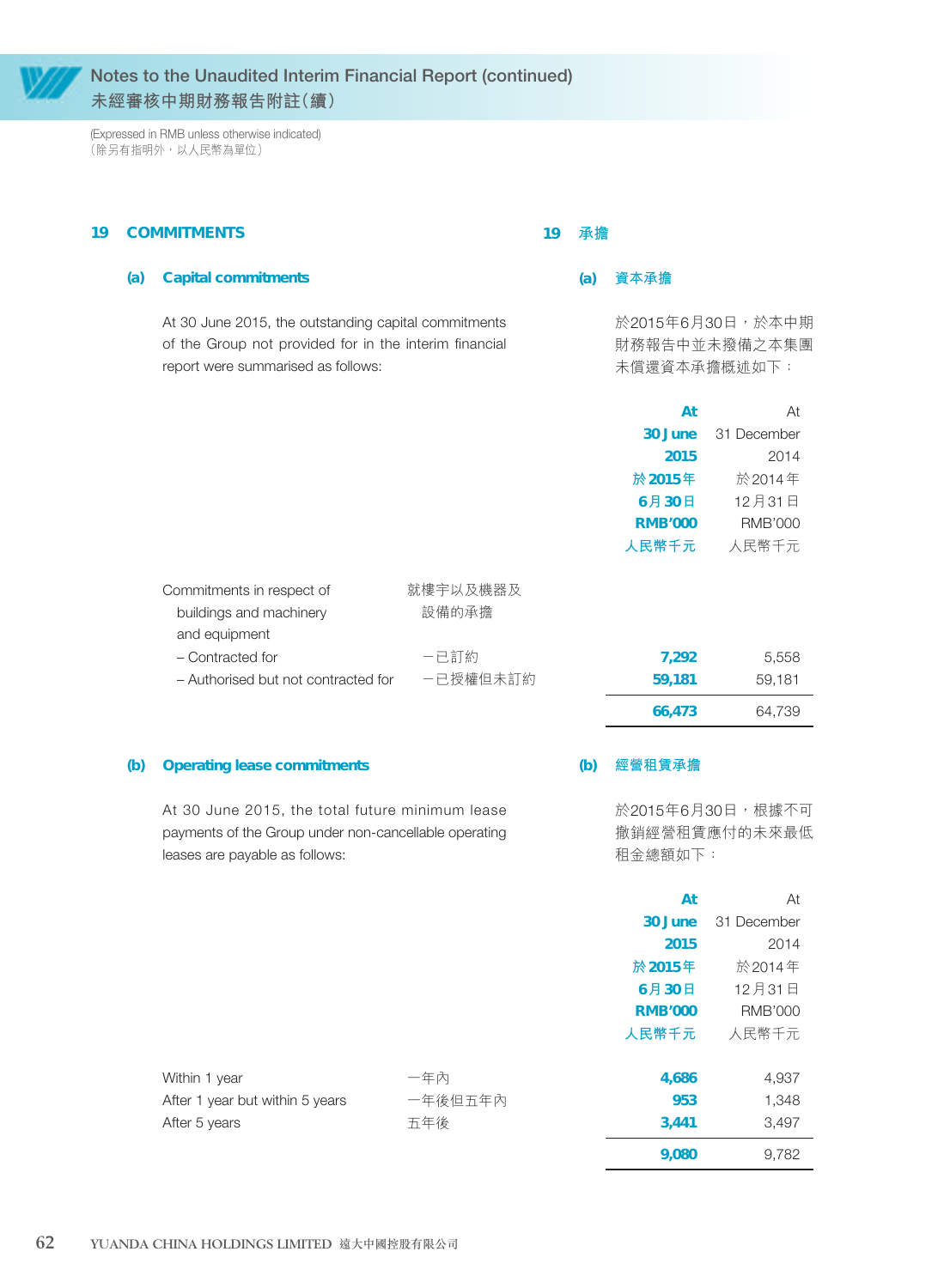(Expressed in RMB unless otherwise indicated)
（除另有指明外，以人民幣為單位）

## 19 COMMITMENTS

## 19 承擔

### (a) Capital commitments

### (a) 資本承擔

At 30 June 2015, the outstanding capital commitments of the Group not provided for in the interim financial report were summarised as follows:

於2015年6月30日，於本中期財務報告中並未撥備之本集團未償還資本承擔概述如下：

| | | At 30 June 2015 於2015年6月30日 RMB'000 人民幣千元 | At 31 December 2014 於2014年12月31日 RMB'000 人民幣千元 |
|---|---|---|---|
| Commitments in respect of buildings and machinery and equipment | 就樓宇以及機器及設備的承擔 | | |
| – Contracted for | 一已訂約 | **7,292** | 5,558 |
| – Authorised but not contracted for | 一已授權但未訂約 | **59,181** | 59,181 |
| | | **66,473** | 64,739 |

### (b) Operating lease commitments

### (b) 經營租賃承擔

At 30 June 2015, the total future minimum lease payments of the Group under non-cancellable operating leases are payable as follows:

於2015年6月30日，根據不可撤銷經營租賃應付的未來最低租金總額如下：

| | | At 30 June 2015 於2015年6月30日 RMB'000 人民幣千元 | At 31 December 2014 於2014年12月31日 RMB'000 人民幣千元 |
|---|---|---|---|
| Within 1 year | 一年內 | **4,686** | 4,937 |
| After 1 year but within 5 years | 一年後但五年內 | **953** | 1,348 |
| After 5 years | 五年後 | **3,441** | 3,497 |
| | | **9,080** | 9,782 |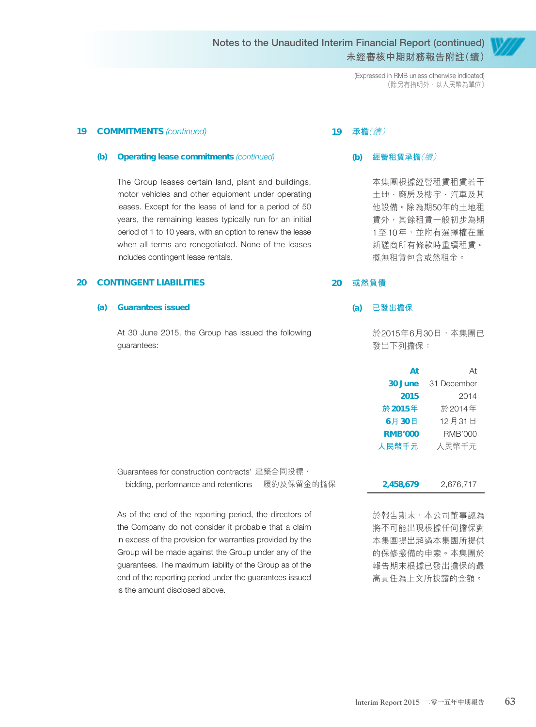## 19 COMMITMENTS *(continued)*

### (b) Operating lease commitments *(continued)*

The Group leases certain land, plant and buildings, motor vehicles and other equipment under operating leases. Except for the lease of land for a period of 50 years, the remaining leases typically run for an initial period of 1 to 10 years, with an option to renew the lease when all terms are renegotiated. None of the leases includes contingent lease rentals.

## 19 承擔*(續)*

### (b) 經營租賃承擔*(續)*

本集團根據經營租賃租賃若干土地、廠房及樓宇、汽車及其他設備。除為期50年的土地租賃外，其餘租賃一般初步為期1至10年，並附有選擇權在重新磋商所有條款時重續租賃。概無租賃包含或然租金。

## 20 CONTINGENT LIABILITIES

### (a) Guarantees issued

At 30 June 2015, the Group has issued the following guarantees:

## 20 或然負債

### (a) 已發出擔保

於2015年6月30日，本集團已發出下列擔保：

| | **At 30 June 2015 於2015年6月30日 RMB'000 人民幣千元** | At 31 December 2014 於2014年12月31日 RMB'000 人民幣千元 |
|---|---|---|
| Guarantees for construction contracts' bidding, performance and retentions 建築合同投標、履約及保留金的擔保 | **2,458,679** | 2,676,717 |

As of the end of the reporting period, the directors of the Company do not consider it probable that a claim in excess of the provision for warranties provided by the Group will be made against the Group under any of the guarantees. The maximum liability of the Group as of the end of the reporting period under the guarantees issued is the amount disclosed above.

於報告期末，本公司董事認為將不可能出現根據任何擔保對本集團提出超過本集團所提供的保修撥備的申索。本集團於報告期末根據已發出擔保的最高責任為上文所披露的金額。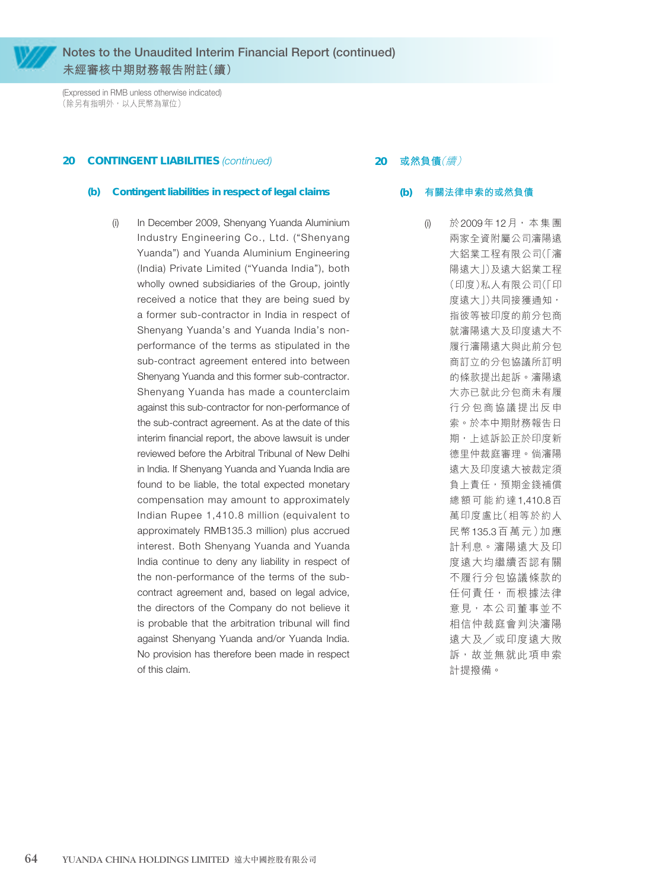(Expressed in RMB unless otherwise indicated)
（除另有指明外，以人民幣為單位）

## 20 CONTINGENT LIABILITIES *(continued)*

### (b) Contingent liabilities in respect of legal claims

(i) In December 2009, Shenyang Yuanda Aluminium Industry Engineering Co., Ltd. ("Shenyang Yuanda") and Yuanda Aluminium Engineering (India) Private Limited ("Yuanda India"), both wholly owned subsidiaries of the Group, jointly received a notice that they are being sued by a former sub-contractor in India in respect of Shenyang Yuanda's and Yuanda India's non-performance of the terms as stipulated in the sub-contract agreement entered into between Shenyang Yuanda and this former sub-contractor. Shenyang Yuanda has made a counterclaim against this sub-contractor for non-performance of the sub-contract agreement. As at the date of this interim financial report, the above lawsuit is under reviewed before the Arbitral Tribunal of New Delhi in India. If Shenyang Yuanda and Yuanda India are found to be liable, the total expected monetary compensation may amount to approximately Indian Rupee 1,410.8 million (equivalent to approximately RMB135.3 million) plus accrued interest. Both Shenyang Yuanda and Yuanda India continue to deny any liability in respect of the non-performance of the terms of the sub-contract agreement and, based on legal advice, the directors of the Company do not believe it is probable that the arbitration tribunal will find against Shenyang Yuanda and/or Yuanda India. No provision has therefore been made in respect of this claim.

## 20 或然負債*（續）*

### (b) 有關法律申索的或然負債

(i) 於2009年12月，本集團兩家全資附屬公司瀋陽遠大鋁業工程有限公司（「瀋陽遠大」）及遠大鋁業工程（印度）私人有限公司（「印度遠大」）共同接獲通知，指彼等被印度的前分包商就瀋陽遠大及印度遠大不履行瀋陽遠大與此前分包商訂立的分包協議所訂明的條款提出起訴。瀋陽遠大亦已就此分包商未有履行分包商協議提出反申索。於本中期財務報告日期，上述訴訟正於印度新德里仲裁庭審理。倘瀋陽遠大及印度遠大被裁定須負上責任，預期金錢補償總額可能約達1,410.8百萬印度盧比（相等於約人民幣135.3百萬元）加應計利息。瀋陽遠大及印度遠大均繼續否認有關不履行分包協議條款的任何責任，而根據法律意見，本公司董事並不相信仲裁庭會判決瀋陽遠大及／或印度遠大敗訴，故並無就此項申索計提撥備。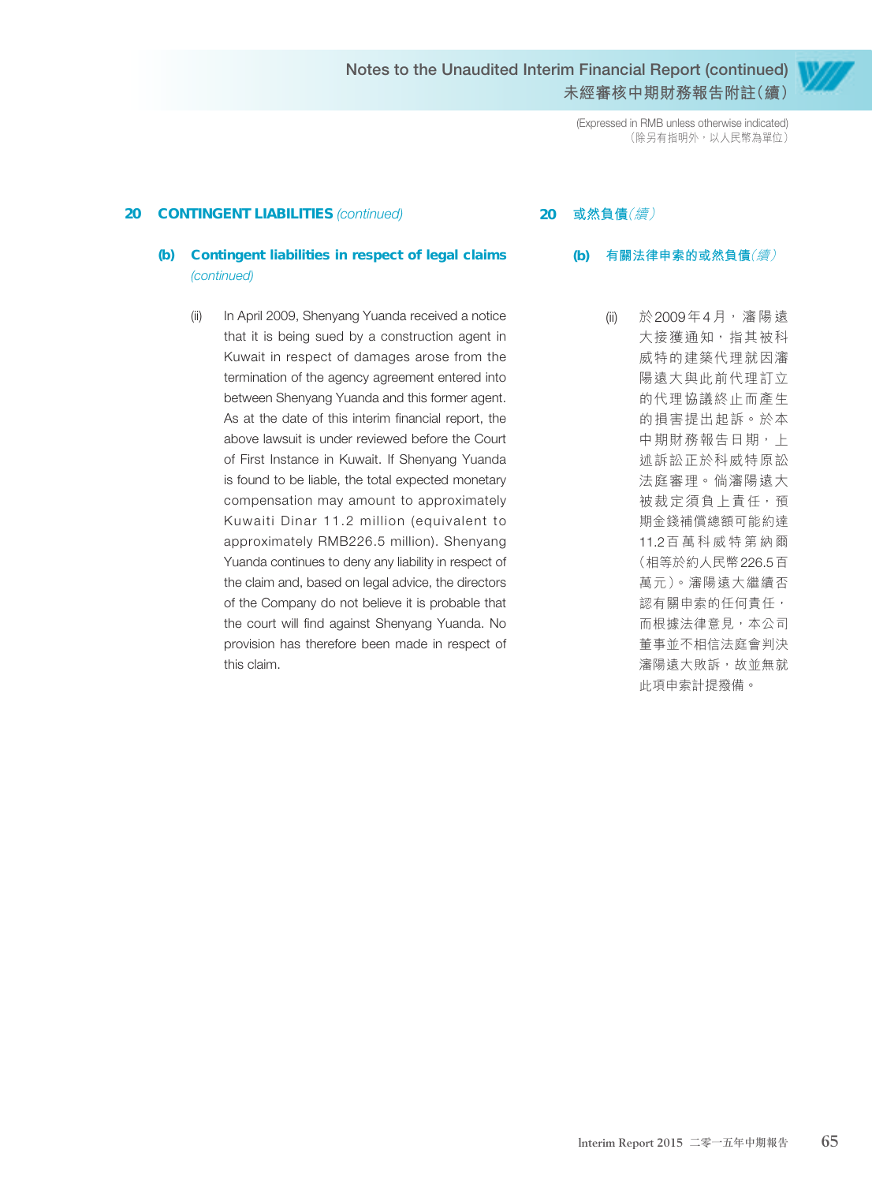## 20 CONTINGENT LIABILITIES *(continued)*

### (b) Contingent liabilities in respect of legal claims *(continued)*

(ii) In April 2009, Shenyang Yuanda received a notice that it is being sued by a construction agent in Kuwait in respect of damages arose from the termination of the agency agreement entered into between Shenyang Yuanda and this former agent. As at the date of this interim financial report, the above lawsuit is under reviewed before the Court of First Instance in Kuwait. If Shenyang Yuanda is found to be liable, the total expected monetary compensation may amount to approximately Kuwaiti Dinar 11.2 million (equivalent to approximately RMB226.5 million). Shenyang Yuanda continues to deny any liability in respect of the claim and, based on legal advice, the directors of the Company do not believe it is probable that the court will find against Shenyang Yuanda. No provision has therefore been made in respect of this claim.

## 20 或然負債*（續）*

### (b) 有關法律申索的或然負債*（續）*

(ii) 於2009年4月，瀋陽遠大接獲通知，指其被科威特的建築代理就因瀋陽遠大與此前代理訂立的代理協議終止而產生的損害提出起訴。於本中期財務報告日期，上述訴訟正於科威特原訟法庭審理。倘瀋陽遠大被裁定須負上責任，預期金錢補償總額可能約達11.2百萬科威特第納爾（相等於約人民幣226.5百萬元）。瀋陽遠大繼續否認有關申索的任何責任，而根據法律意見，本公司董事並不相信法庭會判決瀋陽遠大敗訴，故並無就此項申索計提撥備。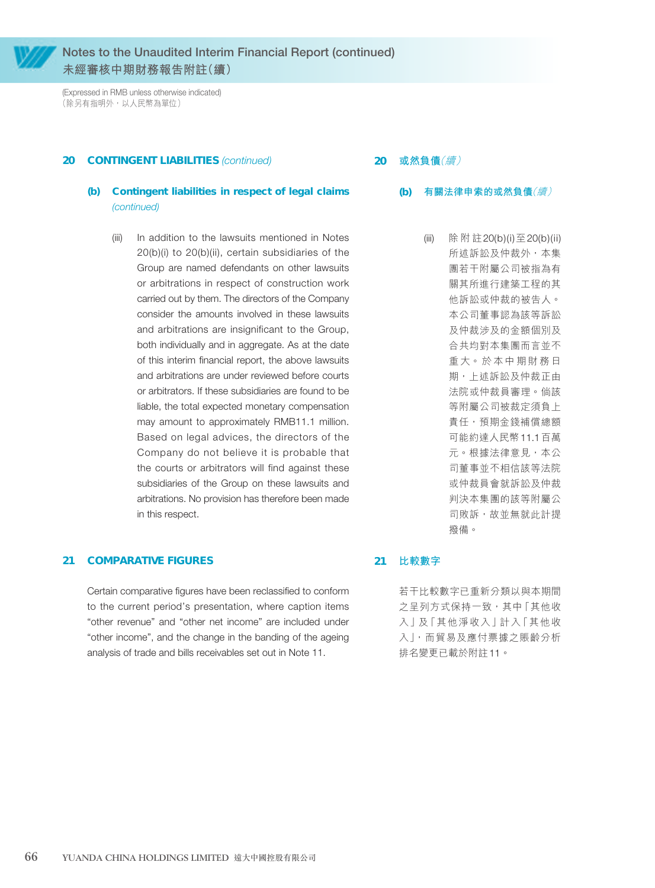(Expressed in RMB unless otherwise indicated)
（除另有指明外，以人民幣為單位）

## 20 CONTINGENT LIABILITIES *(continued)*

### (b) Contingent liabilities in respect of legal claims *(continued)*

(iii) In addition to the lawsuits mentioned in Notes 20(b)(i) to 20(b)(ii), certain subsidiaries of the Group are named defendants on other lawsuits or arbitrations in respect of construction work carried out by them. The directors of the Company consider the amounts involved in these lawsuits and arbitrations are insignificant to the Group, both individually and in aggregate. As at the date of this interim financial report, the above lawsuits and arbitrations are under reviewed before courts or arbitrators. If these subsidiaries are found to be liable, the total expected monetary compensation may amount to approximately RMB11.1 million. Based on legal advices, the directors of the Company do not believe it is probable that the courts or arbitrators will find against these subsidiaries of the Group on these lawsuits and arbitrations. No provision has therefore been made in this respect.

## 21 COMPARATIVE FIGURES

Certain comparative figures have been reclassified to conform to the current period's presentation, where caption items "other revenue" and "other net income" are included under "other income", and the change in the banding of the ageing analysis of trade and bills receivables set out in Note 11.

## 20 或然負債*（續）*

### (b) 有關法律申索的或然負債*（續）*

(iii) 除附註20(b)(i)至20(b)(ii)所述訴訟及仲裁外，本集團若干附屬公司被指為有關其所進行建築工程的其他訴訟或仲裁的被告人。本公司董事認為該等訴訟及仲裁涉及的金額個別及合共均對本集團而言並不重大。於本中期財務日期，上述訴訟及仲裁正由法院或仲裁員審理。倘該等附屬公司被裁定須負上責任，預期金錢補償總額可能約達人民幣11.1百萬元。根據法律意見，本公司董事並不相信該等法院或仲裁員會就訴訟及仲裁判決本集團的該等附屬公司敗訴，故並無就此計提撥備。

## 21 比較數字

若干比較數字已重新分類以與本期間之呈列方式保持一致，其中「其他收入」及「其他淨收入」計入「其他收入」，而貿易及應付票據之賬齡分析排名變更已載於附註11。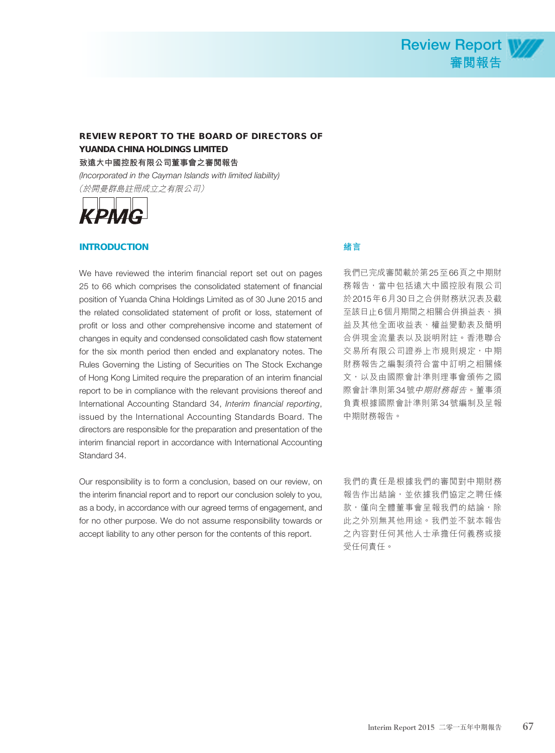# REVIEW REPORT TO THE BOARD OF DIRECTORS OF YUANDA CHINA HOLDINGS LIMITED

**致遠大中國控股有限公司董事會之審閱報告**

*(Incorporated in the Cayman Islands with limited liability)*

*（於開曼群島註冊成立之有限公司）*

KPMG

## INTRODUCTION

We have reviewed the interim financial report set out on pages 25 to 66 which comprises the consolidated statement of financial position of Yuanda China Holdings Limited as of 30 June 2015 and the related consolidated statement of profit or loss, statement of profit or loss and other comprehensive income and statement of changes in equity and condensed consolidated cash flow statement for the six month period then ended and explanatory notes. The Rules Governing the Listing of Securities on The Stock Exchange of Hong Kong Limited require the preparation of an interim financial report to be in compliance with the relevant provisions thereof and International Accounting Standard 34, *Interim financial reporting*, issued by the International Accounting Standards Board. The directors are responsible for the preparation and presentation of the interim financial report in accordance with International Accounting Standard 34.

Our responsibility is to form a conclusion, based on our review, on the interim financial report and to report our conclusion solely to you, as a body, in accordance with our agreed terms of engagement, and for no other purpose. We do not assume responsibility towards or accept liability to any other person for the contents of this report.

## 緒言

我們已完成審閱載於第25至66頁之中期財務報告，當中包括遠大中國控股有限公司於2015年6月30日之合併財務狀況表及截至該日止6個月期間之相關合併損益表、損益及其他全面收益表、權益變動表及簡明合併現金流量表以及說明附註。香港聯合交易所有限公司證券上市規則規定，中期財務報告之編製須符合當中訂明之相關條文，以及由國際會計準則理事會頒佈之國際會計準則第34號*中期財務報告*。董事須負責根據國際會計準則第34號編制及呈報中期財務報告。

我們的責任是根據我們的審閱對中期財務報告作出結論，並依據我們協定之聘任條款，僅向全體董事會呈報我們的結論，除此之外別無其他用途。我們並不就本報告之內容對任何其他人士承擔任何義務或接受任何責任。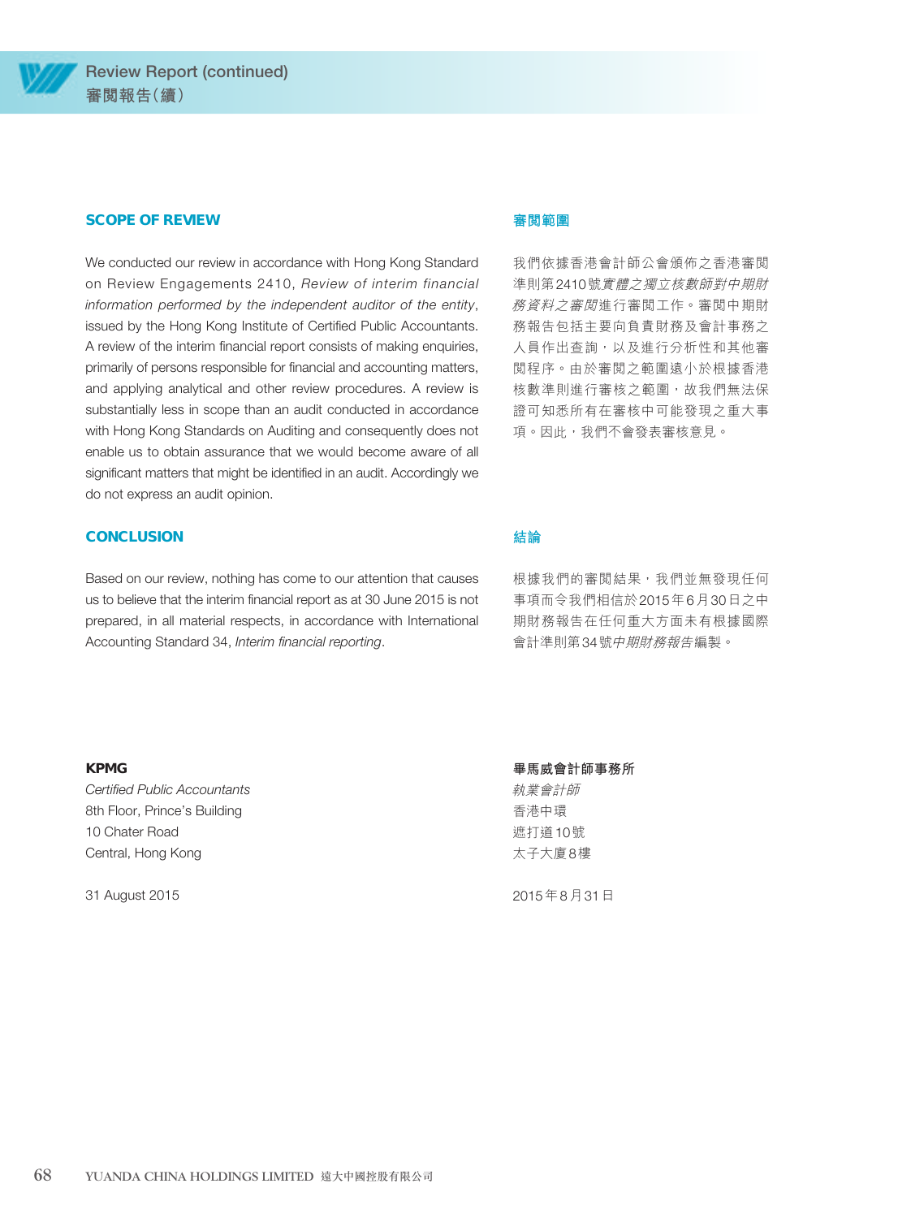## SCOPE OF REVIEW

We conducted our review in accordance with Hong Kong Standard on Review Engagements 2410, *Review of interim financial information performed by the independent auditor of the entity*, issued by the Hong Kong Institute of Certified Public Accountants. A review of the interim financial report consists of making enquiries, primarily of persons responsible for financial and accounting matters, and applying analytical and other review procedures. A review is substantially less in scope than an audit conducted in accordance with Hong Kong Standards on Auditing and consequently does not enable us to obtain assurance that we would become aware of all significant matters that might be identified in an audit. Accordingly we do not express an audit opinion.

## 審閱範圍

我們依據香港會計師公會頒佈之香港審閱準則第2410號*實體之獨立核數師對中期財務資料之審閱*進行審閱工作。審閱中期財務報告包括主要向負責財務及會計事務之人員作出查詢，以及進行分析性和其他審閱程序。由於審閱之範圍遠小於根據香港核數準則進行審核之範圍，故我們無法保證可知悉所有在審核中可能發現之重大事項。因此，我們不會發表審核意見。

## CONCLUSION

Based on our review, nothing has come to our attention that causes us to believe that the interim financial report as at 30 June 2015 is not prepared, in all material respects, in accordance with International Accounting Standard 34, *Interim financial reporting*.

## 結論

根據我們的審閱結果，我們並無發現任何事項而令我們相信於2015年6月30日之中期財務報告在任何重大方面未有根據國際會計準則第34號*中期財務報告*編製。

**KPMG**
*Certified Public Accountants*
8th Floor, Prince's Building
10 Chater Road
Central, Hong Kong

31 August 2015

**畢馬威會計師事務所**
*執業會計師*
香港中環
遮打道10號
太子大廈8樓

2015年8月31日